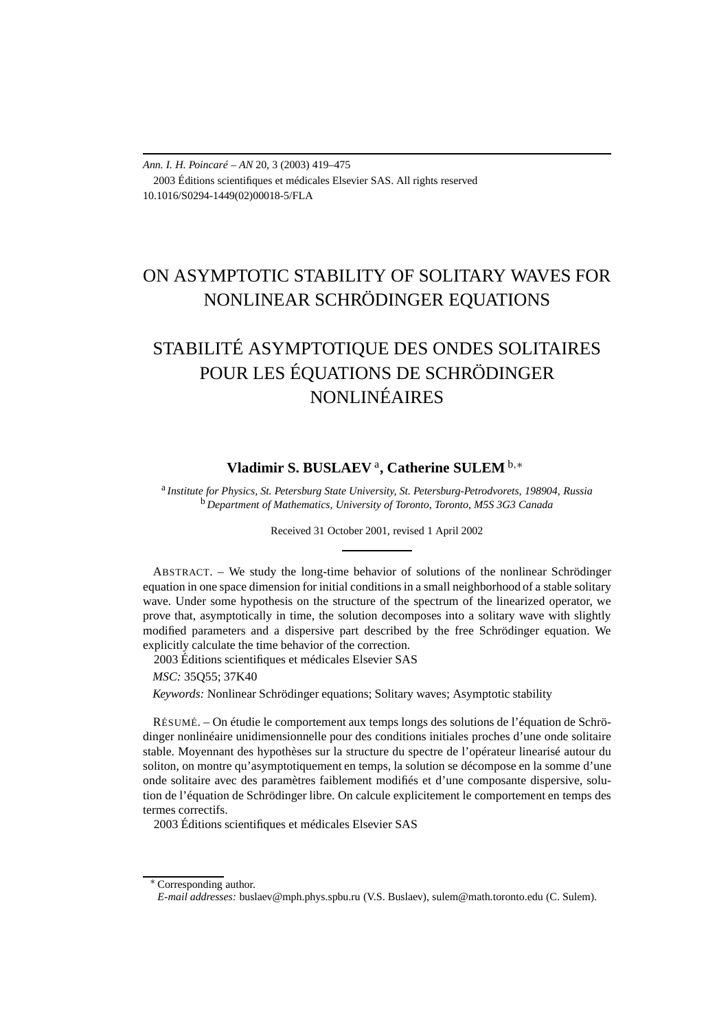Ann. I. H. Poincaré – AN 20, 3 (2003) 419–475
2003 Éditions scientifiques et médicales Elsevier SAS. All rights reserved
10.1016/S0294-1449(02)00018-5/FLA

# ON ASYMPTOTIC STABILITY OF SOLITARY WAVES FOR NONLINEAR SCHRÖDINGER EQUATIONS

# STABILITÉ ASYMPTOTIQUE DES ONDES SOLITAIRES POUR LES ÉQUATIONS DE SCHRÖDINGER NONLINÉAIRES

**Vladimir S. BUSLAEV** [a], **Catherine SULEM** [b,∗]

[a] *Institute for Physics, St. Petersburg State University, St. Petersburg-Petrodvorets, 198904, Russia*
[b] *Department of Mathematics, University of Toronto, Toronto, M5S 3G3 Canada*

Received 31 October 2001, revised 1 April 2002

ABSTRACT. – We study the long-time behavior of solutions of the nonlinear Schrödinger equation in one space dimension for initial conditions in a small neighborhood of a stable solitary wave. Under some hypothesis on the structure of the spectrum of the linearized operator, we prove that, asymptotically in time, the solution decomposes into a solitary wave with slightly modified parameters and a dispersive part described by the free Schrödinger equation. We explicitly calculate the time behavior of the correction.
2003 Éditions scientifiques et médicales Elsevier SAS

*MSC:* 35Q55; 37K40

*Keywords:* Nonlinear Schrödinger equations; Solitary waves; Asymptotic stability

RÉSUMÉ. – On étudie le comportement aux temps longs des solutions de l'équation de Schrödinger nonlinéaire unidimensionnelle pour des conditions initiales proches d'une onde solitaire stable. Moyennant des hypothèses sur la structure du spectre de l'opérateur linearisé autour du soliton, on montre qu'asymptotiquement en temps, la solution se décompose en la somme d'une onde solitaire avec des paramètres faiblement modifiés et d'une composante dispersive, solution de l'équation de Schrödinger libre. On calcule explicitement le comportement en temps des termes correctifs.
2003 Éditions scientifiques et médicales Elsevier SAS

∗ Corresponding author.
*E-mail addresses:* buslaev@mph.phys.spbu.ru (V.S. Buslaev), sulem@math.toronto.edu (C. Sulem).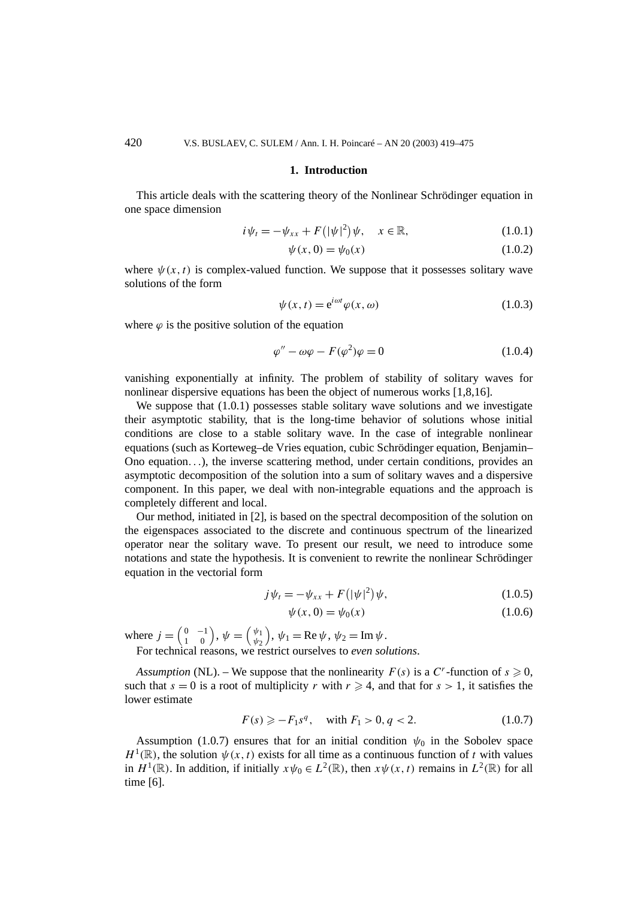## 1. Introduction

This article deals with the scattering theory of the Nonlinear Schrödinger equation in one space dimension

$$i\psi_t = -\psi_{xx} + F\left(|\psi|^2\right)\psi, \quad x \in \mathbb{R}, \tag{1.0.1}$$

$$\psi(x,0) = \psi_0(x) \tag{1.0.2}$$

where $\psi(x,t)$ is complex-valued function. We suppose that it possesses solitary wave solutions of the form

$$\psi(x,t) = \mathrm{e}^{i\omega t}\varphi(x,\omega) \tag{1.0.3}$$

where $\varphi$ is the positive solution of the equation

$$\varphi'' - \omega\varphi - F(\varphi^2)\varphi = 0 \tag{1.0.4}$$

vanishing exponentially at infinity. The problem of stability of solitary waves for nonlinear dispersive equations has been the object of numerous works [1,8,16].

We suppose that (1.0.1) possesses stable solitary wave solutions and we investigate their asymptotic stability, that is the long-time behavior of solutions whose initial conditions are close to a stable solitary wave. In the case of integrable nonlinear equations (such as Korteweg–de Vries equation, cubic Schrödinger equation, Benjamin–Ono equation...), the inverse scattering method, under certain conditions, provides an asymptotic decomposition of the solution into a sum of solitary waves and a dispersive component. In this paper, we deal with non-integrable equations and the approach is completely different and local.

Our method, initiated in [2], is based on the spectral decomposition of the solution on the eigenspaces associated to the discrete and continuous spectrum of the linearized operator near the solitary wave. To present our result, we need to introduce some notations and state the hypothesis. It is convenient to rewrite the nonlinear Schrödinger equation in the vectorial form

$$j\psi_t = -\psi_{xx} + F\left(|\psi|^2\right)\psi, \tag{1.0.5}$$

$$\psi(x,0) = \psi_0(x) \tag{1.0.6}$$

where $j = \begin{pmatrix} 0 & -1 \\ 1 & 0 \end{pmatrix}$, $\psi = \begin{pmatrix} \psi_1 \\ \psi_2 \end{pmatrix}$, $\psi_1 = \operatorname{Re}\psi$, $\psi_2 = \operatorname{Im}\psi$.

For technical reasons, we restrict ourselves to *even solutions*.

*Assumption* (NL). – We suppose that the nonlinearity $F(s)$ is a $C^r$-function of $s \geqslant 0$, such that $s = 0$ is a root of multiplicity $r$ with $r \geqslant 4$, and that for $s > 1$, it satisfies the lower estimate

$$F(s) \geqslant -F_1 s^q, \quad \text{with } F_1 > 0, q < 2. \tag{1.0.7}$$

Assumption (1.0.7) ensures that for an initial condition $\psi_0$ in the Sobolev space $H^1(\mathbb{R})$, the solution $\psi(x,t)$ exists for all time as a continuous function of $t$ with values in $H^1(\mathbb{R})$. In addition, if initially $x\psi_0 \in L^2(\mathbb{R})$, then $x\psi(x,t)$ remains in $L^2(\mathbb{R})$ for all time [6].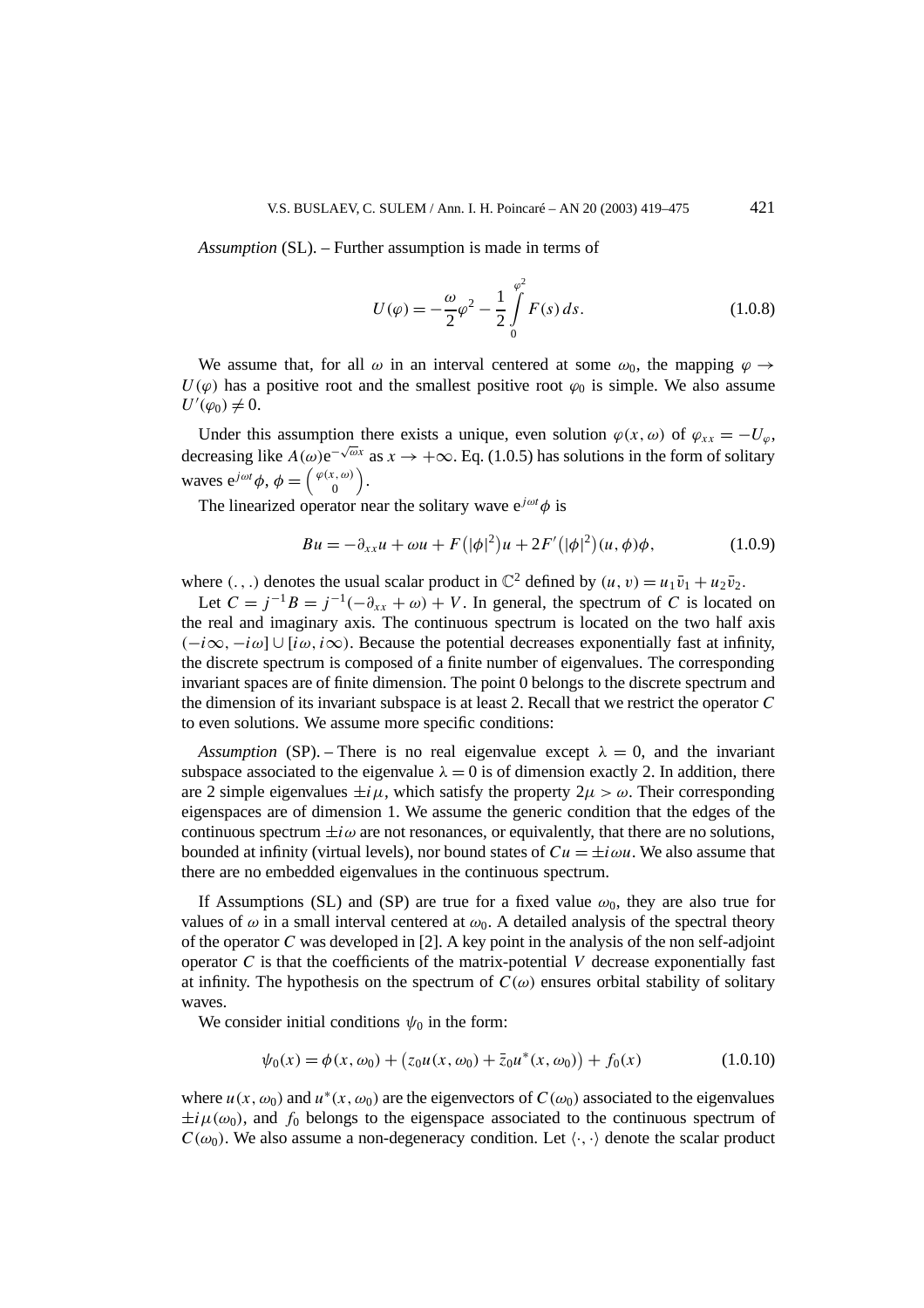*Assumption* (SL). – Further assumption is made in terms of

$$U(\varphi) = -\frac{\omega}{2}\varphi^2 - \frac{1}{2}\int_0^{\varphi^2} F(s)\, ds. \tag{1.0.8}$$

We assume that, for all $\omega$ in an interval centered at some $\omega_0$, the mapping $\varphi \to U(\varphi)$ has a positive root and the smallest positive root $\varphi_0$ is simple. We also assume $U'(\varphi_0) \neq 0$.

Under this assumption there exists a unique, even solution $\varphi(x,\omega)$ of $\varphi_{xx} = -U_\varphi$, decreasing like $A(\omega)\mathrm{e}^{-\sqrt{\omega}x}$ as $x \to +\infty$. Eq. (1.0.5) has solutions in the form of solitary waves $\mathrm{e}^{j\omega t}\phi$, $\phi = \binom{\varphi(x,\omega)}{0}$.

The linearized operator near the solitary wave $\mathrm{e}^{j\omega t}\phi$ is

$$Bu = -\partial_{xx}u + \omega u + F\big(|\phi|^2\big)u + 2F'\big(|\phi|^2\big)(u,\phi)\phi, \tag{1.0.9}$$

where $(.,.)$ denotes the usual scalar product in $\mathbb{C}^2$ defined by $(u,v) = u_1\bar{v}_1 + u_2\bar{v}_2$.

Let $C = j^{-1}B = j^{-1}(-\partial_{xx} + \omega) + V$. In general, the spectrum of $C$ is located on the real and imaginary axis. The continuous spectrum is located on the two half axis $(-i\infty, -i\omega] \cup [i\omega, i\infty)$. Because the potential decreases exponentially fast at infinity, the discrete spectrum is composed of a finite number of eigenvalues. The corresponding invariant spaces are of finite dimension. The point 0 belongs to the discrete spectrum and the dimension of its invariant subspace is at least 2. Recall that we restrict the operator $C$ to even solutions. We assume more specific conditions:

*Assumption* (SP). – There is no real eigenvalue except $\lambda = 0$, and the invariant subspace associated to the eigenvalue $\lambda = 0$ is of dimension exactly 2. In addition, there are 2 simple eigenvalues $\pm i\mu$, which satisfy the property $2\mu > \omega$. Their corresponding eigenspaces are of dimension 1. We assume the generic condition that the edges of the continuous spectrum $\pm i\omega$ are not resonances, or equivalently, that there are no solutions, bounded at infinity (virtual levels), nor bound states of $Cu = \pm i\omega u$. We also assume that there are no embedded eigenvalues in the continuous spectrum.

If Assumptions (SL) and (SP) are true for a fixed value $\omega_0$, they are also true for values of $\omega$ in a small interval centered at $\omega_0$. A detailed analysis of the spectral theory of the operator $C$ was developed in [2]. A key point in the analysis of the non self-adjoint operator $C$ is that the coefficients of the matrix-potential $V$ decrease exponentially fast at infinity. The hypothesis on the spectrum of $C(\omega)$ ensures orbital stability of solitary waves.

We consider initial conditions $\psi_0$ in the form:

$$\psi_0(x) = \phi(x,\omega_0) + \big(z_0 u(x,\omega_0) + \bar{z}_0 u^*(x,\omega_0)\big) + f_0(x) \tag{1.0.10}$$

where $u(x,\omega_0)$ and $u^*(x,\omega_0)$ are the eigenvectors of $C(\omega_0)$ associated to the eigenvalues $\pm i\mu(\omega_0)$, and $f_0$ belongs to the eigenspace associated to the continuous spectrum of $C(\omega_0)$. We also assume a non-degeneracy condition. Let $\langle\cdot,\cdot\rangle$ denote the scalar product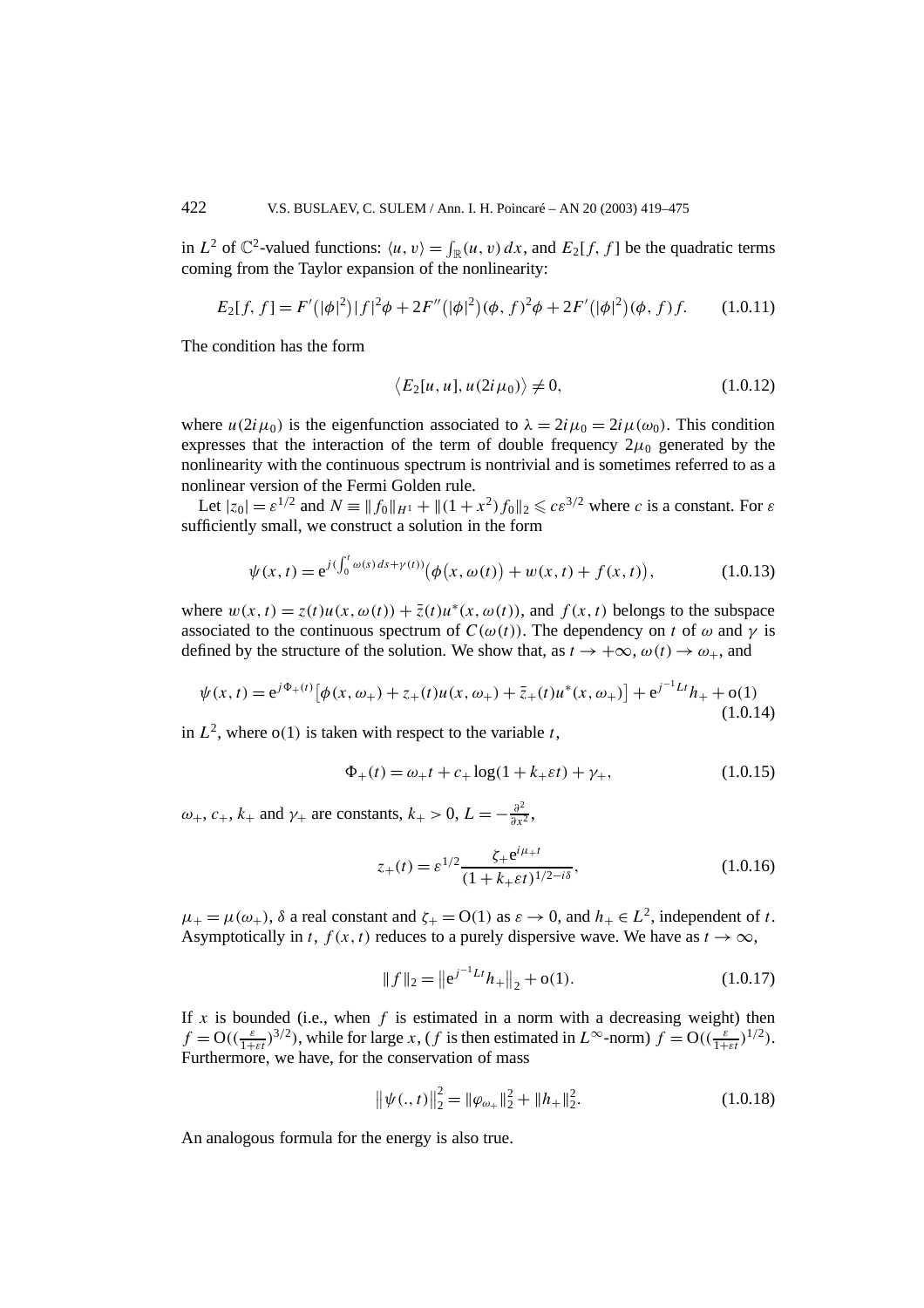in $L^2$ of $\mathbb{C}^2$-valued functions: $\langle u, v\rangle = \int_{\mathbb{R}} (u, v)\,dx$, and $E_2[f, f]$ be the quadratic terms coming from the Taylor expansion of the nonlinearity:

$$E_2[f, f] = F'\big(|\phi|^2\big)|f|^2\phi + 2F''\big(|\phi|^2\big)(\phi, f)^2\phi + 2F'\big(|\phi|^2\big)(\phi, f)f. \tag{1.0.11}$$

The condition has the form

$$\big\langle E_2[u, u], u(2i\mu_0)\big\rangle \neq 0, \tag{1.0.12}$$

where $u(2i\mu_0)$ is the eigenfunction associated to $\lambda = 2i\mu_0 = 2i\mu(\omega_0)$. This condition expresses that the interaction of the term of double frequency $2\mu_0$ generated by the nonlinearity with the continuous spectrum is nontrivial and is sometimes referred to as a nonlinear version of the Fermi Golden rule.

Let $|z_0| = \varepsilon^{1/2}$ and $N \equiv \|f_0\|_{H^1} + \|(1 + x^2)f_0\|_2 \leqslant c\varepsilon^{3/2}$ where $c$ is a constant. For $\varepsilon$ sufficiently small, we construct a solution in the form

$$\psi(x, t) = \mathrm{e}^{j(\int_0^t \omega(s)\,ds + \gamma(t))}\big(\phi\big(x, \omega(t)\big) + w(x, t) + f(x, t)\big), \tag{1.0.13}$$

where $w(x, t) = z(t)u(x, \omega(t)) + \bar{z}(t)u^*(x, \omega(t))$, and $f(x, t)$ belongs to the subspace associated to the continuous spectrum of $C(\omega(t))$. The dependency on $t$ of $\omega$ and $\gamma$ is defined by the structure of the solution. We show that, as $t \to +\infty$, $\omega(t) \to \omega_+$, and

$$\psi(x, t) = \mathrm{e}^{j\Phi_+(t)}\big[\phi(x, \omega_+) + z_+(t)u(x, \omega_+) + \bar{z}_+(t)u^*(x, \omega_+)\big] + \mathrm{e}^{j^{-1}Lt}h_+ + \mathrm{o}(1) \tag{1.0.14}$$

in $L^2$, where $\mathrm{o}(1)$ is taken with respect to the variable $t$,

$$\Phi_+(t) = \omega_+ t + c_+ \log(1 + k_+\varepsilon t) + \gamma_+, \tag{1.0.15}$$

$\omega_+$, $c_+$, $k_+$ and $\gamma_+$ are constants, $k_+ > 0$, $L = -\frac{\partial^2}{\partial x^2}$,

$$z_+(t) = \varepsilon^{1/2}\frac{\zeta_+\mathrm{e}^{i\mu_+ t}}{(1 + k_+\varepsilon t)^{1/2 - i\delta}}, \tag{1.0.16}$$

$\mu_+ = \mu(\omega_+)$, $\delta$ a real constant and $\zeta_+ = \mathrm{O}(1)$ as $\varepsilon \to 0$, and $h_+ \in L^2$, independent of $t$. Asymptotically in $t$, $f(x, t)$ reduces to a purely dispersive wave. We have as $t \to \infty$,

$$\|f\|_2 = \big\|\mathrm{e}^{j^{-1}Lt}h_+\big\|_2 + \mathrm{o}(1). \tag{1.0.17}$$

If $x$ is bounded (i.e., when $f$ is estimated in a norm with a decreasing weight) then $f = \mathrm{O}((\frac{\varepsilon}{1+\varepsilon t})^{3/2})$, while for large $x$, ($f$ is then estimated in $L^\infty$-norm) $f = \mathrm{O}((\frac{\varepsilon}{1+\varepsilon t})^{1/2})$. Furthermore, we have, for the conservation of mass

$$\big\|\psi(., t)\big\|_2^2 = \|\varphi_{\omega_+}\|_2^2 + \|h_+\|_2^2. \tag{1.0.18}$$

An analogous formula for the energy is also true.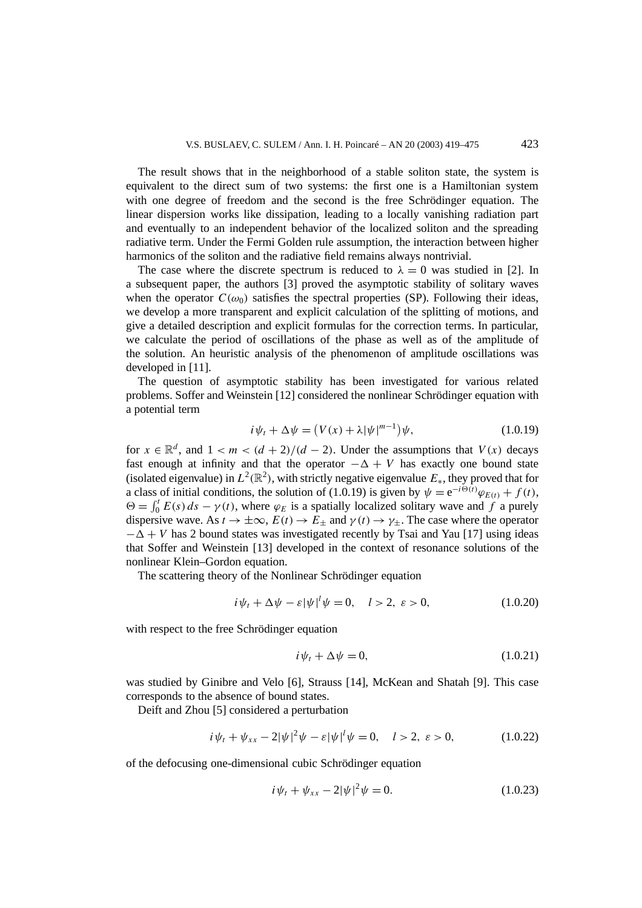The result shows that in the neighborhood of a stable soliton state, the system is equivalent to the direct sum of two systems: the first one is a Hamiltonian system with one degree of freedom and the second is the free Schrödinger equation. The linear dispersion works like dissipation, leading to a locally vanishing radiation part and eventually to an independent behavior of the localized soliton and the spreading radiative term. Under the Fermi Golden rule assumption, the interaction between higher harmonics of the soliton and the radiative field remains always nontrivial.

The case where the discrete spectrum is reduced to $\lambda = 0$ was studied in [2]. In a subsequent paper, the authors [3] proved the asymptotic stability of solitary waves when the operator $C(\omega_0)$ satisfies the spectral properties (SP). Following their ideas, we develop a more transparent and explicit calculation of the splitting of motions, and give a detailed description and explicit formulas for the correction terms. In particular, we calculate the period of oscillations of the phase as well as of the amplitude of the solution. An heuristic analysis of the phenomenon of amplitude oscillations was developed in [11].

The question of asymptotic stability has been investigated for various related problems. Soffer and Weinstein [12] considered the nonlinear Schrödinger equation with a potential term

$$i\psi_t + \Delta\psi = \left(V(x) + \lambda|\psi|^{m-1}\right)\psi, \tag{1.0.19}$$

for $x \in \mathbb{R}^d$, and $1 < m < (d+2)/(d-2)$. Under the assumptions that $V(x)$ decays fast enough at infinity and that the operator $-\Delta + V$ has exactly one bound state (isolated eigenvalue) in $L^2(\mathbb{R}^2)$, with strictly negative eigenvalue $E_*$, they proved that for a class of initial conditions, the solution of (1.0.19) is given by $\psi = \mathrm{e}^{-i\Theta(t)}\varphi_{E(t)} + f(t)$, $\Theta = \int_0^t E(s)\,ds - \gamma(t)$, where $\varphi_E$ is a spatially localized solitary wave and $f$ a purely dispersive wave. As $t \to \pm\infty$, $E(t) \to E_\pm$ and $\gamma(t) \to \gamma_\pm$. The case where the operator $-\Delta + V$ has 2 bound states was investigated recently by Tsai and Yau [17] using ideas that Soffer and Weinstein [13] developed in the context of resonance solutions of the nonlinear Klein–Gordon equation.

The scattering theory of the Nonlinear Schrödinger equation

$$i\psi_t + \Delta\psi - \varepsilon|\psi|^l\psi = 0, \quad l > 2,\ \varepsilon > 0, \tag{1.0.20}$$

with respect to the free Schrödinger equation

$$i\psi_t + \Delta\psi = 0, \tag{1.0.21}$$

was studied by Ginibre and Velo [6], Strauss [14], McKean and Shatah [9]. This case corresponds to the absence of bound states.

Deift and Zhou [5] considered a perturbation

$$i\psi_t + \psi_{xx} - 2|\psi|^2\psi - \varepsilon|\psi|^l\psi = 0, \quad l > 2,\ \varepsilon > 0, \tag{1.0.22}$$

of the defocusing one-dimensional cubic Schrödinger equation

$$i\psi_t + \psi_{xx} - 2|\psi|^2\psi = 0. \tag{1.0.23}$$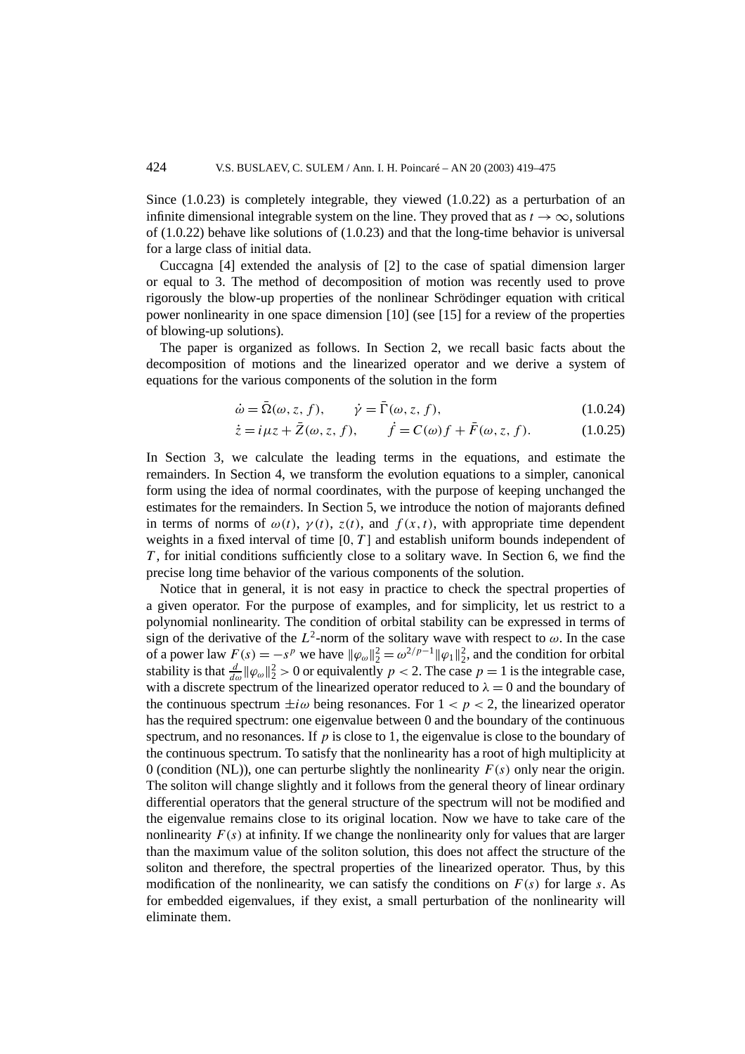Since (1.0.23) is completely integrable, they viewed (1.0.22) as a perturbation of an infinite dimensional integrable system on the line. They proved that as $t \to \infty$, solutions of (1.0.22) behave like solutions of (1.0.23) and that the long-time behavior is universal for a large class of initial data.

Cuccagna [4] extended the analysis of [2] to the case of spatial dimension larger or equal to 3. The method of decomposition of motion was recently used to prove rigorously the blow-up properties of the nonlinear Schrödinger equation with critical power nonlinearity in one space dimension [10] (see [15] for a review of the properties of blowing-up solutions).

The paper is organized as follows. In Section 2, we recall basic facts about the decomposition of motions and the linearized operator and we derive a system of equations for the various components of the solution in the form

$$\dot{\omega} = \bar{\Omega}(\omega, z, f), \qquad \dot{\gamma} = \bar{\Gamma}(\omega, z, f), \tag{1.0.24}$$

$$\dot{z} = i\mu z + \bar{Z}(\omega, z, f), \qquad \dot{f} = C(\omega)f + \bar{F}(\omega, z, f). \tag{1.0.25}$$

In Section 3, we calculate the leading terms in the equations, and estimate the remainders. In Section 4, we transform the evolution equations to a simpler, canonical form using the idea of normal coordinates, with the purpose of keeping unchanged the estimates for the remainders. In Section 5, we introduce the notion of majorants defined in terms of norms of $\omega(t)$, $\gamma(t)$, $z(t)$, and $f(x,t)$, with appropriate time dependent weights in a fixed interval of time $[0, T]$ and establish uniform bounds independent of $T$, for initial conditions sufficiently close to a solitary wave. In Section 6, we find the precise long time behavior of the various components of the solution.

Notice that in general, it is not easy in practice to check the spectral properties of a given operator. For the purpose of examples, and for simplicity, let us restrict to a polynomial nonlinearity. The condition of orbital stability can be expressed in terms of sign of the derivative of the $L^2$-norm of the solitary wave with respect to $\omega$. In the case of a power law $F(s) = -s^p$ we have $\|\varphi_\omega\|_2^2 = \omega^{2/p-1}\|\varphi_1\|_2^2$, and the condition for orbital stability is that $\frac{d}{d\omega}\|\varphi_\omega\|_2^2 > 0$ or equivalently $p < 2$. The case $p = 1$ is the integrable case, with a discrete spectrum of the linearized operator reduced to $\lambda = 0$ and the boundary of the continuous spectrum $\pm i\omega$ being resonances. For $1 < p < 2$, the linearized operator has the required spectrum: one eigenvalue between 0 and the boundary of the continuous spectrum, and no resonances. If $p$ is close to 1, the eigenvalue is close to the boundary of the continuous spectrum. To satisfy that the nonlinearity has a root of high multiplicity at 0 (condition (NL)), one can perturbe slightly the nonlinearity $F(s)$ only near the origin. The soliton will change slightly and it follows from the general theory of linear ordinary differential operators that the general structure of the spectrum will not be modified and the eigenvalue remains close to its original location. Now we have to take care of the nonlinearity $F(s)$ at infinity. If we change the nonlinearity only for values that are larger than the maximum value of the soliton solution, this does not affect the structure of the soliton and therefore, the spectral properties of the linearized operator. Thus, by this modification of the nonlinearity, we can satisfy the conditions on $F(s)$ for large $s$. As for embedded eigenvalues, if they exist, a small perturbation of the nonlinearity will eliminate them.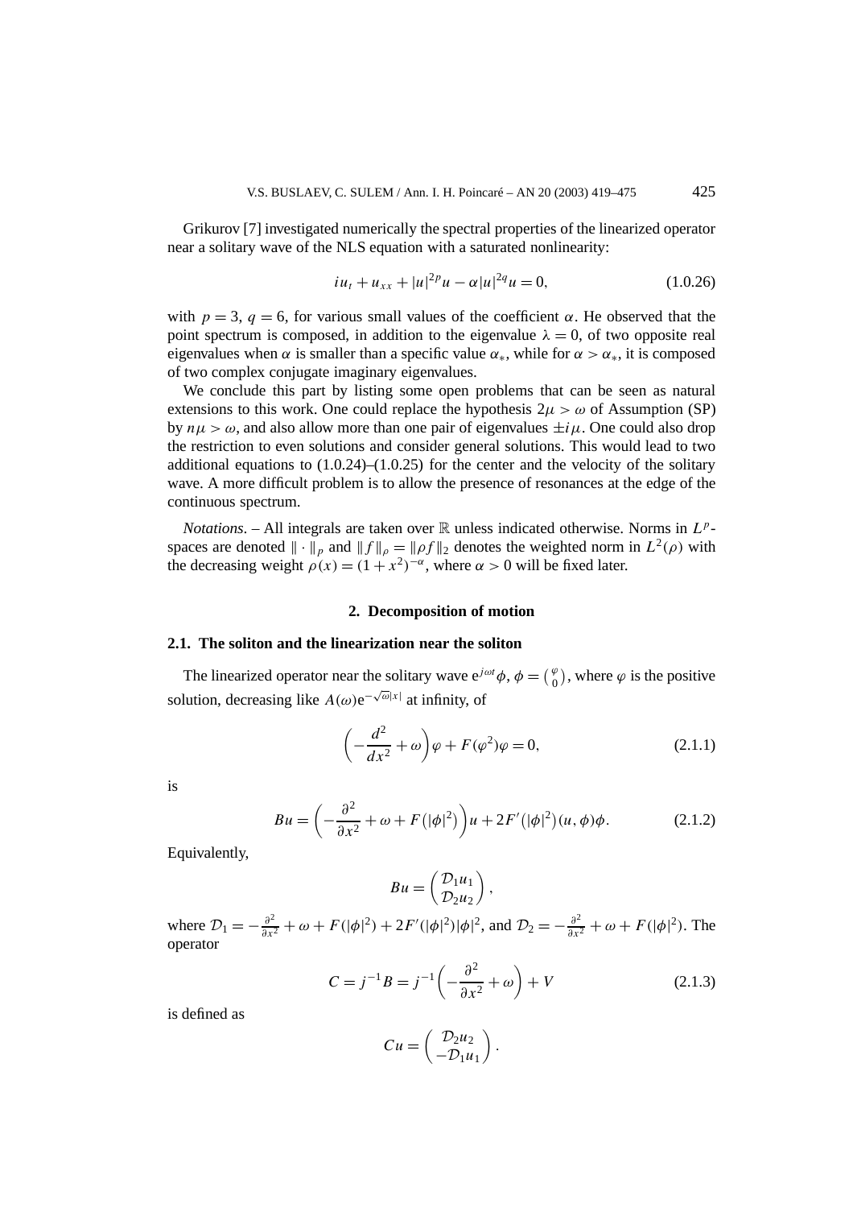Grikurov [7] investigated numerically the spectral properties of the linearized operator near a solitary wave of the NLS equation with a saturated nonlinearity:

$$iu_t + u_{xx} + |u|^{2p}u - \alpha|u|^{2q}u = 0, \tag{1.0.26}$$

with $p = 3$, $q = 6$, for various small values of the coefficient $\alpha$. He observed that the point spectrum is composed, in addition to the eigenvalue $\lambda = 0$, of two opposite real eigenvalues when $\alpha$ is smaller than a specific value $\alpha_*$, while for $\alpha > \alpha_*$, it is composed of two complex conjugate imaginary eigenvalues.

We conclude this part by listing some open problems that can be seen as natural extensions to this work. One could replace the hypothesis $2\mu > \omega$ of Assumption (SP) by $n\mu > \omega$, and also allow more than one pair of eigenvalues $\pm i\mu$. One could also drop the restriction to even solutions and consider general solutions. This would lead to two additional equations to (1.0.24)–(1.0.25) for the center and the velocity of the solitary wave. A more difficult problem is to allow the presence of resonances at the edge of the continuous spectrum.

*Notations*. – All integrals are taken over $\mathbb{R}$ unless indicated otherwise. Norms in $L^p$-spaces are denoted $\|\cdot\|_p$ and $\|f\|_\rho = \|\rho f\|_2$ denotes the weighted norm in $L^2(\rho)$ with the decreasing weight $\rho(x) = (1 + x^2)^{-\alpha}$, where $\alpha > 0$ will be fixed later.

## 2. Decomposition of motion

### 2.1. The soliton and the linearization near the soliton

The linearized operator near the solitary wave $e^{j\omega t}\phi$, $\phi = \binom{\varphi}{0}$, where $\varphi$ is the positive solution, decreasing like $A(\omega)e^{-\sqrt{\omega}|x|}$ at infinity, of

$$\left(-\frac{d^2}{dx^2} + \omega\right)\varphi + F(\varphi^2)\varphi = 0, \tag{2.1.1}$$

is

$$Bu = \left(-\frac{\partial^2}{\partial x^2} + \omega + F\big(|\phi|^2\big)\right)u + 2F'\big(|\phi|^2\big)(u,\phi)\phi. \tag{2.1.2}$$

Equivalently,

$$Bu = \begin{pmatrix} \mathcal{D}_1 u_1 \\ \mathcal{D}_2 u_2 \end{pmatrix},$$

where $\mathcal{D}_1 = -\frac{\partial^2}{\partial x^2} + \omega + F(|\phi|^2) + 2F'(|\phi|^2)|\phi|^2$, and $\mathcal{D}_2 = -\frac{\partial^2}{\partial x^2} + \omega + F(|\phi|^2)$. The operator

$$C = j^{-1}B = j^{-1}\left(-\frac{\partial^2}{\partial x^2} + \omega\right) + V \tag{2.1.3}$$

is defined as

$$Cu = \begin{pmatrix} \mathcal{D}_2 u_2 \\ -\mathcal{D}_1 u_1 \end{pmatrix}.$$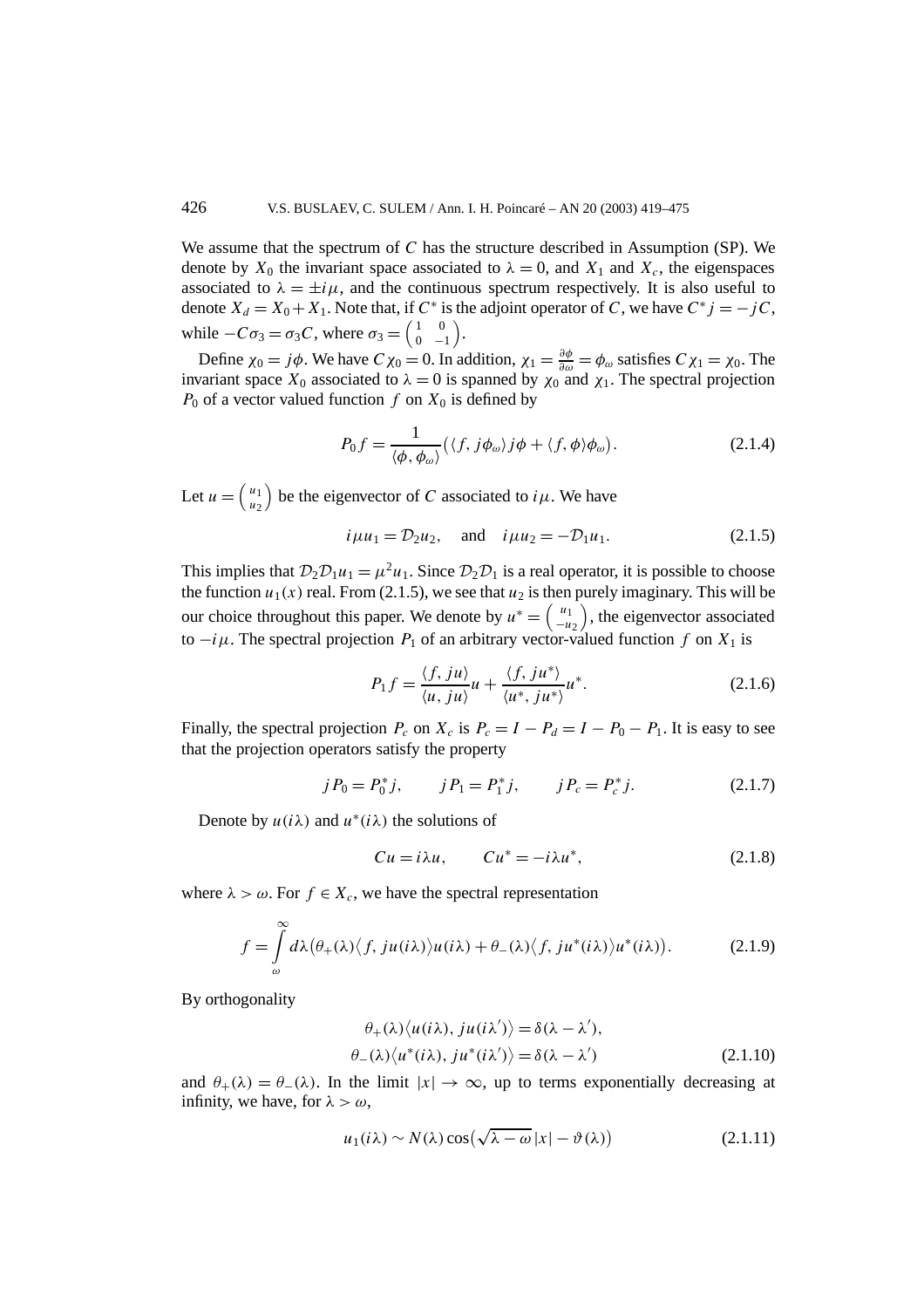We assume that the spectrum of $C$ has the structure described in Assumption (SP). We denote by $X_0$ the invariant space associated to $\lambda = 0$, and $X_1$ and $X_c$, the eigenspaces associated to $\lambda = \pm i\mu$, and the continuous spectrum respectively. It is also useful to denote $X_d = X_0 + X_1$. Note that, if $C^*$ is the adjoint operator of $C$, we have $C^* j = -jC$, while $-C\sigma_3 = \sigma_3 C$, where $\sigma_3 = \begin{pmatrix} 1 & 0 \\ 0 & -1 \end{pmatrix}$.

Define $\chi_0 = j\phi$. We have $C\chi_0 = 0$. In addition, $\chi_1 = \frac{\partial \phi}{\partial \omega} = \phi_\omega$ satisfies $C\chi_1 = \chi_0$. The invariant space $X_0$ associated to $\lambda = 0$ is spanned by $\chi_0$ and $\chi_1$. The spectral projection $P_0$ of a vector valued function $f$ on $X_0$ is defined by

$$P_0 f = \frac{1}{\langle \phi, \phi_\omega \rangle} \big( \langle f, j\phi_\omega \rangle j\phi + \langle f, \phi \rangle \phi_\omega \big). \tag{2.1.4}$$

Let $u = \begin{pmatrix} u_1 \\ u_2 \end{pmatrix}$ be the eigenvector of $C$ associated to $i\mu$. We have

$$i\mu u_1 = \mathcal{D}_2 u_2, \quad \text{and} \quad i\mu u_2 = -\mathcal{D}_1 u_1. \tag{2.1.5}$$

This implies that $\mathcal{D}_2\mathcal{D}_1 u_1 = \mu^2 u_1$. Since $\mathcal{D}_2\mathcal{D}_1$ is a real operator, it is possible to choose the function $u_1(x)$ real. From (2.1.5), we see that $u_2$ is then purely imaginary. This will be our choice throughout this paper. We denote by $u^* = \begin{pmatrix} u_1 \\ -u_2 \end{pmatrix}$, the eigenvector associated to $-i\mu$. The spectral projection $P_1$ of an arbitrary vector-valued function $f$ on $X_1$ is

$$P_1 f = \frac{\langle f, ju \rangle}{\langle u, ju \rangle} u + \frac{\langle f, ju^* \rangle}{\langle u^*, ju^* \rangle} u^*. \tag{2.1.6}$$

Finally, the spectral projection $P_c$ on $X_c$ is $P_c = I - P_d = I - P_0 - P_1$. It is easy to see that the projection operators satisfy the property

$$jP_0 = P_0^* j, \qquad jP_1 = P_1^* j, \qquad jP_c = P_c^* j. \tag{2.1.7}$$

Denote by $u(i\lambda)$ and $u^*(i\lambda)$ the solutions of

$$Cu = i\lambda u, \qquad Cu^* = -i\lambda u^*, \tag{2.1.8}$$

where $\lambda > \omega$. For $f \in X_c$, we have the spectral representation

$$f = \int_\omega^\infty d\lambda \big( \theta_+(\lambda) \langle f, ju(i\lambda) \rangle u(i\lambda) + \theta_-(\lambda) \langle f, ju^*(i\lambda) \rangle u^*(i\lambda) \big). \tag{2.1.9}$$

By orthogonality

$$\begin{aligned} \theta_+(\lambda) \langle u(i\lambda), ju(i\lambda') \rangle &= \delta(\lambda - \lambda'), \\ \theta_-(\lambda) \langle u^*(i\lambda), ju^*(i\lambda') \rangle &= \delta(\lambda - \lambda') \end{aligned} \tag{2.1.10}$$

and $\theta_+(\lambda) = \theta_-(\lambda)$. In the limit $|x| \to \infty$, up to terms exponentially decreasing at infinity, we have, for $\lambda > \omega$,

$$u_1(i\lambda) \sim N(\lambda) \cos\big(\sqrt{\lambda - \omega}\, |x| - \vartheta(\lambda)\big) \tag{2.1.11}$$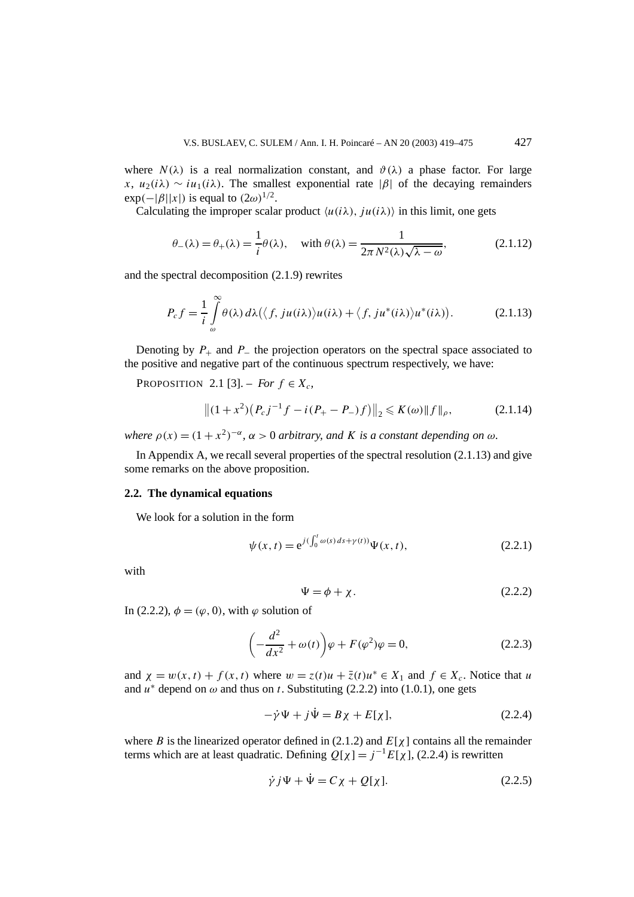where $N(\lambda)$ is a real normalization constant, and $\vartheta(\lambda)$ a phase factor. For large $x$, $u_2(i\lambda) \sim iu_1(i\lambda)$. The smallest exponential rate $|\beta|$ of the decaying remainders $\exp(-|\beta||x|)$ is equal to $(2\omega)^{1/2}$.

Calculating the improper scalar product $\langle u(i\lambda), ju(i\lambda)\rangle$ in this limit, one gets

$$\theta_-(\lambda) = \theta_+(\lambda) = \frac{1}{i}\theta(\lambda), \quad \text{with } \theta(\lambda) = \frac{1}{2\pi N^2(\lambda)\sqrt{\lambda - \omega}}, \tag{2.1.12}$$

and the spectral decomposition (2.1.9) rewrites

$$P_c f = \frac{1}{i}\int_{\omega}^{\infty} \theta(\lambda)\, d\lambda \big(\langle f, ju(i\lambda)\rangle u(i\lambda) + \langle f, ju^*(i\lambda)\rangle u^*(i\lambda)\big). \tag{2.1.13}$$

Denoting by $P_+$ and $P_-$ the projection operators on the spectral space associated to the positive and negative part of the continuous spectrum respectively, we have:

PROPOSITION 2.1 [3]. – *For $f \in X_c$,*

$$\big\|(1+x^2)\big(P_c j^{-1} f - i(P_+ - P_-)f\big)\big\|_2 \leqslant K(\omega)\|f\|_\rho, \tag{2.1.14}$$

*where $\rho(x) = (1+x^2)^{-\alpha}$, $\alpha > 0$ arbitrary, and $K$ is a constant depending on $\omega$.*

In Appendix A, we recall several properties of the spectral resolution (2.1.13) and give some remarks on the above proposition.

### 2.2. The dynamical equations

We look for a solution in the form

$$\psi(x,t) = \mathrm{e}^{j(\int_0^t \omega(s)\,ds + \gamma(t))}\Psi(x,t), \tag{2.2.1}$$

with

$$\Psi = \phi + \chi. \tag{2.2.2}$$

In (2.2.2), $\phi = (\varphi, 0)$, with $\varphi$ solution of

$$\left(-\frac{d^2}{dx^2} + \omega(t)\right)\varphi + F(\varphi^2)\varphi = 0, \tag{2.2.3}$$

and $\chi = w(x,t) + f(x,t)$ where $w = z(t)u + \bar{z}(t)u^* \in X_1$ and $f \in X_c$. Notice that $u$ and $u^*$ depend on $\omega$ and thus on $t$. Substituting (2.2.2) into (1.0.1), one gets

$$-\dot{\gamma}\Psi + j\dot{\Psi} = B\chi + E[\chi], \tag{2.2.4}$$

where $B$ is the linearized operator defined in (2.1.2) and $E[\chi]$ contains all the remainder terms which are at least quadratic. Defining $Q[\chi] = j^{-1}E[\chi]$, (2.2.4) is rewritten

$$\dot{\gamma} j\Psi + \dot{\Psi} = C\chi + Q[\chi]. \tag{2.2.5}$$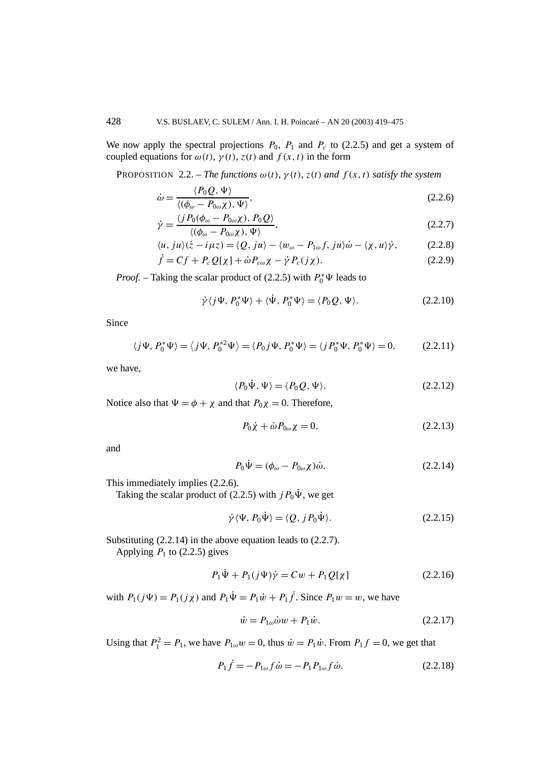We now apply the spectral projections $P_0$, $P_1$ and $P_c$ to (2.2.5) and get a system of coupled equations for $\omega(t)$, $\gamma(t)$, $z(t)$ and $f(x,t)$ in the form

PROPOSITION 2.2. – *The functions $\omega(t)$, $\gamma(t)$, $z(t)$ and $f(x,t)$ satisfy the system*

$$\dot{\omega} = \frac{\langle P_0 Q, \Psi \rangle}{\langle (\phi_\omega - P_{0\omega}\chi), \Psi \rangle}, \tag{2.2.6}$$

$$\dot{\gamma} = \frac{\langle j P_0(\phi_\omega - P_{0\omega}\chi), P_0 Q \rangle}{\langle (\phi_\omega - P_{0\omega}\chi), \Psi \rangle}, \tag{2.2.7}$$

$$\langle u, ju \rangle (\dot{z} - i\mu z) = \langle Q, ju \rangle - \langle w_\omega - P_{1\omega} f, ju \rangle \dot{\omega} - \langle \chi, u \rangle \dot{\gamma}, \tag{2.2.8}$$

$$\dot{f} = Cf + P_c Q[\chi] + \dot{\omega} P_{c\omega}\chi - \dot{\gamma} P_c(j\chi). \tag{2.2.9}$$

*Proof.* – Taking the scalar product of (2.2.5) with $P_0^*\Psi$ leads to

$$\dot{\gamma}\langle j\Psi, P_0^*\Psi \rangle + \langle \dot{\Psi}, P_0^*\Psi \rangle = \langle P_0 Q, \Psi \rangle. \tag{2.2.10}$$

Since

$$\langle j\Psi, P_0^*\Psi \rangle = \langle j\Psi, P_0^{*2}\Psi \rangle = \langle P_0 j\Psi, P_0^*\Psi \rangle = \langle j P_0^*\Psi, P_0^*\Psi \rangle = 0, \tag{2.2.11}$$

we have,

$$\langle P_0 \dot{\Psi}, \Psi \rangle = \langle P_0 Q, \Psi \rangle. \tag{2.2.12}$$

Notice also that $\Psi = \phi + \chi$ and that $P_0\chi = 0$. Therefore,

$$P_0\dot{\chi} + \dot{\omega} P_{0\omega}\chi = 0, \tag{2.2.13}$$

and

$$P_0\dot{\Psi} = (\phi_\omega - P_{0\omega}\chi)\dot{\omega}. \tag{2.2.14}$$

This immediately implies (2.2.6).

Taking the scalar product of (2.2.5) with $jP_0\dot{\Psi}$, we get

$$\dot{\gamma}\langle \Psi, P_0\dot{\Psi} \rangle = \langle Q, jP_0\dot{\Psi} \rangle. \tag{2.2.15}$$

Substituting (2.2.14) in the above equation leads to (2.2.7).

Applying $P_1$ to (2.2.5) gives

$$P_1\dot{\Psi} + P_1(j\Psi)\dot{\gamma} = Cw + P_1 Q[\chi] \tag{2.2.16}$$

with $P_1(j\Psi) = P_1(j\chi)$ and $P_1\dot{\Psi} = P_1\dot{w} + P_1\dot{f}$. Since $P_1 w = w$, we have

$$\dot{w} = P_{1\omega}\dot{\omega} w + P_1\dot{w}. \tag{2.2.17}$$

Using that $P_1^2 = P_1$, we have $P_{1\omega} w = 0$, thus $\dot{w} = P_1\dot{w}$. From $P_1 f = 0$, we get that

$$P_1\dot{f} = -P_{1\omega} f\dot{\omega} = -P_1 P_{1\omega} f\dot{\omega}. \tag{2.2.18}$$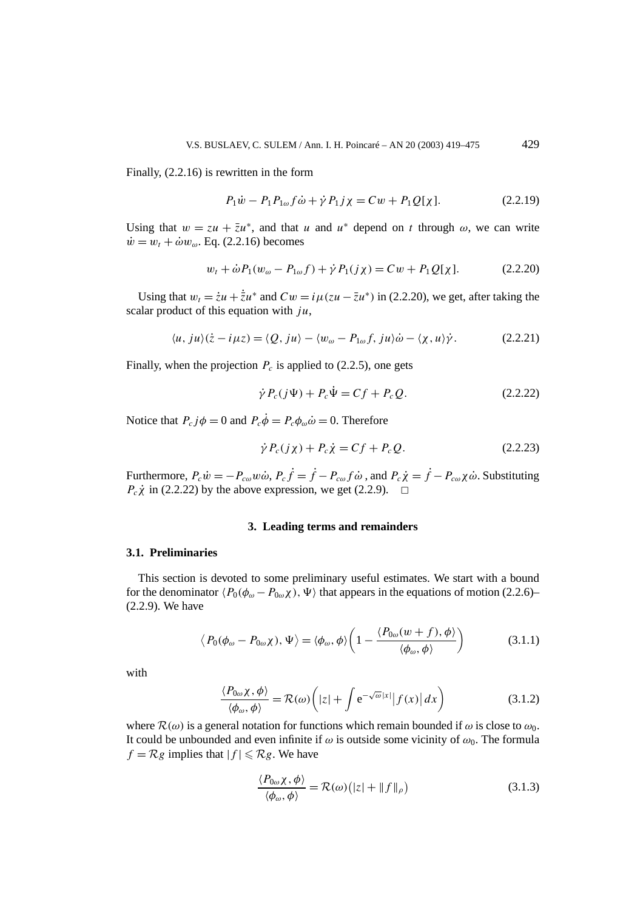Finally, (2.2.16) is rewritten in the form

$$P_1\dot{w} - P_1 P_{1\omega} f\dot{\omega} + \dot{\gamma} P_1 j\chi = Cw + P_1 Q[\chi]. \tag{2.2.19}$$

Using that $w = zu + \bar{z}u^*$, and that $u$ and $u^*$ depend on $t$ through $\omega$, we can write $\dot{w} = w_t + \dot{\omega}w_\omega$. Eq. (2.2.16) becomes

$$w_t + \dot{\omega}P_1(w_\omega - P_{1\omega}f) + \dot{\gamma}P_1(j\chi) = Cw + P_1 Q[\chi]. \tag{2.2.20}$$

Using that $w_t = \dot{z}u + \dot{\bar{z}}u^*$ and $Cw = i\mu(zu - \bar{z}u^*)$ in (2.2.20), we get, after taking the scalar product of this equation with $ju$,

$$\langle u, ju\rangle(\dot{z} - i\mu z) = \langle Q, ju\rangle - \langle w_\omega - P_{1\omega}f, ju\rangle\dot{\omega} - \langle \chi, u\rangle\dot{\gamma}. \tag{2.2.21}$$

Finally, when the projection $P_c$ is applied to (2.2.5), one gets

$$\dot{\gamma}P_c(j\Psi) + P_c\dot{\Psi} = Cf + P_c Q. \tag{2.2.22}$$

Notice that $P_c j\phi = 0$ and $P_c\dot{\phi} = P_c\phi_\omega\dot{\omega} = 0$. Therefore

$$\dot{\gamma}P_c(j\chi) + P_c\dot{\chi} = Cf + P_c Q. \tag{2.2.23}$$

Furthermore, $P_c\dot{w} = -P_{c\omega}w\dot{\omega}$, $P_c\dot{f} = \dot{f} - P_{c\omega}f\dot{\omega}$, and $P_c\dot{\chi} = \dot{f} - P_{c\omega}\chi\dot{\omega}$. Substituting $P_c\dot{\chi}$ in (2.2.22) by the above expression, we get (2.2.9). □

## 3. Leading terms and remainders

### 3.1. Preliminaries

This section is devoted to some preliminary useful estimates. We start with a bound for the denominator $\langle P_0(\phi_\omega - P_{0\omega}\chi), \Psi\rangle$ that appears in the equations of motion (2.2.6)–(2.2.9). We have

$$\bigl\langle P_0(\phi_\omega - P_{0\omega}\chi), \Psi\bigr\rangle = \langle\phi_\omega, \phi\rangle\left(1 - \frac{\langle P_{0\omega}(w+f), \phi\rangle}{\langle\phi_\omega, \phi\rangle}\right) \tag{3.1.1}$$

with

$$\frac{\langle P_{0\omega}\chi, \phi\rangle}{\langle\phi_\omega, \phi\rangle} = \mathcal{R}(\omega)\left(|z| + \int \mathrm{e}^{-\sqrt{\omega}|x|}\bigl|f(x)\bigr|\,dx\right) \tag{3.1.2}$$

where $\mathcal{R}(\omega)$ is a general notation for functions which remain bounded if $\omega$ is close to $\omega_0$. It could be unbounded and even infinite if $\omega$ is outside some vicinity of $\omega_0$. The formula $f = \mathcal{R}g$ implies that $|f| \leqslant \mathcal{R}g$. We have

$$\frac{\langle P_{0\omega}\chi, \phi\rangle}{\langle\phi_\omega, \phi\rangle} = \mathcal{R}(\omega)\bigl(|z| + \|f\|_\rho\bigr) \tag{3.1.3}$$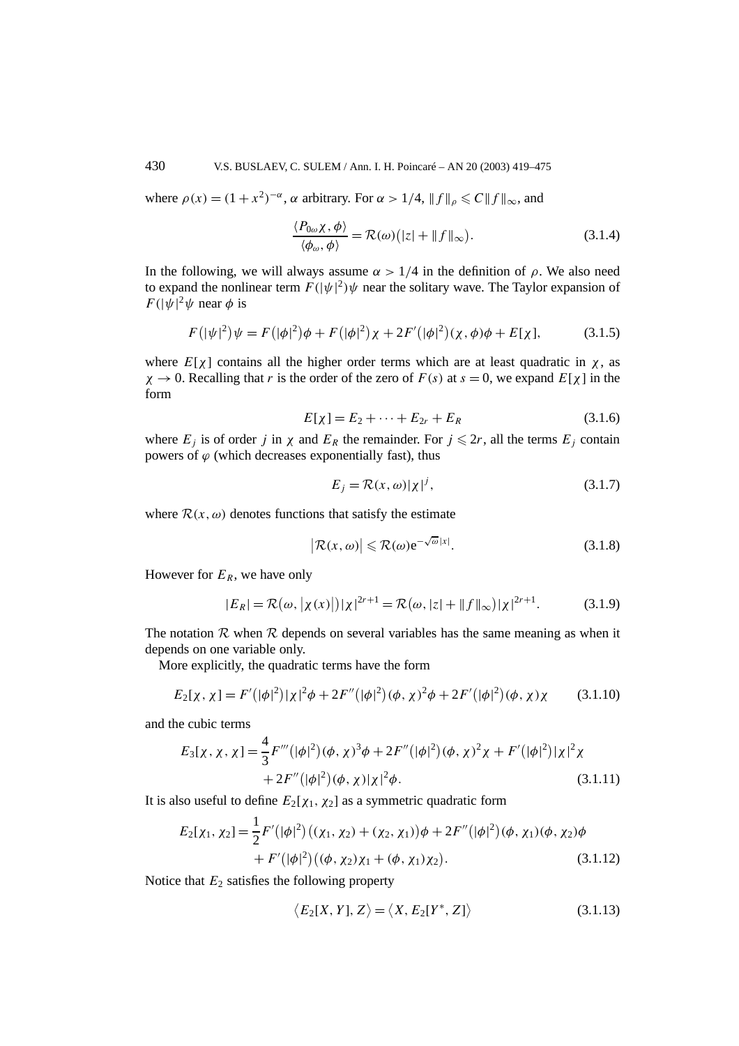where $\rho(x) = (1+x^2)^{-\alpha}$, $\alpha$ arbitrary. For $\alpha > 1/4$, $\|f\|_\rho \leqslant C\|f\|_\infty$, and

$$\frac{\langle P_{0\omega}\chi, \phi\rangle}{\langle \phi_\omega, \phi\rangle} = \mathcal{R}(\omega)\big(|z| + \|f\|_\infty\big). \tag{3.1.4}$$

In the following, we will always assume $\alpha > 1/4$ in the definition of $\rho$. We also need to expand the nonlinear term $F(|\psi|^2)\psi$ near the solitary wave. The Taylor expansion of $F(|\psi|^2\psi$ near $\phi$ is

$$F\big(|\psi|^2\big)\psi = F\big(|\phi|^2\big)\phi + F\big(|\phi|^2\big)\chi + 2F'\big(|\phi|^2\big)(\chi, \phi)\phi + E[\chi], \tag{3.1.5}$$

where $E[\chi]$ contains all the higher order terms which are at least quadratic in $\chi$, as $\chi \to 0$. Recalling that $r$ is the order of the zero of $F(s)$ at $s = 0$, we expand $E[\chi]$ in the form

$$E[\chi] = E_2 + \cdots + E_{2r} + E_R \tag{3.1.6}$$

where $E_j$ is of order $j$ in $\chi$ and $E_R$ the remainder. For $j \leqslant 2r$, all the terms $E_j$ contain powers of $\varphi$ (which decreases exponentially fast), thus

$$E_j = \mathcal{R}(x, \omega)|\chi|^j, \tag{3.1.7}$$

where $\mathcal{R}(x, \omega)$ denotes functions that satisfy the estimate

$$\big|\mathcal{R}(x, \omega)\big| \leqslant \mathcal{R}(\omega)\mathrm{e}^{-\sqrt{\omega}|x|}. \tag{3.1.8}$$

However for $E_R$, we have only

$$|E_R| = \mathcal{R}\big(\omega, \big|\chi(x)\big|\big)|\chi|^{2r+1} = \mathcal{R}\big(\omega, |z| + \|f\|_\infty\big)|\chi|^{2r+1}. \tag{3.1.9}$$

The notation $\mathcal{R}$ when $\mathcal{R}$ depends on several variables has the same meaning as when it depends on one variable only.

More explicitly, the quadratic terms have the form

$$E_2[\chi, \chi] = F'\big(|\phi|^2\big)|\chi|^2\phi + 2F''\big(|\phi|^2\big)(\phi, \chi)^2\phi + 2F'\big(|\phi|^2\big)(\phi, \chi)\chi \tag{3.1.10}$$

and the cubic terms

$$\begin{aligned} E_3[\chi, \chi, \chi] = {} & \frac{4}{3}F'''\big(|\phi|^2\big)(\phi, \chi)^3\phi + 2F''\big(|\phi|^2\big)(\phi, \chi)^2\chi + F'\big(|\phi|^2\big)|\chi|^2\chi \\ & + 2F''\big(|\phi|^2\big)(\phi, \chi)|\chi|^2\phi. \end{aligned} \tag{3.1.11}$$

It is also useful to define $E_2[\chi_1, \chi_2]$ as a symmetric quadratic form

$$\begin{aligned} E_2[\chi_1, \chi_2] = {} & \frac{1}{2}F'\big(|\phi|^2\big)\big((\chi_1, \chi_2) + (\chi_2, \chi_1)\big)\phi + 2F''\big(|\phi|^2\big)(\phi, \chi_1)(\phi, \chi_2)\phi \\ & + F'\big(|\phi|^2\big)\big((\phi, \chi_2)\chi_1 + (\phi, \chi_1)\chi_2\big). \end{aligned} \tag{3.1.12}$$

Notice that $E_2$ satisfies the following property

$$\big\langle E_2[X, Y], Z\big\rangle = \big\langle X, E_2[Y^*, Z]\big\rangle \tag{3.1.13}$$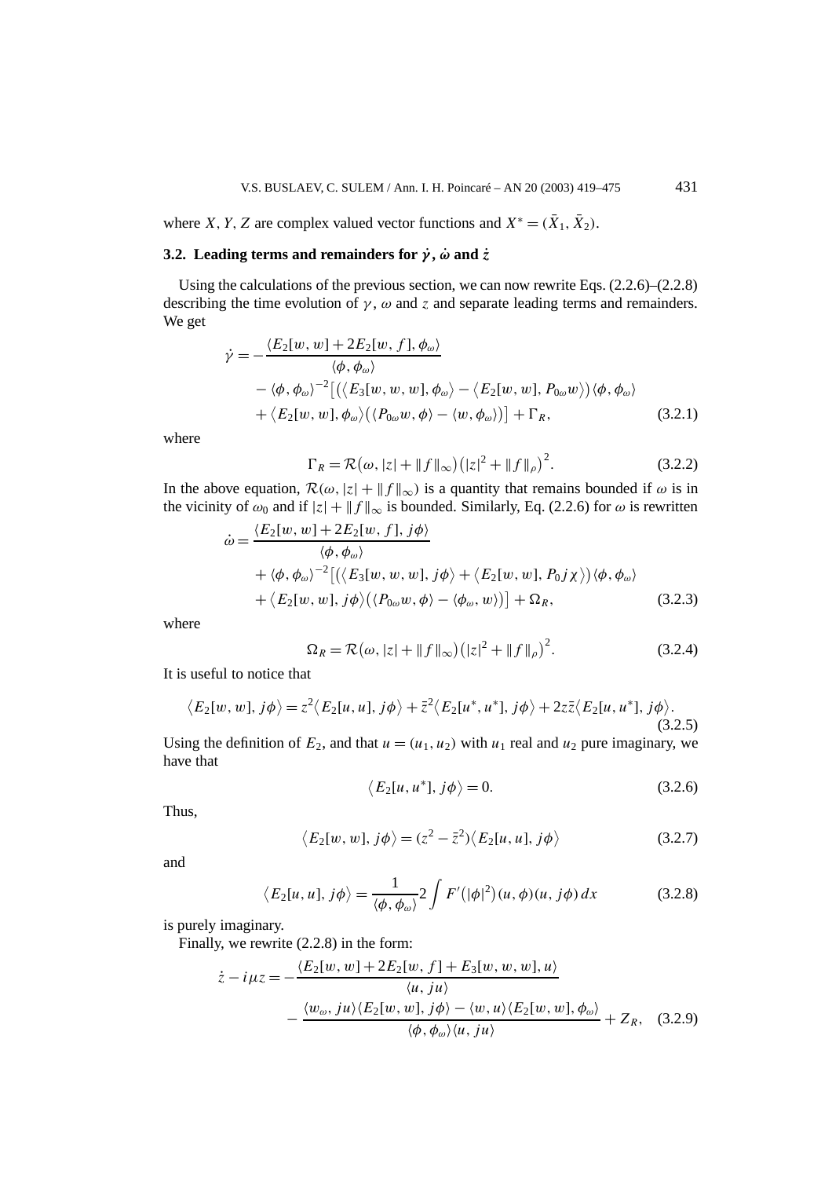where $X, Y, Z$ are complex valued vector functions and $X^* = (\bar{X}_1, \bar{X}_2)$.

### 3.2. Leading terms and remainders for $\dot{\gamma}$, $\dot{\omega}$ and $\dot{z}$

Using the calculations of the previous section, we can now rewrite Eqs. (2.2.6)–(2.2.8) describing the time evolution of $\gamma$, $\omega$ and $z$ and separate leading terms and remainders. We get

$$\begin{aligned}
\dot{\gamma} = &-\frac{\langle E_2[w,w] + 2E_2[w,f], \phi_\omega\rangle}{\langle \phi, \phi_\omega\rangle} \\
&- \langle \phi, \phi_\omega\rangle^{-2}\big[\big(\big\langle E_3[w,w,w], \phi_\omega\big\rangle - \big\langle E_2[w,w], P_{0\omega} w\big\rangle\big)\langle \phi, \phi_\omega\rangle \\
&+ \big\langle E_2[w,w], \phi_\omega\big\rangle\big(\langle P_{0\omega} w, \phi\rangle - \langle w, \phi_\omega\rangle\big)\big] + \Gamma_R,
\end{aligned} \tag{3.2.1}$$

where

$$\Gamma_R = \mathcal{R}\big(\omega, |z| + \|f\|_\infty\big)\big(|z|^2 + \|f\|_\rho\big)^2. \tag{3.2.2}$$

In the above equation, $\mathcal{R}(\omega, |z| + \|f\|_\infty)$ is a quantity that remains bounded if $\omega$ is in the vicinity of $\omega_0$ and if $|z| + \|f\|_\infty$ is bounded. Similarly, Eq. (2.2.6) for $\omega$ is rewritten

$$\begin{aligned}
\dot{\omega} = &\frac{\langle E_2[w,w] + 2E_2[w,f], j\phi\rangle}{\langle \phi, \phi_\omega\rangle} \\
&+ \langle \phi, \phi_\omega\rangle^{-2}\big[\big(\big\langle E_3[w,w,w], j\phi\big\rangle + \big\langle E_2[w,w], P_0 j\chi\big\rangle\big)\langle \phi, \phi_\omega\rangle \\
&+ \big\langle E_2[w,w], j\phi\big\rangle\big(\langle P_{0\omega} w, \phi\rangle - \langle \phi_\omega, w\rangle\big)\big] + \Omega_R,
\end{aligned} \tag{3.2.3}$$

where

$$\Omega_R = \mathcal{R}\big(\omega, |z| + \|f\|_\infty\big)\big(|z|^2 + \|f\|_\rho\big)^2. \tag{3.2.4}$$

It is useful to notice that

$$\big\langle E_2[w,w], j\phi\big\rangle = z^2\big\langle E_2[u,u], j\phi\big\rangle + \bar{z}^2\big\langle E_2[u^*,u^*], j\phi\big\rangle + 2z\bar{z}\big\langle E_2[u,u^*], j\phi\big\rangle. \tag{3.2.5}$$

Using the definition of $E_2$, and that $u = (u_1, u_2)$ with $u_1$ real and $u_2$ pure imaginary, we have that

$$\big\langle E_2[u,u^*], j\phi\big\rangle = 0. \tag{3.2.6}$$

Thus,

$$\big\langle E_2[w,w], j\phi\big\rangle = (z^2 - \bar{z}^2)\big\langle E_2[u,u], j\phi\big\rangle \tag{3.2.7}$$

and

$$\big\langle E_2[u,u], j\phi\big\rangle = \frac{1}{\langle \phi, \phi_\omega\rangle} 2\int F'\big(|\phi|^2\big)(u,\phi)(u, j\phi)\,dx \tag{3.2.8}$$

is purely imaginary.

Finally, we rewrite (2.2.8) in the form:

$$\begin{aligned}
\dot{z} - i\mu z = &-\frac{\langle E_2[w,w] + 2E_2[w,f] + E_3[w,w,w], u\rangle}{\langle u, ju\rangle} \\
&- \frac{\langle w_\omega, ju\rangle\langle E_2[w,w], j\phi\rangle - \langle w, u\rangle\langle E_2[w,w], \phi_\omega\rangle}{\langle \phi, \phi_\omega\rangle\langle u, ju\rangle} + Z_R,
\end{aligned} \tag{3.2.9}$$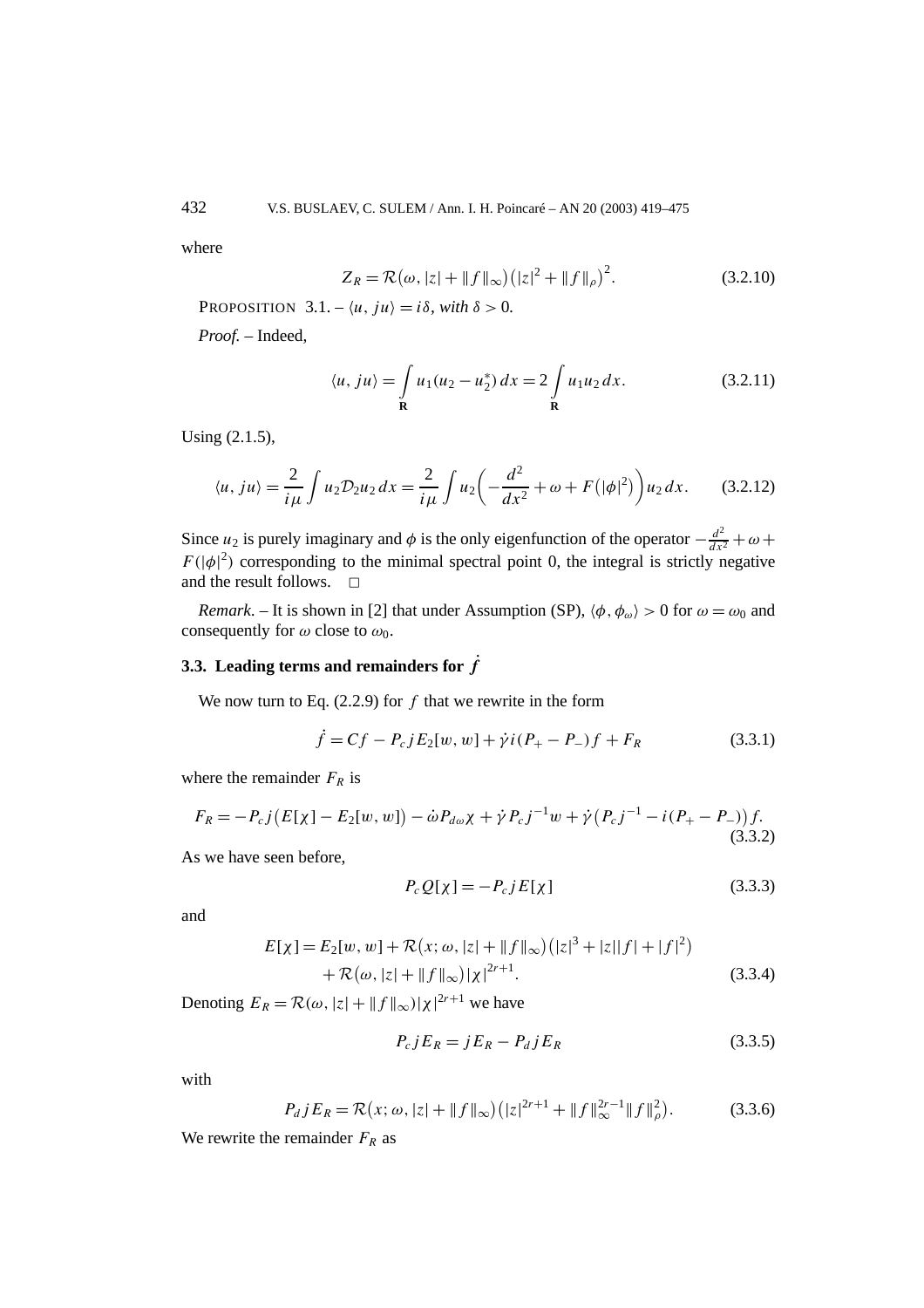where

$$Z_R = \mathcal{R}(\omega, |z| + \|f\|_\infty)\big(|z|^2 + \|f\|_\rho\big)^2. \tag{3.2.10}$$

PROPOSITION 3.1. – $\langle u, ju\rangle = i\delta$, *with* $\delta > 0$.

*Proof.* – Indeed,

$$\langle u, ju\rangle = \int\limits_{\mathbf{R}} u_1(u_2 - u_2^*)\,dx = 2\int\limits_{\mathbf{R}} u_1 u_2\,dx. \tag{3.2.11}$$

Using (2.1.5),

$$\langle u, ju\rangle = \frac{2}{i\mu}\int u_2 \mathcal{D}_2 u_2\,dx = \frac{2}{i\mu}\int u_2\bigg(-\frac{d^2}{dx^2} + \omega + F\big(|\phi|^2\big)\bigg)u_2\,dx. \tag{3.2.12}$$

Since $u_2$ is purely imaginary and $\phi$ is the only eigenfunction of the operator $-\frac{d^2}{dx^2} + \omega + F(|\phi|^2)$ corresponding to the minimal spectral point 0, the integral is strictly negative and the result follows. □

*Remark.* – It is shown in [2] that under Assumption (SP), $\langle \phi, \phi_\omega\rangle > 0$ for $\omega = \omega_0$ and consequently for $\omega$ close to $\omega_0$.

### 3.3. Leading terms and remainders for $\dot{f}$

We now turn to Eq. (2.2.9) for $f$ that we rewrite in the form

$$\dot{f} = Cf - P_c j E_2[w, w] + \dot{\gamma} i(P_+ - P_-)f + F_R \tag{3.3.1}$$

where the remainder $F_R$ is

$$F_R = -P_c j\big(E[\chi] - E_2[w, w]\big) - \dot{\omega} P_{d\omega}\chi + \dot{\gamma} P_c j^{-1} w + \dot{\gamma}\big(P_c j^{-1} - i(P_+ - P_-)\big)f. \tag{3.3.2}$$

As we have seen before,

$$P_c Q[\chi] = -P_c j E[\chi] \tag{3.3.3}$$

and

$$\begin{aligned} E[\chi] = E_2[w, w] &+ \mathcal{R}\big(x; \omega, |z| + \|f\|_\infty\big)\big(|z|^3 + |z||f| + |f|^2\big) \\ &+ \mathcal{R}\big(\omega, |z| + \|f\|_\infty\big)|\chi|^{2r+1}. \end{aligned} \tag{3.3.4}$$

Denoting $E_R = \mathcal{R}(\omega, |z| + \|f\|_\infty)|\chi|^{2r+1}$ we have

$$P_c j E_R = j E_R - P_d j E_R \tag{3.3.5}$$

with

$$P_d j E_R = \mathcal{R}\big(x; \omega, |z| + \|f\|_\infty\big)\big(|z|^{2r+1} + \|f\|_\infty^{2r-1}\|f\|_\rho^2\big). \tag{3.3.6}$$

We rewrite the remainder $F_R$ as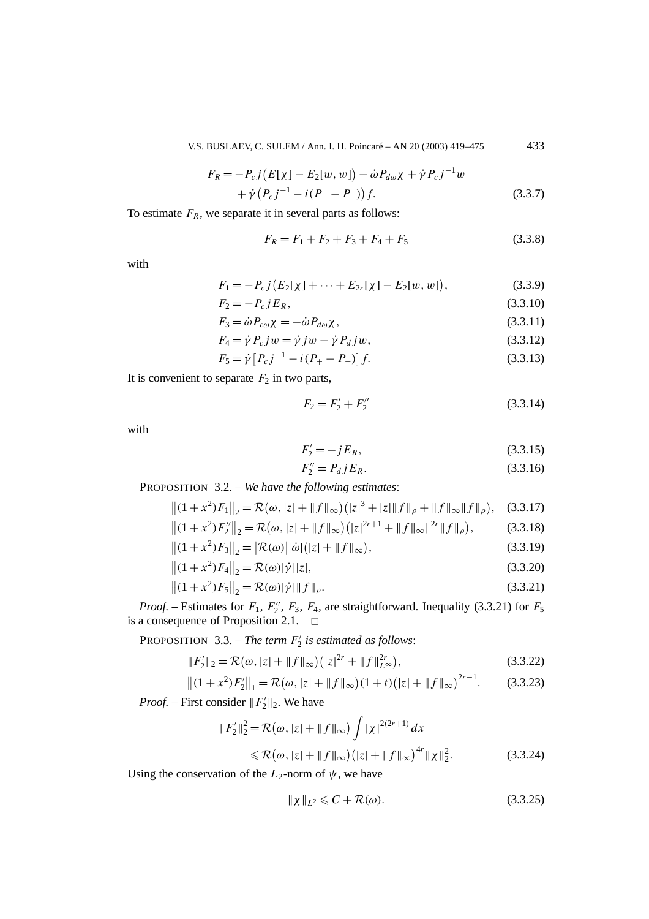$$F_R = -P_c j\big(E[\chi] - E_2[w,w]\big) - \dot\omega P_{d\omega}\chi + \dot\gamma P_c j^{-1} w + \dot\gamma\big(P_c j^{-1} - i(P_+ - P_-)\big) f. \tag{3.3.7}$$

To estimate $F_R$, we separate it in several parts as follows:

$$F_R = F_1 + F_2 + F_3 + F_4 + F_5 \tag{3.3.8}$$

with

$$F_1 = -P_c j\big(E_2[\chi] + \cdots + E_{2r}[\chi] - E_2[w,w]\big), \tag{3.3.9}$$

$$F_2 = -P_c j E_R, \tag{3.3.10}$$

$$F_3 = \dot\omega P_{c\omega}\chi = -\dot\omega P_{d\omega}\chi, \tag{3.3.11}$$

$$F_4 = \dot\gamma P_c j w = \dot\gamma j w - \dot\gamma P_d j w, \tag{3.3.12}$$

$$F_5 = \dot\gamma\big[P_c j^{-1} - i(P_+ - P_-)\big] f. \tag{3.3.13}$$

It is convenient to separate $F_2$ in two parts,

$$F_2 = F_2' + F_2'' \tag{3.3.14}$$

with

$$F_2' = -j E_R, \tag{3.3.15}$$

$$F_2'' = P_d j E_R. \tag{3.3.16}$$

PROPOSITION 3.2. – *We have the following estimates*:

$$\big\|(1+x^2)F_1\big\|_2 = \mathcal{R}\big(\omega, |z| + \|f\|_\infty\big)\big(|z|^3 + |z|\|f\|_\rho + \|f\|_\infty\|f\|_\rho\big), \tag{3.3.17}$$

$$\big\|(1+x^2)F_2''\big\|_2 = \mathcal{R}\big(\omega, |z| + \|f\|_\infty\big)\big(|z|^{2r+1} + \|f\|_\infty\|^{2r}\|f\|_\rho\big), \tag{3.3.18}$$

$$\big\|(1+x^2)F_3\big\|_2 = \big|\mathcal{R}(\omega)\big||\dot\omega|\big(|z| + \|f\|_\infty\big), \tag{3.3.19}$$

$$\big\|(1+x^2)F_4\big\|_2 = \mathcal{R}(\omega)|\dot\gamma||z|, \tag{3.3.20}$$

$$\big\|(1+x^2)F_5\big\|_2 = \mathcal{R}(\omega)|\dot\gamma|\|f\|_\rho. \tag{3.3.21}$$

*Proof.* – Estimates for $F_1$, $F_2''$, $F_3$, $F_4$, are straightforward. Inequality (3.3.21) for $F_5$ is a consequence of Proposition 2.1. □

PROPOSITION 3.3. – *The term $F_2'$ is estimated as follows*:

$$\|F_2'\|_2 = \mathcal{R}\big(\omega, |z| + \|f\|_\infty\big)\big(|z|^{2r} + \|f\|_{L^\infty}^{2r}\big), \tag{3.3.22}$$

$$\big\|(1+x^2)F_2'\big\|_1 = \mathcal{R}\big(\omega, |z| + \|f\|_\infty\big)(1+t)\big(|z| + \|f\|_\infty\big)^{2r-1}. \tag{3.3.23}$$

*Proof.* – First consider $\|F_2'\|_2$. We have

$$\|F_2'\|_2^2 = \mathcal{R}\big(\omega, |z| + \|f\|_\infty\big)\int |\chi|^{2(2r+1)}\,dx \leqslant \mathcal{R}\big(\omega, |z| + \|f\|_\infty\big)\big(|z| + \|f\|_\infty\big)^{4r}\|\chi\|_2^2. \tag{3.3.24}$$

Using the conservation of the $L_2$-norm of $\psi$, we have

$$\|\chi\|_{L^2} \leqslant C + \mathcal{R}(\omega). \tag{3.3.25}$$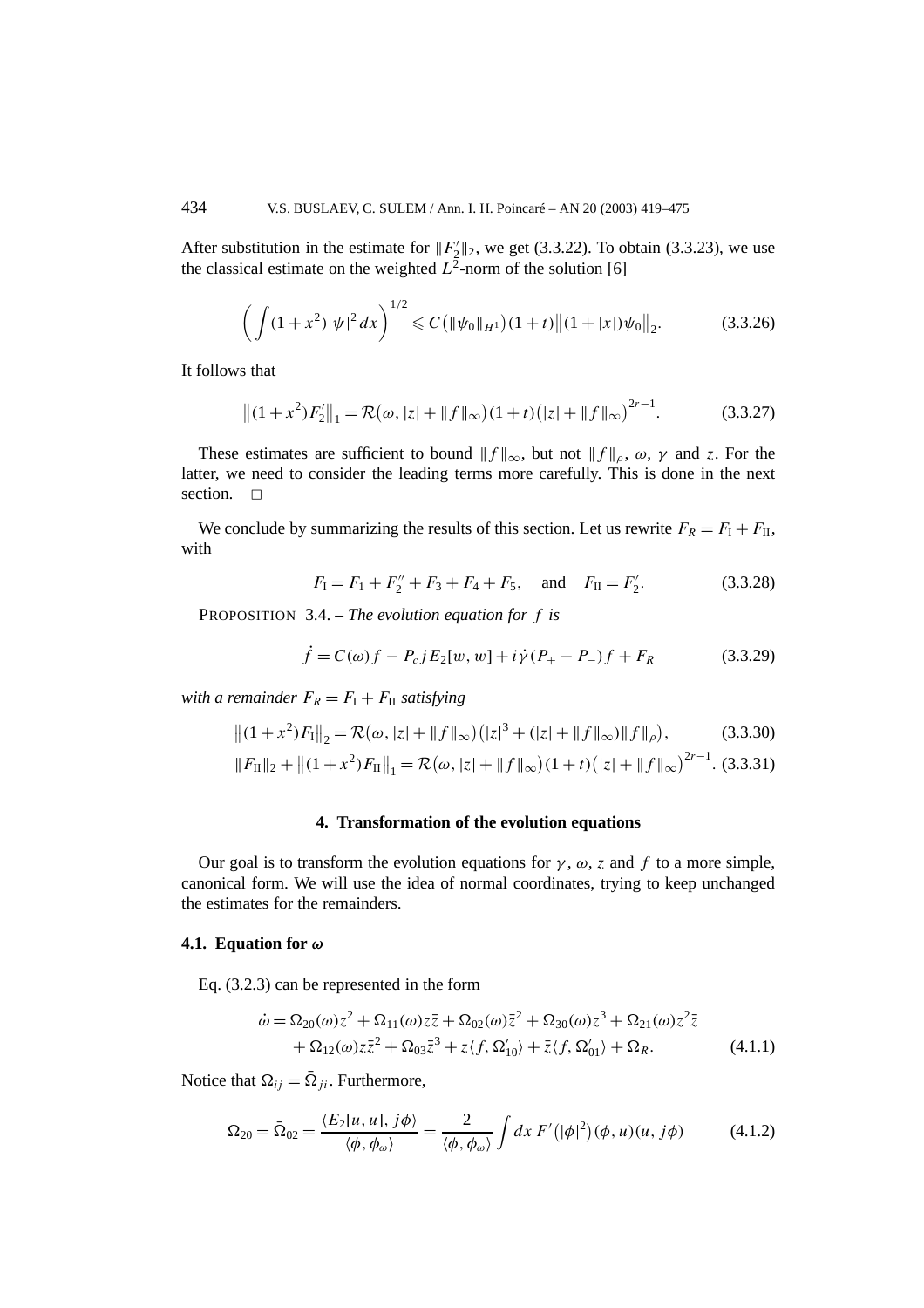After substitution in the estimate for $\|F_2'\|_2$, we get (3.3.22). To obtain (3.3.23), we use the classical estimate on the weighted $L^2$-norm of the solution [6]

$$\left(\int (1+x^2)|\psi|^2\,dx\right)^{1/2} \leqslant C\big(\|\psi_0\|_{H^1}\big)(1+t)\big\|(1+|x|)\psi_0\big\|_2. \tag{3.3.26}$$

It follows that

$$\big\|(1+x^2)F_2'\big\|_1 = \mathcal{R}\big(\omega, |z|+\|f\|_\infty\big)(1+t)\big(|z|+\|f\|_\infty\big)^{2r-1}. \tag{3.3.27}$$

These estimates are sufficient to bound $\|f\|_\infty$, but not $\|f\|_\rho$, $\omega$, $\gamma$ and $z$. For the latter, we need to consider the leading terms more carefully. This is done in the next section. $\square$

We conclude by summarizing the results of this section. Let us rewrite $F_R = F_{\mathrm{I}} + F_{\mathrm{II}}$, with

$$F_{\mathrm{I}} = F_1 + F_2'' + F_3 + F_4 + F_5, \quad \text{and} \quad F_{\mathrm{II}} = F_2'. \tag{3.3.28}$$

PROPOSITION 3.4. – *The evolution equation for $f$ is*

$$\dot f = C(\omega) f - P_c j E_2[w,w] + i\dot\gamma(P_+ - P_-) f + F_R \tag{3.3.29}$$

*with a remainder $F_R = F_{\mathrm{I}} + F_{\mathrm{II}}$ satisfying*

$$\big\|(1+x^2)F_{\mathrm{I}}\big\|_2 = \mathcal{R}\big(\omega, |z|+\|f\|_\infty\big)\big(|z|^3 + (|z|+\|f\|_\infty)\|f\|_\rho\big), \tag{3.3.30}$$

$$\|F_{\mathrm{II}}\|_2 + \big\|(1+x^2)F_{\mathrm{II}}\big\|_1 = \mathcal{R}\big(\omega, |z|+\|f\|_\infty\big)(1+t)\big(|z|+\|f\|_\infty\big)^{2r-1}. \tag{3.3.31}$$

## 4. Transformation of the evolution equations

Our goal is to transform the evolution equations for $\gamma$, $\omega$, $z$ and $f$ to a more simple, canonical form. We will use the idea of normal coordinates, trying to keep unchanged the estimates for the remainders.

### 4.1. Equation for $\omega$

Eq. (3.2.3) can be represented in the form

$$\begin{aligned}\dot\omega = {}& \Omega_{20}(\omega)z^2 + \Omega_{11}(\omega)z\bar z + \Omega_{02}(\omega)\bar z^2 + \Omega_{30}(\omega)z^3 + \Omega_{21}(\omega)z^2\bar z \\ &+ \Omega_{12}(\omega)z\bar z^2 + \Omega_{03}\bar z^3 + z\langle f, \Omega_{10}'\rangle + \bar z\langle f, \Omega_{01}'\rangle + \Omega_R.\end{aligned} \tag{4.1.1}$$

Notice that $\Omega_{ij} = \bar\Omega_{ji}$. Furthermore,

$$\Omega_{20} = \bar\Omega_{02} = \frac{\langle E_2[u,u], j\phi\rangle}{\langle \phi, \phi_\omega\rangle} = \frac{2}{\langle \phi, \phi_\omega\rangle}\int dx\, F'\big(|\phi|^2\big)(\phi, u)(u, j\phi) \tag{4.1.2}$$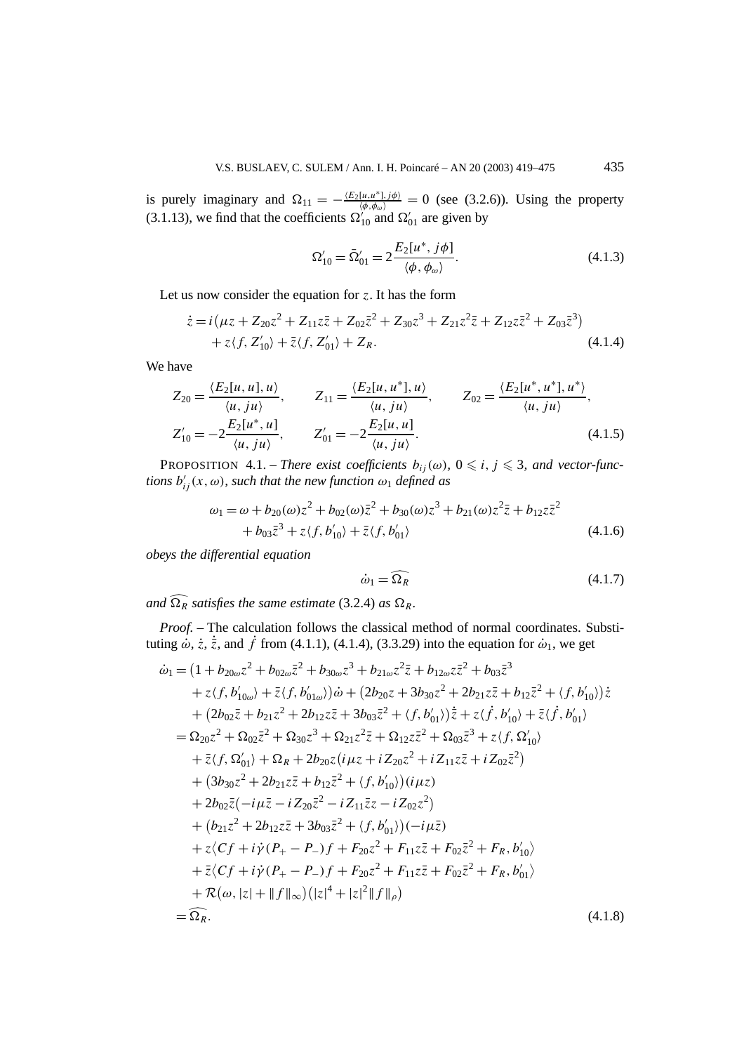is purely imaginary and $\Omega_{11} = -\frac{\langle E_2[u,u^*], j\phi\rangle}{\langle \phi, \phi_\omega\rangle} = 0$ (see (3.2.6)). Using the property (3.1.13), we find that the coefficients $\Omega_{10}'$ and $\Omega_{01}'$ are given by

$$\Omega_{10}' = \bar{\Omega}_{01}' = 2\frac{E_2[u^*, j\phi]}{\langle \phi, \phi_\omega\rangle}. \tag{4.1.3}$$

Let us now consider the equation for $z$. It has the form

$$\dot{z} = i\big(\mu z + Z_{20}z^2 + Z_{11}z\bar{z} + Z_{02}\bar{z}^2 + Z_{30}z^3 + Z_{21}z^2\bar{z} + Z_{12}z\bar{z}^2 + Z_{03}\bar{z}^3\big) \\ + z\langle f, Z_{10}'\rangle + \bar{z}\langle f, Z_{01}'\rangle + Z_R. \tag{4.1.4}$$

We have

$$Z_{20} = \frac{\langle E_2[u,u], u\rangle}{\langle u, ju\rangle}, \qquad Z_{11} = \frac{\langle E_2[u,u^*], u\rangle}{\langle u, ju\rangle}, \qquad Z_{02} = \frac{\langle E_2[u^*,u^*], u^*\rangle}{\langle u, ju\rangle},$$
$$Z_{10}' = -2\frac{E_2[u^*, u]}{\langle u, ju\rangle}, \qquad Z_{01}' = -2\frac{E_2[u,u]}{\langle u, ju\rangle}. \tag{4.1.5}$$

PROPOSITION 4.1. – *There exist coefficients $b_{ij}(\omega)$, $0 \leqslant i, j \leqslant 3$, and vector-functions $b_{ij}'(x,\omega)$, such that the new function $\omega_1$ defined as*

$$\omega_1 = \omega + b_{20}(\omega)z^2 + b_{02}(\omega)\bar{z}^2 + b_{30}(\omega)z^3 + b_{21}(\omega)z^2\bar{z} + b_{12}z\bar{z}^2 \\ + b_{03}\bar{z}^3 + z\langle f, b_{10}'\rangle + \bar{z}\langle f, b_{01}'\rangle \tag{4.1.6}$$

*obeys the differential equation*

$$\dot{\omega}_1 = \widehat{\Omega_R} \tag{4.1.7}$$

*and $\widehat{\Omega_R}$ satisfies the same estimate* (3.2.4) *as $\Omega_R$.*

*Proof.* – The calculation follows the classical method of normal coordinates. Substituting $\dot{\omega}$, $\dot{z}$, $\dot{\bar{z}}$, and $\dot{f}$ from (4.1.1), (4.1.4), (3.3.29) into the equation for $\dot{\omega}_1$, we get

$$\begin{aligned}
\dot{\omega}_1 &= \big(1 + b_{20\omega}z^2 + b_{02\omega}\bar{z}^2 + b_{30\omega}z^3 + b_{21\omega}z^2\bar{z} + b_{12\omega}z\bar{z}^2 + b_{03}\bar{z}^3 \\
&\quad + z\langle f, b_{10\omega}'\rangle + \bar{z}\langle f, b_{01\omega}'\rangle\big)\dot{\omega} + \big(2b_{20}z + 3b_{30}z^2 + 2b_{21}z\bar{z} + b_{12}\bar{z}^2 + \langle f, b_{10}'\rangle\big)\dot{z} \\
&\quad + \big(2b_{02}\bar{z} + b_{21}z^2 + 2b_{12}z\bar{z} + 3b_{03}\bar{z}^2 + \langle f, b_{01}'\rangle\big)\dot{\bar{z}} + z\langle \dot{f}, b_{10}'\rangle + \bar{z}\langle \dot{f}, b_{01}'\rangle \\
&= \Omega_{20}z^2 + \Omega_{02}\bar{z}^2 + \Omega_{30}z^3 + \Omega_{21}z^2\bar{z} + \Omega_{12}z\bar{z}^2 + \Omega_{03}\bar{z}^3 + z\langle f, \Omega_{10}'\rangle \\
&\quad + \bar{z}\langle f, \Omega_{01}'\rangle + \Omega_R + 2b_{20}z\big(i\mu z + iZ_{20}z^2 + iZ_{11}z\bar{z} + iZ_{02}\bar{z}^2\big) \\
&\quad + \big(3b_{30}z^2 + 2b_{21}z\bar{z} + b_{12}\bar{z}^2 + \langle f, b_{10}'\rangle\big)(i\mu z) \\
&\quad + 2b_{02}\bar{z}\big(-i\mu\bar{z} - iZ_{20}\bar{z}^2 - iZ_{11}\bar{z}z - iZ_{02}z^2\big) \\
&\quad + \big(b_{21}z^2 + 2b_{12}z\bar{z} + 3b_{03}\bar{z}^2 + \langle f, b_{01}'\rangle\big)(-i\mu\bar{z}) \\
&\quad + z\big\langle Cf + i\dot{\gamma}(P_+ - P_-)f + F_{20}z^2 + F_{11}z\bar{z} + F_{02}\bar{z}^2 + F_R, b_{10}'\big\rangle \\
&\quad + \bar{z}\big\langle Cf + i\dot{\gamma}(P_+ - P_-)f + F_{20}z^2 + F_{11}z\bar{z} + F_{02}\bar{z}^2 + F_R, b_{01}'\big\rangle \\
&\quad + \mathcal{R}\big(\omega, |z| + \|f\|_\infty\big)\big(|z|^4 + |z|^2\|f\|_\rho\big) \\
&= \widehat{\Omega_R}.
\end{aligned} \tag{4.1.8}$$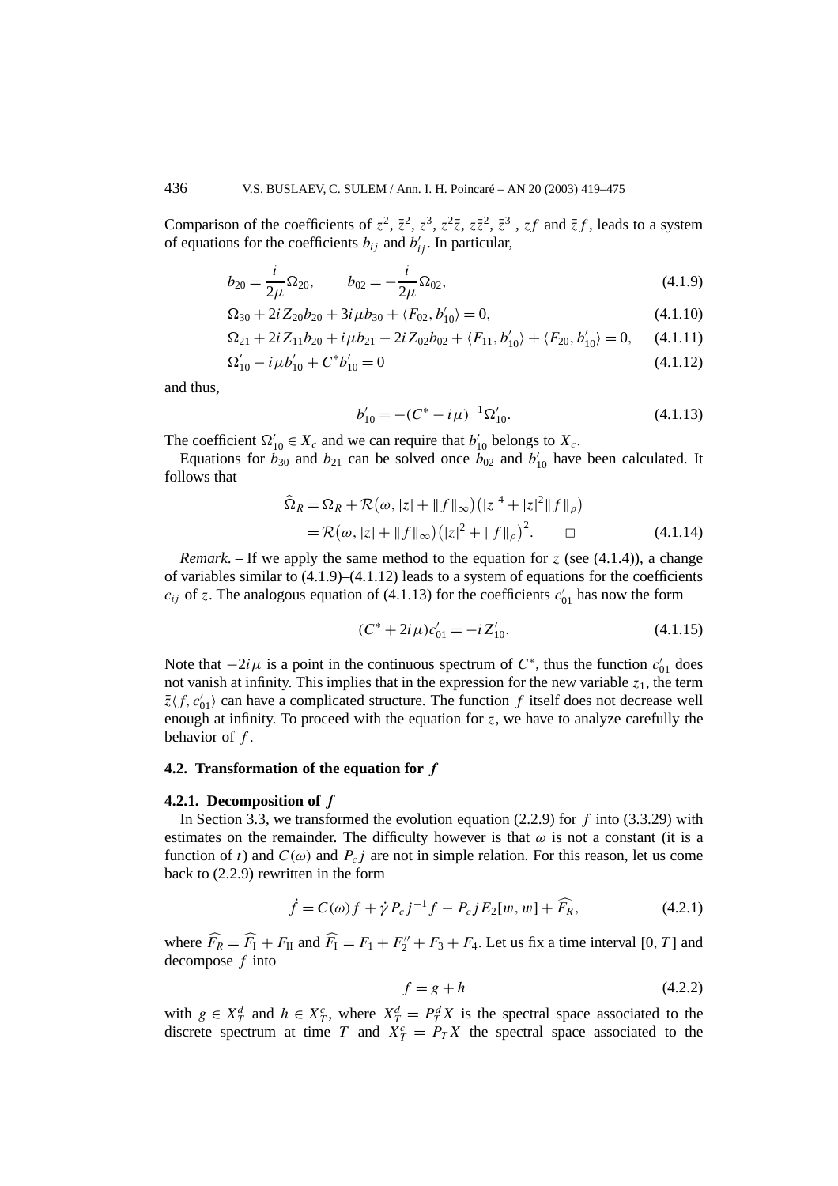Comparison of the coefficients of $z^2$, $\bar{z}^2$, $z^3$, $z^2\bar{z}$, $z\bar{z}^2$, $\bar{z}^3$ , $zf$ and $\bar{z}f$, leads to a system of equations for the coefficients $b_{ij}$ and $b'_{ij}$. In particular,

$$b_{20} = \frac{i}{2\mu}\Omega_{20}, \qquad b_{02} = -\frac{i}{2\mu}\Omega_{02}, \tag{4.1.9}$$

$$\Omega_{30} + 2iZ_{20}b_{20} + 3i\mu b_{30} + \langle F_{02}, b'_{10}\rangle = 0, \tag{4.1.10}$$

$$\Omega_{21} + 2iZ_{11}b_{20} + i\mu b_{21} - 2iZ_{02}b_{02} + \langle F_{11}, b'_{10}\rangle + \langle F_{20}, b'_{10}\rangle = 0, \tag{4.1.11}$$

$$\Omega'_{10} - i\mu b'_{10} + C^* b'_{10} = 0 \tag{4.1.12}$$

and thus,

$$b'_{10} = -(C^* - i\mu)^{-1}\Omega'_{10}. \tag{4.1.13}$$

The coefficient $\Omega'_{10} \in X_c$ and we can require that $b'_{10}$ belongs to $X_c$.

Equations for $b_{30}$ and $b_{21}$ can be solved once $b_{02}$ and $b'_{10}$ have been calculated. It follows that

$$\begin{aligned}\widehat{\Omega}_R &= \Omega_R + \mathcal{R}\big(\omega, |z| + \|f\|_\infty\big)\big(|z|^4 + |z|^2\|f\|_\rho\big) \\ &= \mathcal{R}\big(\omega, |z| + \|f\|_\infty\big)\big(|z|^2 + \|f\|_\rho\big)^2. \qquad \square\end{aligned} \tag{4.1.14}$$

*Remark*. – If we apply the same method to the equation for $z$ (see (4.1.4)), a change of variables similar to (4.1.9)–(4.1.12) leads to a system of equations for the coefficients $c_{ij}$ of $z$. The analogous equation of (4.1.13) for the coefficients $c'_{01}$ has now the form

$$(C^* + 2i\mu)c'_{01} = -iZ'_{10}. \tag{4.1.15}$$

Note that $-2i\mu$ is a point in the continuous spectrum of $C^*$, thus the function $c'_{01}$ does not vanish at infinity. This implies that in the expression for the new variable $z_1$, the term $\bar{z}\langle f, c'_{01}\rangle$ can have a complicated structure. The function $f$ itself does not decrease well enough at infinity. To proceed with the equation for $z$, we have to analyze carefully the behavior of $f$.

### 4.2. Transformation of the equation for $f$

#### 4.2.1. Decomposition of $f$

In Section 3.3, we transformed the evolution equation (2.2.9) for $f$ into (3.3.29) with estimates on the remainder. The difficulty however is that $\omega$ is not a constant (it is a function of $t$) and $C(\omega)$ and $P_c j$ are not in simple relation. For this reason, let us come back to (2.2.9) rewritten in the form

$$\dot{f} = C(\omega)f + \dot{\gamma}P_c j^{-1} f - P_c j E_2[w,w] + \widehat{F_R}, \tag{4.2.1}$$

where $\widehat{F_R} = \widehat{F_{\rm I}} + F_{\rm II}$ and $\widehat{F_{\rm I}} = F_1 + F''_2 + F_3 + F_4$. Let us fix a time interval $[0,T]$ and decompose $f$ into

$$f = g + h \tag{4.2.2}$$

with $g \in X^d_T$ and $h \in X^c_T$, where $X^d_T = P^d_T X$ is the spectral space associated to the discrete spectrum at time $T$ and $X^c_T = P_T X$ the spectral space associated to the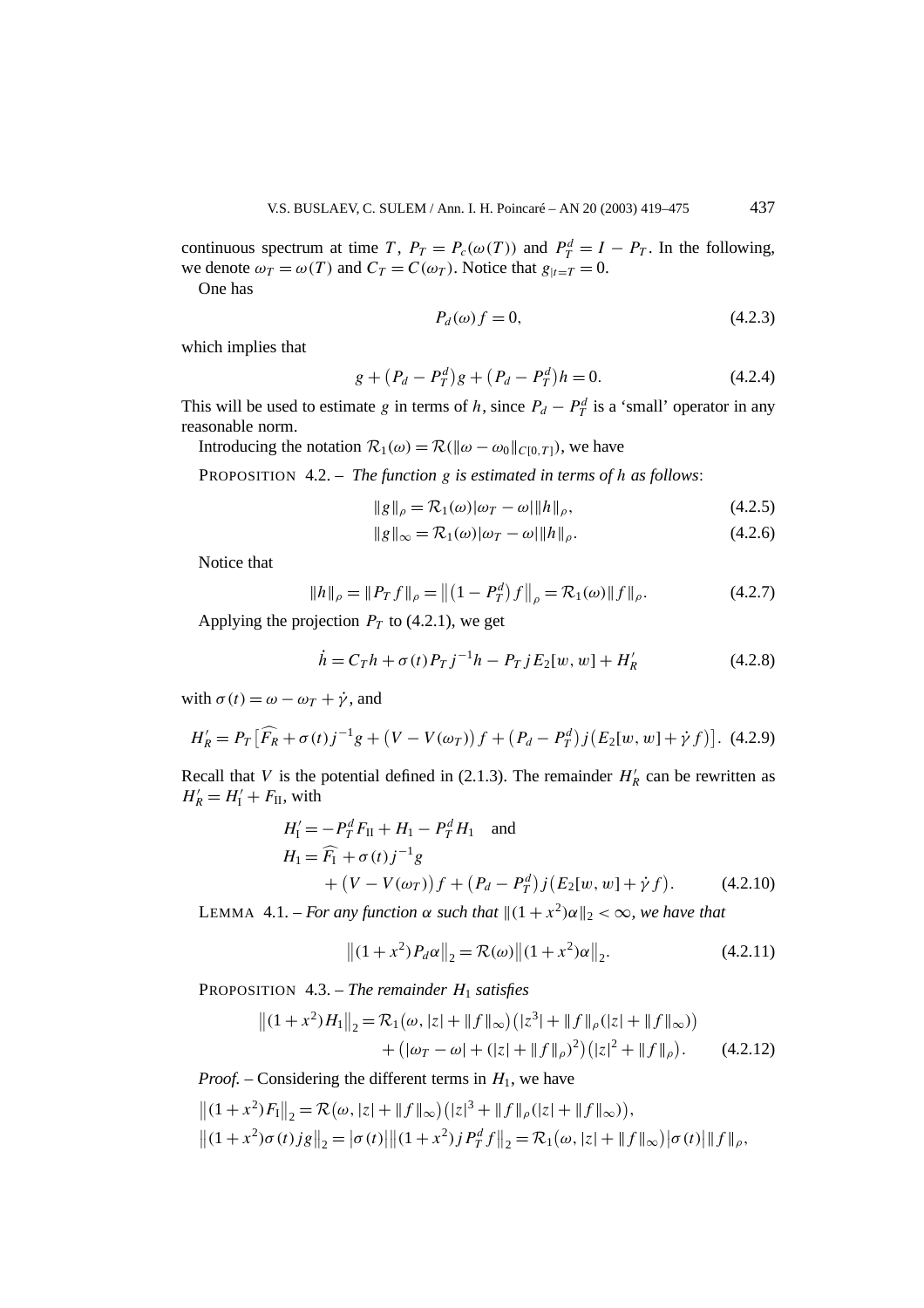continuous spectrum at time $T$, $P_T = P_c(\omega(T))$ and $P_T^d = I - P_T$. In the following, we denote $\omega_T = \omega(T)$ and $C_T = C(\omega_T)$. Notice that $g_{|t=T} = 0$.

One has

$$P_d(\omega) f = 0, \tag{4.2.3}$$

which implies that

$$g + \left(P_d - P_T^d\right) g + \left(P_d - P_T^d\right) h = 0. \tag{4.2.4}$$

This will be used to estimate $g$ in terms of $h$, since $P_d - P_T^d$ is a 'small' operator in any reasonable norm.

Introducing the notation $\mathcal{R}_1(\omega) = \mathcal{R}(\|\omega - \omega_0\|_{C[0,T]})$, we have

PROPOSITION 4.2. – *The function $g$ is estimated in terms of $h$ as follows*:

$$\|g\|_\rho = \mathcal{R}_1(\omega)|\omega_T - \omega|\|h\|_\rho, \tag{4.2.5}$$

$$\|g\|_\infty = \mathcal{R}_1(\omega)|\omega_T - \omega|\|h\|_\rho. \tag{4.2.6}$$

Notice that

$$\|h\|_\rho = \|P_T f\|_\rho = \left\|\left(1 - P_T^d\right) f\right\|_\rho = \mathcal{R}_1(\omega)\|f\|_\rho. \tag{4.2.7}$$

Applying the projection $P_T$ to (4.2.1), we get

$$\dot{h} = C_T h + \sigma(t) P_T j^{-1} h - P_T j E_2[w, w] + H_R' \tag{4.2.8}$$

with $\sigma(t) = \omega - \omega_T + \dot{\gamma}$, and

$$H_R' = P_T\left[\widehat{F_R} + \sigma(t) j^{-1} g + \left(V - V(\omega_T)\right) f + \left(P_d - P_T^d\right) j\left(E_2[w, w] + \dot{\gamma} f\right)\right]. \tag{4.2.9}$$

Recall that $V$ is the potential defined in (2.1.3). The remainder $H_R'$ can be rewritten as $H_R' = H_{\mathrm{I}}' + F_{\mathrm{II}}$, with

$$\begin{aligned} H_{\mathrm{I}}' &= -P_T^d F_{\mathrm{II}} + H_1 - P_T^d H_1 \quad \text{and} \\ H_1 &= \widehat{F_{\mathrm{I}}} + \sigma(t) j^{-1} g \\ &\quad + \left(V - V(\omega_T)\right) f + \left(P_d - P_T^d\right) j\left(E_2[w, w] + \dot{\gamma} f\right). \end{aligned} \tag{4.2.10}$$

LEMMA 4.1. – *For any function $\alpha$ such that $\|(1 + x^2)\alpha\|_2 < \infty$, we have that*

$$\left\|(1 + x^2) P_d \alpha\right\|_2 = \mathcal{R}(\omega)\left\|(1 + x^2)\alpha\right\|_2. \tag{4.2.11}$$

PROPOSITION 4.3. – *The remainder $H_1$ satisfies*

$$\begin{aligned} \left\|(1 + x^2) H_1\right\|_2 &= \mathcal{R}_1\left(\omega, |z| + \|f\|_\infty\right)\left(|z^3| + \|f\|_\rho(|z| + \|f\|_\infty)\right) \\ &\quad + \left(|\omega_T - \omega| + (|z| + \|f\|_\rho)^2\right)\left(|z|^2 + \|f\|_\rho\right). \end{aligned} \tag{4.2.12}$$

*Proof.* – Considering the different terms in $H_1$, we have

$$\left\|(1 + x^2) F_{\mathrm{I}}\right\|_2 = \mathcal{R}\left(\omega, |z| + \|f\|_\infty\right)\left(|z|^3 + \|f\|_\rho(|z| + \|f\|_\infty)\right),$$

$$\left\|(1 + x^2)\sigma(t) j g\right\|_2 = \left|\sigma(t)\right|\left\|(1 + x^2) j P_T^d f\right\|_2 = \mathcal{R}_1\left(\omega, |z| + \|f\|_\infty\right)\left|\sigma(t)\right|\|f\|_\rho,$$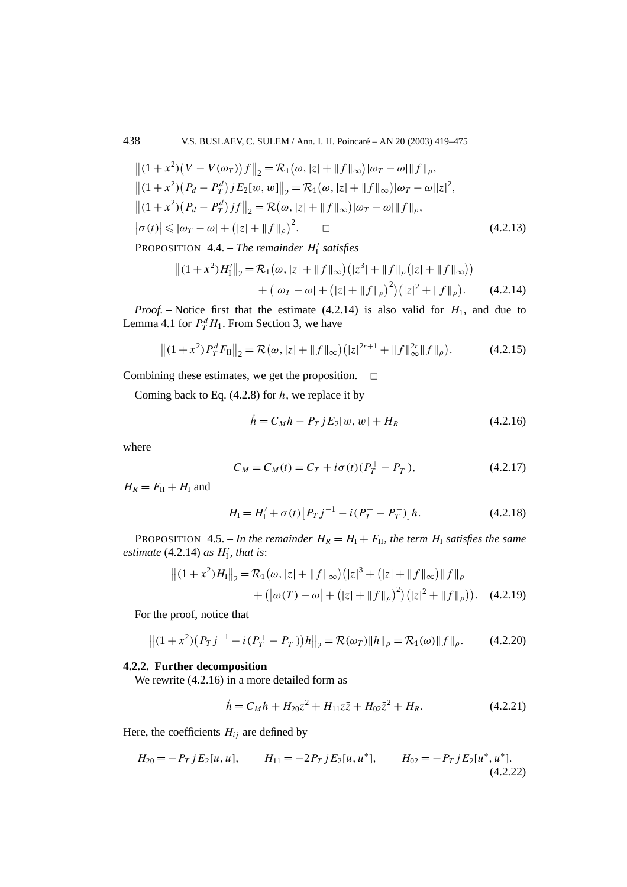$$
\begin{aligned}
&\left\|(1+x^2)\big(V-V(\omega_T)\big)f\right\|_2=\mathcal{R}_1\big(\omega,|z|+\|f\|_\infty\big)|\omega_T-\omega|\|f\|_\rho,\\
&\left\|(1+x^2)\big(P_d-P_T^d\big)jE_2[w,w]\right\|_2=\mathcal{R}_1\big(\omega,|z|+\|f\|_\infty\big)|\omega_T-\omega||z|^2,\\
&\left\|(1+x^2)\big(P_d-P_T^d\big)jf\right\|_2=\mathcal{R}\big(\omega,|z|+\|f\|_\infty\big)|\omega_T-\omega|\|f\|_\rho,\\
&\left|\sigma(t)\right|\leqslant|\omega_T-\omega|+\big(|z|+\|f\|_\rho\big)^2. \qquad \square
\end{aligned}
\tag{4.2.13}
$$

PROPOSITION 4.4. – *The remainder $H_{\mathrm{I}}'$ satisfies*

$$
\begin{aligned}
\left\|(1+x^2)H_{\mathrm{I}}'\right\|_2=&\ \mathcal{R}_1\big(\omega,|z|+\|f\|_\infty\big)\big(|z^3|+\|f\|_\rho\big(|z|+\|f\|_\infty\big)\big)\\
&+\big(|\omega_T-\omega|+\big(|z|+\|f\|_\rho\big)^2\big)\big(|z|^2+\|f\|_\rho\big).
\end{aligned}
\tag{4.2.14}
$$

*Proof.* – Notice first that the estimate (4.2.14) is also valid for $H_1$, and due to Lemma 4.1 for $P_T^d H_1$. From Section 3, we have

$$
\left\|(1+x^2)P_T^dF_{\mathrm{II}}\right\|_2=\mathcal{R}\big(\omega,|z|+\|f\|_\infty\big)\big(|z|^{2r+1}+\|f\|_\infty^{2r}\|f\|_\rho\big).
\tag{4.2.15}
$$

Combining these estimates, we get the proposition. $\square$

Coming back to Eq. (4.2.8) for $h$, we replace it by

$$
\dot h=C_Mh-P_TjE_2[w,w]+H_R
\tag{4.2.16}
$$

where

$$
C_M=C_M(t)=C_T+i\sigma(t)(P_T^+-P_T^-),
\tag{4.2.17}
$$

$H_R=F_{\mathrm{II}}+H_{\mathrm{I}}$ and

$$
H_{\mathrm{I}}=H_{\mathrm{I}}'+\sigma(t)\big[P_Tj^{-1}-i(P_T^+-P_T^-)\big]h.
\tag{4.2.18}
$$

PROPOSITION 4.5. – *In the remainder $H_R=H_{\mathrm{I}}+F_{\mathrm{II}}$, the term $H_{\mathrm{I}}$ satisfies the same estimate* (4.2.14) *as $H_{\mathrm{I}}'$, that is*:

$$
\begin{aligned}
\left\|(1+x^2)H_{\mathrm{I}}\right\|_2=&\ \mathcal{R}_1\big(\omega,|z|+\|f\|_\infty\big)\big(|z|^3+\big(|z|+\|f\|_\infty\big)\|f\|_\rho\\
&+\big(\left|\omega(T)-\omega\right|+\big(|z|+\|f\|_\rho\big)^2\big)\big(|z|^2+\|f\|_\rho\big)\big).
\end{aligned}
\tag{4.2.19}
$$

For the proof, notice that

$$
\left\|(1+x^2)\big(P_Tj^{-1}-i(P_T^+-P_T^-)\big)h\right\|_2=\mathcal{R}(\omega_T)\|h\|_\rho=\mathcal{R}_1(\omega)\|f\|_\rho.
\tag{4.2.20}
$$

#### 4.2.2. Further decomposition

We rewrite (4.2.16) in a more detailed form as

$$
\dot h=C_Mh+H_{20}z^2+H_{11}z\bar z+H_{02}\bar z^2+H_R.
\tag{4.2.21}
$$

Here, the coefficients $H_{ij}$ are defined by

$$
H_{20}=-P_TjE_2[u,u],\qquad H_{11}=-2P_TjE_2[u,u^*],\qquad H_{02}=-P_TjE_2[u^*,u^*].
\tag{4.2.22}
$$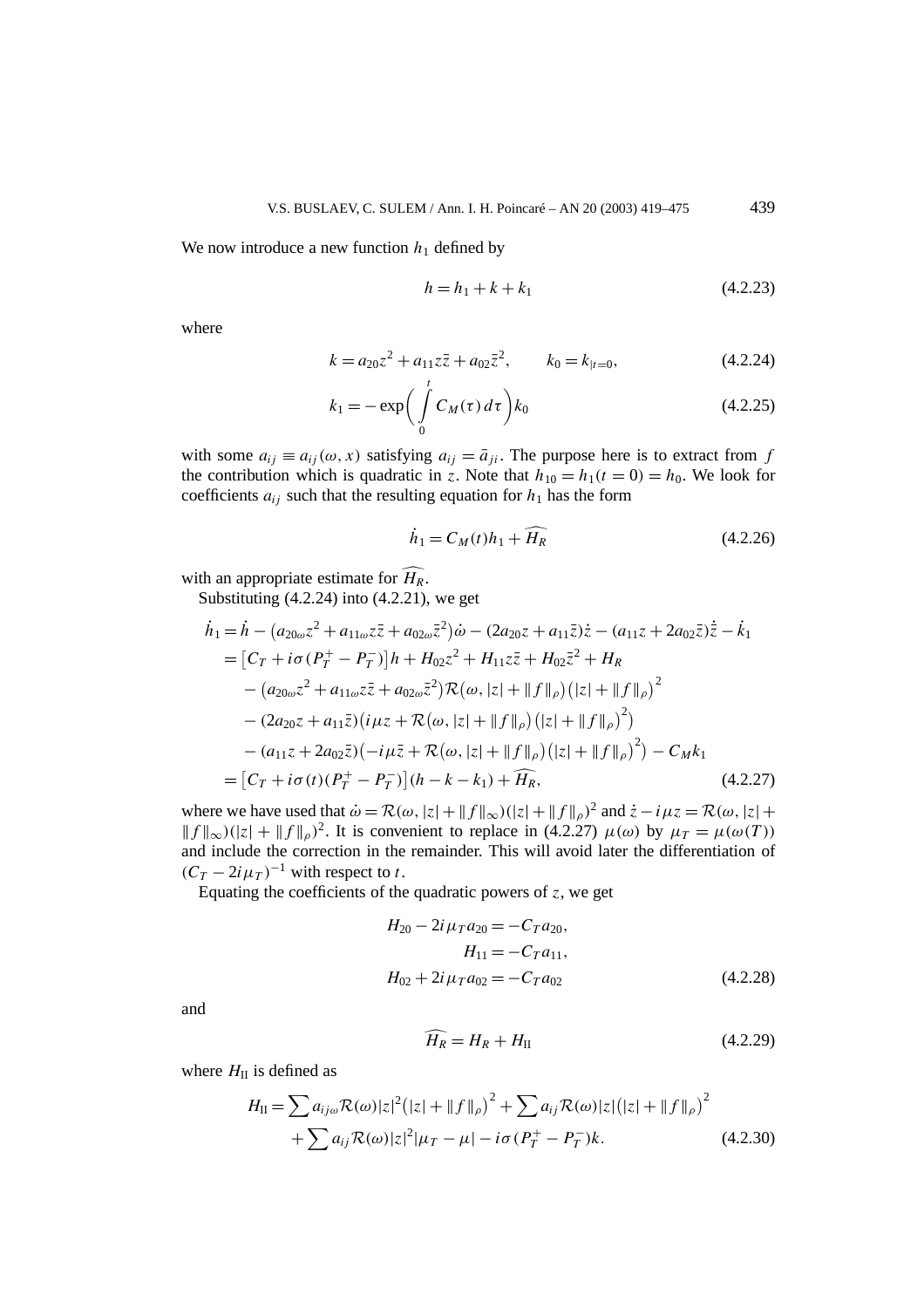We now introduce a new function $h_1$ defined by

$$h = h_1 + k + k_1 \tag{4.2.23}$$

where

$$k = a_{20}z^2 + a_{11}z\bar{z} + a_{02}\bar{z}^2, \qquad k_0 = k_{|t=0}, \tag{4.2.24}$$

$$k_1 = -\exp\left(\int_0^t C_M(\tau)\,d\tau\right)k_0 \tag{4.2.25}$$

with some $a_{ij} \equiv a_{ij}(\omega, x)$ satisfying $a_{ij} = \bar{a}_{ji}$. The purpose here is to extract from $f$ the contribution which is quadratic in $z$. Note that $h_{10} = h_1(t=0) = h_0$. We look for coefficients $a_{ij}$ such that the resulting equation for $h_1$ has the form

$$\dot{h}_1 = C_M(t)h_1 + \widehat{H_R} \tag{4.2.26}$$

with an appropriate estimate for $\widehat{H_R}$.

Substituting (4.2.24) into (4.2.21), we get

$$\begin{aligned}
\dot{h}_1 &= \dot{h} - \left(a_{20\omega}z^2 + a_{11\omega}z\bar{z} + a_{02\omega}\bar{z}^2\right)\dot{\omega} - (2a_{20}z + a_{11}\bar{z})\dot{z} - (a_{11}z + 2a_{02}\bar{z})\dot{\bar{z}} - \dot{k}_1 \\
&= \left[C_T + i\sigma(P_T^+ - P_T^-)\right]h + H_{02}z^2 + H_{11}z\bar{z} + H_{02}\bar{z}^2 + H_R \\
&\quad - \left(a_{20\omega}z^2 + a_{11\omega}z\bar{z} + a_{02\omega}\bar{z}^2\right)\mathcal{R}\left(\omega, |z| + \|f\|_\rho\right)\left(|z| + \|f\|_\rho\right)^2 \\
&\quad - (2a_{20}z + a_{11}\bar{z})\left(i\mu z + \mathcal{R}\left(\omega, |z| + \|f\|_\rho\right)\left(|z| + \|f\|_\rho\right)^2\right) \\
&\quad - (a_{11}z + 2a_{02}\bar{z})\left(-i\mu\bar{z} + \mathcal{R}\left(\omega, |z| + \|f\|_\rho\right)\left(|z| + \|f\|_\rho\right)^2\right) - C_M k_1 \\
&= \left[C_T + i\sigma(t)(P_T^+ - P_T^-)\right](h - k - k_1) + \widehat{H_R},
\end{aligned} \tag{4.2.27}$$

where we have used that $\dot{\omega} = \mathcal{R}(\omega, |z| + \|f\|_\infty)(|z| + \|f\|_\rho)^2$ and $\dot{z} - i\mu z = \mathcal{R}(\omega, |z| + \|f\|_\infty)(|z| + \|f\|_\rho)^2$. It is convenient to replace in (4.2.27) $\mu(\omega)$ by $\mu_T = \mu(\omega(T))$ and include the correction in the remainder. This will avoid later the differentiation of $(C_T - 2i\mu_T)^{-1}$ with respect to $t$.

Equating the coefficients of the quadratic powers of $z$, we get

$$\begin{aligned}
H_{20} - 2i\mu_T a_{20} &= -C_T a_{20}, \\
H_{11} &= -C_T a_{11}, \\
H_{02} + 2i\mu_T a_{02} &= -C_T a_{02}
\end{aligned} \tag{4.2.28}$$

and

$$\widehat{H_R} = H_R + H_{\mathrm{II}} \tag{4.2.29}$$

where $H_{\mathrm{II}}$ is defined as

$$\begin{aligned}
H_{\mathrm{II}} &= \sum a_{ij\omega}\mathcal{R}(\omega)|z|^2\left(|z| + \|f\|_\rho\right)^2 + \sum a_{ij}\mathcal{R}(\omega)|z|\left(|z| + \|f\|_\rho\right)^2 \\
&\quad + \sum a_{ij}\mathcal{R}(\omega)|z|^2|\mu_T - \mu| - i\sigma(P_T^+ - P_T^-)k.
\end{aligned} \tag{4.2.30}$$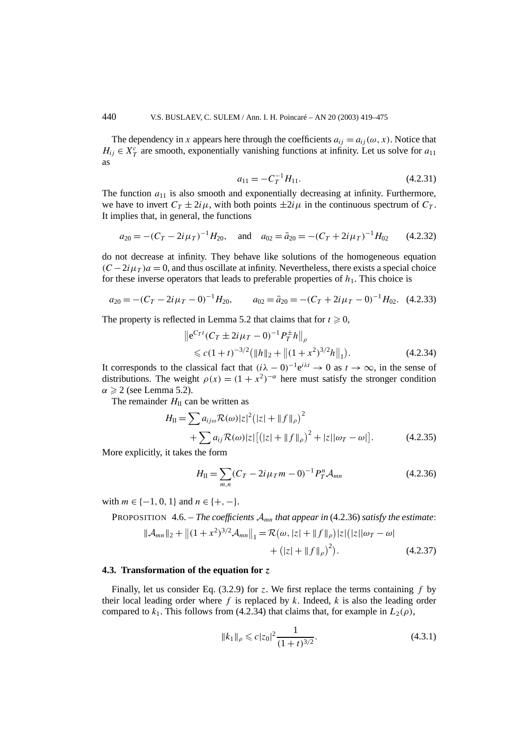The dependency in $x$ appears here through the coefficients $a_{ij} = a_{ij}(\omega, x)$. Notice that $H_{ij} \in X_T^c$ are smooth, exponentially vanishing functions at infinity. Let us solve for $a_{11}$ as

$$a_{11} = -C_T^{-1} H_{11}. \tag{4.2.31}$$

The function $a_{11}$ is also smooth and exponentially decreasing at infinity. Furthermore, we have to invert $C_T \pm 2i\mu$, with both points $\pm 2i\mu$ in the continuous spectrum of $C_T$. It implies that, in general, the functions

$$a_{20} = -(C_T - 2i\mu_T)^{-1} H_{20}, \quad \text{and} \quad a_{02} = \bar{a}_{20} = -(C_T + 2i\mu_T)^{-1} H_{02} \tag{4.2.32}$$

do not decrease at infinity. They behave like solutions of the homogeneous equation $(C - 2i\mu_T)a = 0$, and thus oscillate at infinity. Nevertheless, there exists a special choice for these inverse operators that leads to preferable properties of $h_1$. This choice is

$$a_{20} = -(C_T - 2i\mu_T - 0)^{-1} H_{20}, \qquad a_{02} = \bar{a}_{20} = -(C_T + 2i\mu_T - 0)^{-1} H_{02}. \tag{4.2.33}$$

The property is reflected in Lemma 5.2 that claims that for $t \geqslant 0$,

$$\begin{aligned} &\left\| e^{C_T t} (C_T \pm 2i\mu_T - 0)^{-1} P_T^{\pm} h \right\|_\rho \\ &\quad \leqslant c(1+t)^{-3/2} \left( \|h\|_2 + \left\|(1+x^2)^{3/2} h\right\|_1 \right). \end{aligned} \tag{4.2.34}$$

It corresponds to the classical fact that $(i\lambda - 0)^{-1} e^{i\lambda t} \to 0$ as $t \to \infty$, in the sense of distributions. The weight $\rho(x) = (1+x^2)^{-\alpha}$ here must satisfy the stronger condition $\alpha \geqslant 2$ (see Lemma 5.2).

The remainder $H_{\mathrm{II}}$ can be written as

$$\begin{aligned} H_{\mathrm{II}} &= \sum a_{ij\omega} \mathcal{R}(\omega) |z|^2 \left( |z| + \|f\|_\rho \right)^2 \\ &\quad + \sum a_{ij} \mathcal{R}(\omega) |z| \left[ \left( |z| + \|f\|_\rho \right)^2 + |z| |\omega_T - \omega| \right]. \end{aligned} \tag{4.2.35}$$

More explicitly, it takes the form

$$H_{\mathrm{II}} = \sum_{m,n} (C_T - 2i\mu_T m - 0)^{-1} P_T^n \mathcal{A}_{mn} \tag{4.2.36}$$

with $m \in \{-1, 0, 1\}$ and $n \in \{+, -\}$.

PROPOSITION 4.6. – *The coefficients $\mathcal{A}_{mn}$ that appear in* (4.2.36) *satisfy the estimate*:

$$\begin{aligned} \|\mathcal{A}_{mn}\|_2 + \left\|(1+x^2)^{3/2} \mathcal{A}_{mn}\right\|_1 = \mathcal{R}\left(\omega, |z| + \|f\|_\rho\right) |z| \big( &|z| |\omega_T - \omega| \\ &+ \left(|z| + \|f\|_\rho\right)^2 \big). \end{aligned} \tag{4.2.37}$$

### 4.3. Transformation of the equation for $z$

Finally, let us consider Eq. (3.2.9) for $z$. We first replace the terms containing $f$ by their local leading order where $f$ is replaced by $k$. Indeed, $k$ is also the leading order compared to $k_1$. This follows from (4.2.34) that claims that, for example in $L_2(\rho)$,

$$\|k_1\|_\rho \leqslant c|z_0|^2 \frac{1}{(1+t)^{3/2}}. \tag{4.3.1}$$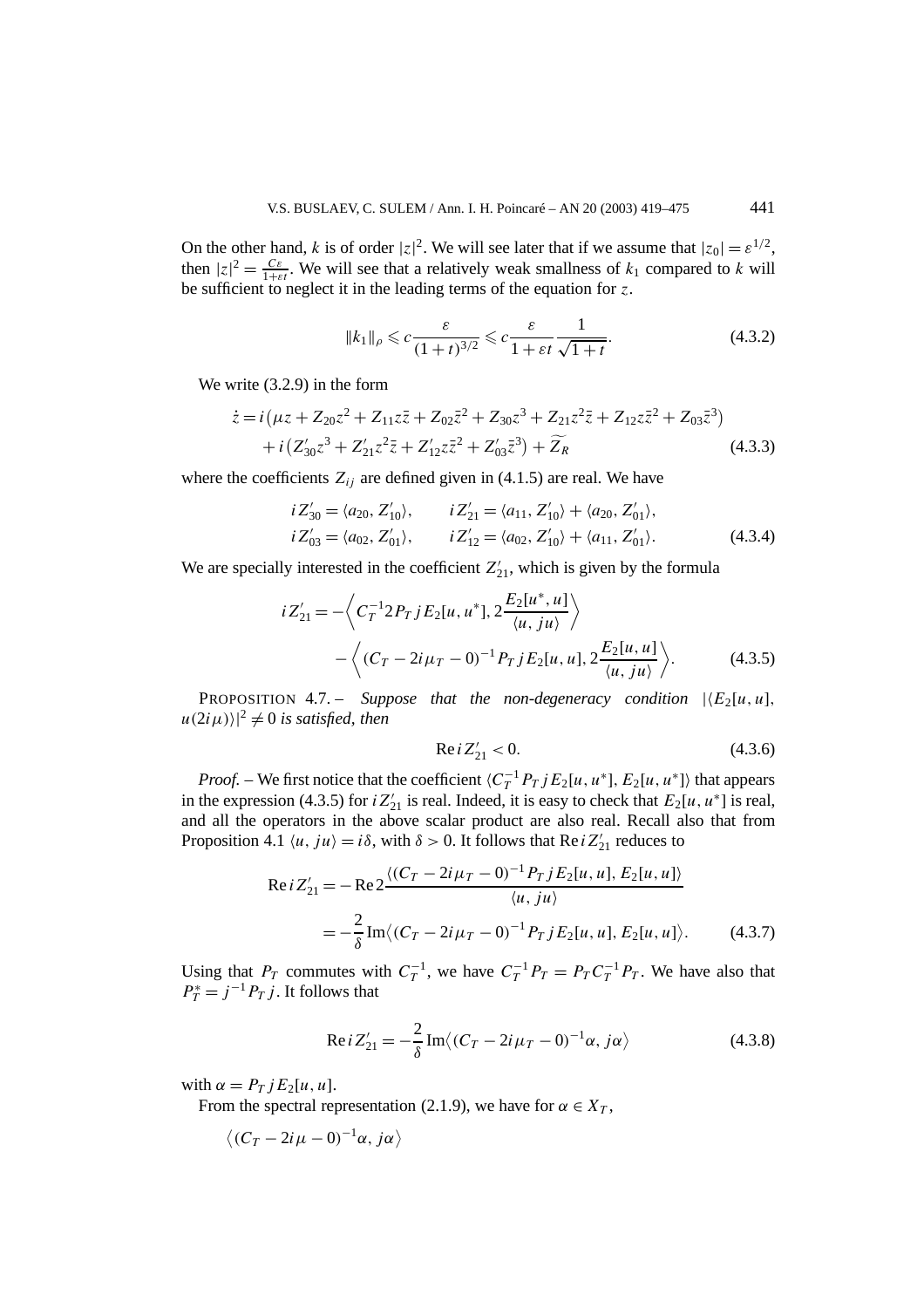On the other hand, $k$ is of order $|z|^2$. We will see later that if we assume that $|z_0| = \varepsilon^{1/2}$, then $|z|^2 = \frac{C\varepsilon}{1+\varepsilon t}$. We will see that a relatively weak smallness of $k_1$ compared to $k$ will be sufficient to neglect it in the leading terms of the equation for $z$.

$$\|k_1\|_\rho \leqslant c\frac{\varepsilon}{(1+t)^{3/2}} \leqslant c\frac{\varepsilon}{1+\varepsilon t}\frac{1}{\sqrt{1+t}}. \tag{4.3.2}$$

We write (3.2.9) in the form

$$\begin{aligned}\dot{z} &= i\left(\mu z + Z_{20}z^2 + Z_{11}z\bar{z} + Z_{02}\bar{z}^2 + Z_{30}z^3 + Z_{21}z^2\bar{z} + Z_{12}z\bar{z}^2 + Z_{03}\bar{z}^3\right) \\ &\quad + i\left(Z'_{30}z^3 + Z'_{21}z^2\bar{z} + Z'_{12}z\bar{z}^2 + Z'_{03}\bar{z}^3\right) + \widetilde{Z_R}\end{aligned} \tag{4.3.3}$$

where the coefficients $Z_{ij}$ are defined given in (4.1.5) are real. We have

$$\begin{aligned}iZ'_{30} &= \langle a_{20}, Z'_{10}\rangle, \qquad iZ'_{21} = \langle a_{11}, Z'_{10}\rangle + \langle a_{20}, Z'_{01}\rangle, \\ iZ'_{03} &= \langle a_{02}, Z'_{01}\rangle, \qquad iZ'_{12} = \langle a_{02}, Z'_{10}\rangle + \langle a_{11}, Z'_{01}\rangle.\end{aligned} \tag{4.3.4}$$

We are specially interested in the coefficient $Z'_{21}$, which is given by the formula

$$\begin{aligned}iZ'_{21} &= -\left\langle C_T^{-1}2P_T jE_2[u,u^*], 2\frac{E_2[u^*,u]}{\langle u, ju\rangle}\right\rangle \\ &\quad - \left\langle (C_T - 2i\mu_T - 0)^{-1}P_T jE_2[u,u], 2\frac{E_2[u,u]}{\langle u, ju\rangle}\right\rangle.\end{aligned} \tag{4.3.5}$$

PROPOSITION 4.7. – *Suppose that the non-degeneracy condition* $|\langle E_2[u,u], u(2i\mu)\rangle|^2 \neq 0$ *is satisfied, then*

$$\operatorname{Re} iZ'_{21} < 0. \tag{4.3.6}$$

*Proof.* – We first notice that the coefficient $\langle C_T^{-1}P_T jE_2[u,u^*], E_2[u,u^*]\rangle$ that appears in the expression (4.3.5) for $iZ'_{21}$ is real. Indeed, it is easy to check that $E_2[u,u^*]$ is real, and all the operators in the above scalar product are also real. Recall also that from Proposition 4.1 $\langle u, ju\rangle = i\delta$, with $\delta > 0$. It follows that $\operatorname{Re} iZ'_{21}$ reduces to

$$\begin{aligned}\operatorname{Re} iZ'_{21} &= -\operatorname{Re} 2\frac{\langle (C_T - 2i\mu_T - 0)^{-1}P_T jE_2[u,u], E_2[u,u]\rangle}{\langle u, ju\rangle} \\ &= -\frac{2}{\delta}\operatorname{Im}\left\langle (C_T - 2i\mu_T - 0)^{-1}P_T jE_2[u,u], E_2[u,u]\right\rangle.\end{aligned} \tag{4.3.7}$$

Using that $P_T$ commutes with $C_T^{-1}$, we have $C_T^{-1}P_T = P_T C_T^{-1}P_T$. We have also that $P_T^* = j^{-1}P_T j$. It follows that

$$\operatorname{Re} iZ'_{21} = -\frac{2}{\delta}\operatorname{Im}\left\langle (C_T - 2i\mu_T - 0)^{-1}\alpha, j\alpha\right\rangle \tag{4.3.8}$$

with $\alpha = P_T jE_2[u,u]$.

From the spectral representation (2.1.9), we have for $\alpha \in X_T$,

$$\left\langle (C_T - 2i\mu - 0)^{-1}\alpha, j\alpha\right\rangle$$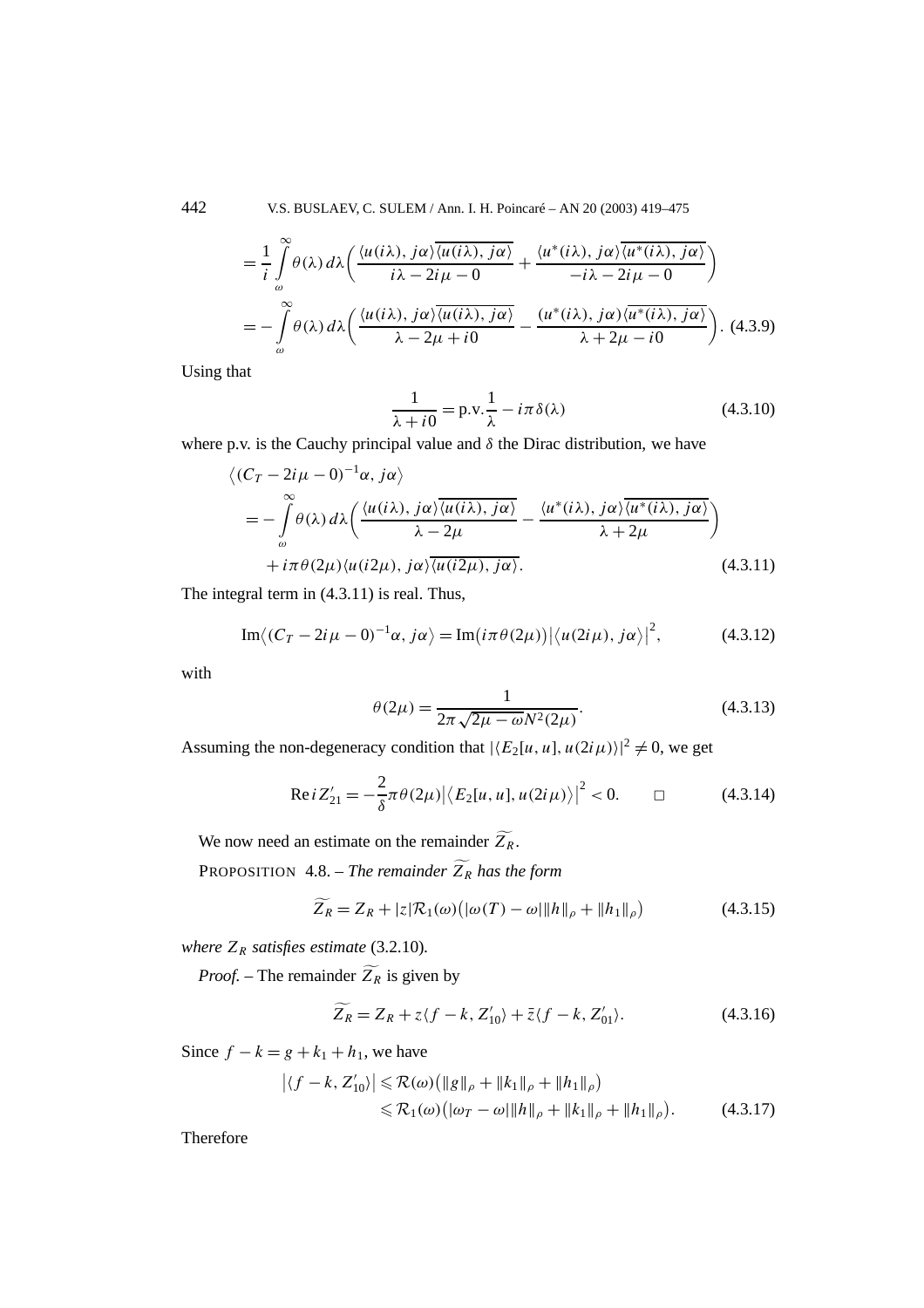$$= \frac{1}{i}\int_{\omega}^{\infty} \theta(\lambda)\, d\lambda \left( \frac{\langle u(i\lambda), j\alpha\rangle \overline{\langle u(i\lambda), j\alpha\rangle}}{i\lambda - 2i\mu - 0} + \frac{\langle u^*(i\lambda), j\alpha\rangle \overline{\langle u^*(i\lambda), j\alpha\rangle}}{-i\lambda - 2i\mu - 0} \right)$$

$$= -\int_{\omega}^{\infty} \theta(\lambda)\, d\lambda \left( \frac{\langle u(i\lambda), j\alpha\rangle \overline{\langle u(i\lambda), j\alpha\rangle}}{\lambda - 2\mu + i0} - \frac{(u^*(i\lambda), j\alpha) \overline{\langle u^*(i\lambda), j\alpha\rangle}}{\lambda + 2\mu - i0} \right). \quad (4.3.9)$$

Using that

$$\frac{1}{\lambda + i0} = \text{p.v.}\frac{1}{\lambda} - i\pi\delta(\lambda) \quad (4.3.10)$$

where p.v. is the Cauchy principal value and $\delta$ the Dirac distribution, we have

$$\begin{aligned}
&\left\langle (C_T - 2i\mu - 0)^{-1}\alpha, j\alpha \right\rangle \\
&\quad = -\int_{\omega}^{\infty} \theta(\lambda)\, d\lambda \left( \frac{\langle u(i\lambda), j\alpha\rangle \overline{\langle u(i\lambda), j\alpha\rangle}}{\lambda - 2\mu} - \frac{\langle u^*(i\lambda), j\alpha\rangle \overline{\langle u^*(i\lambda), j\alpha\rangle}}{\lambda + 2\mu} \right) \\
&\qquad + i\pi\theta(2\mu)\langle u(i2\mu), j\alpha\rangle \overline{\langle u(i2\mu), j\alpha\rangle}.
\end{aligned} \quad (4.3.11)$$

The integral term in (4.3.11) is real. Thus,

$$\text{Im}\left\langle (C_T - 2i\mu - 0)^{-1}\alpha, j\alpha \right\rangle = \text{Im}\big(i\pi\theta(2\mu)\big)\left|\langle u(2i\mu), j\alpha\rangle\right|^2, \quad (4.3.12)$$

with

$$\theta(2\mu) = \frac{1}{2\pi\sqrt{2\mu - \omega}N^2(2\mu)}. \quad (4.3.13)$$

Assuming the non-degeneracy condition that $|\langle E_2[u,u], u(2i\mu)\rangle|^2 \neq 0$, we get

$$\text{Re}\, iZ'_{21} = -\frac{2}{\delta}\pi\theta(2\mu)\left|\langle E_2[u,u], u(2i\mu)\rangle\right|^2 < 0. \qquad \square \quad (4.3.14)$$

We now need an estimate on the remainder $\widetilde{Z_R}$.

PROPOSITION 4.8. – *The remainder $\widetilde{Z_R}$ has the form*

$$\widetilde{Z_R} = Z_R + |z|\mathcal{R}_1(\omega)\big(|\omega(T) - \omega|\|h\|_\rho + \|h_1\|_\rho\big) \quad (4.3.15)$$

*where $Z_R$ satisfies estimate* (3.2.10)*.*

*Proof.* – The remainder $\widetilde{Z_R}$ is given by

$$\widetilde{Z_R} = Z_R + z\langle f - k, Z'_{10}\rangle + \bar{z}\langle f - k, Z'_{01}\rangle. \quad (4.3.16)$$

Since $f - k = g + k_1 + h_1$, we have

$$\begin{aligned}
\left|\langle f - k, Z'_{10}\rangle\right| &\leqslant \mathcal{R}(\omega)\big(\|g\|_\rho + \|k_1\|_\rho + \|h_1\|_\rho\big) \\
&\leqslant \mathcal{R}_1(\omega)\big(|\omega_T - \omega|\|h\|_\rho + \|k_1\|_\rho + \|h_1\|_\rho\big).
\end{aligned} \quad (4.3.17)$$

Therefore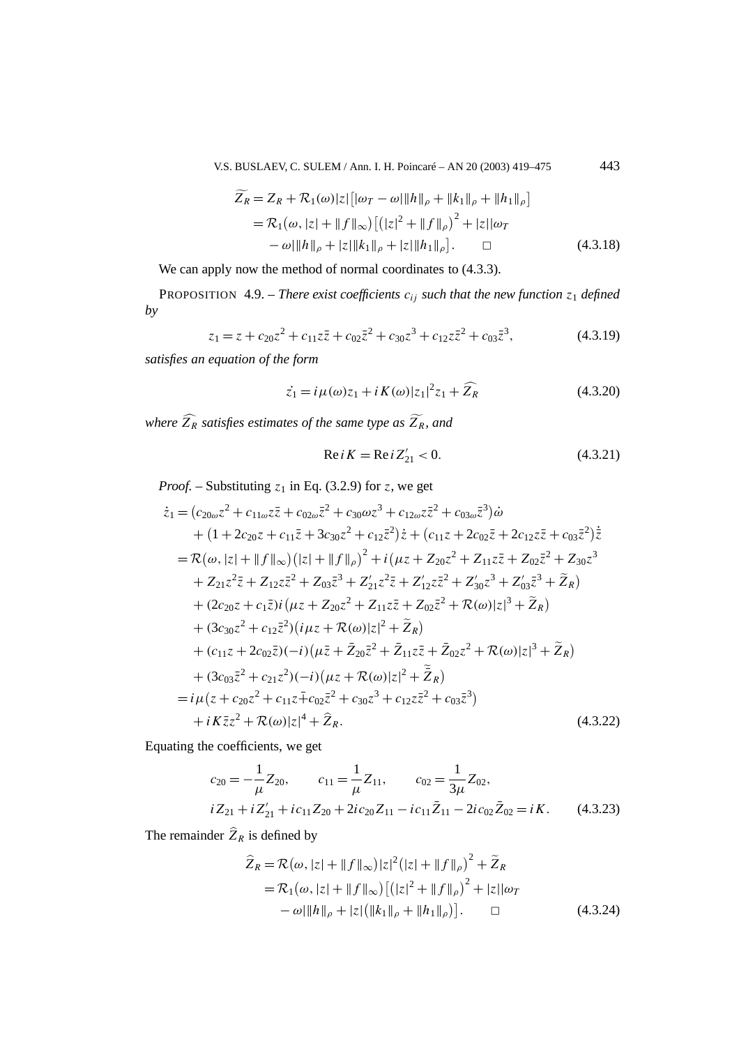$$
\begin{aligned}
\widetilde{Z_R} &= Z_R + \mathcal{R}_1(\omega)|z|\big[|\omega_T - \omega|\|h\|_\rho + \|k_1\|_\rho + \|h_1\|_\rho\big] \\
&= \mathcal{R}_1\big(\omega, |z| + \|f\|_\infty\big)\big[\big(|z|^2 + \|f\|_\rho\big)^2 + |z||\omega_T \\
&\quad - \omega|\|h\|_\rho + |z|\|k_1\|_\rho + |z|\|h_1\|_\rho\big]. \qquad \square
\end{aligned}
\tag{4.3.18}
$$

We can apply now the method of normal coordinates to (4.3.3).

PROPOSITION 4.9. – *There exist coefficients $c_{ij}$ such that the new function $z_1$ defined by*

$$
z_1 = z + c_{20}z^2 + c_{11}z\bar{z} + c_{02}\bar{z}^2 + c_{30}z^3 + c_{12}z\bar{z}^2 + c_{03}\bar{z}^3, \tag{4.3.19}
$$

*satisfies an equation of the form*

$$
\dot{z_1} = i\mu(\omega)z_1 + iK(\omega)|z_1|^2 z_1 + \widehat{Z_R} \tag{4.3.20}
$$

*where $\widehat{Z_R}$ satisfies estimates of the same type as $\widetilde{Z_R}$, and*

$$
\operatorname{Re} iK = \operatorname{Re} iZ'_{21} < 0. \tag{4.3.21}
$$

*Proof.* – Substituting $z_1$ in Eq. (3.2.9) for $z$, we get

$$
\begin{aligned}
\dot{z}_1 &= \big(c_{20\omega}z^2 + c_{11\omega}z\bar{z} + c_{02\omega}\bar{z}^2 + c_{30}\omega z^3 + c_{12\omega}z\bar{z}^2 + c_{03\omega}\bar{z}^3\big)\dot{\omega} \\
&\quad + \big(1 + 2c_{20}z + c_{11}\bar{z} + 3c_{30}z^2 + c_{12}\bar{z}^2\big)\dot{z} + \big(c_{11}z + 2c_{02}\bar{z} + 2c_{12}z\bar{z} + c_{03}\bar{z}^2\big)\dot{\bar{z}} \\
&= \mathcal{R}\big(\omega, |z| + \|f\|_\infty\big)\big(|z| + \|f\|_\rho\big)^2 + i\big(\mu z + Z_{20}z^2 + Z_{11}z\bar{z} + Z_{02}\bar{z}^2 + Z_{30}z^3 \\
&\quad + Z_{21}z^2\bar{z} + Z_{12}z\bar{z}^2 + Z_{03}\bar{z}^3 + Z'_{21}z^2\bar{z} + Z'_{12}z\bar{z}^2 + Z'_{30}z^3 + Z'_{03}\bar{z}^3 + \widetilde{Z}_R\big) \\
&\quad + (2c_{20}z + c_1\bar{z})i\big(\mu z + Z_{20}z^2 + Z_{11}z\bar{z} + Z_{02}\bar{z}^2 + \mathcal{R}(\omega)|z|^3 + \widetilde{Z}_R\big) \\
&\quad + (3c_{30}z^2 + c_{12}\bar{z}^2)\big(i\mu z + \mathcal{R}(\omega)|z|^2 + \widetilde{Z}_R\big) \\
&\quad + (c_{11}z + 2c_{02}\bar{z})(-i)\big(\mu\bar{z} + \bar{Z}_{20}\bar{z}^2 + \bar{Z}_{11}z\bar{z} + \bar{Z}_{02}z^2 + \mathcal{R}(\omega)|z|^3 + \widetilde{Z}_R\big) \\
&\quad + (3c_{03}\bar{z}^2 + c_{21}z^2)(-i)\big(\mu z + \mathcal{R}(\omega)|z|^2 + \bar{\widetilde{Z}}_R\big) \\
&= i\mu\big(z + c_{20}z^2 + c_{11}z\bar{+}c_{02}\bar{z}^2 + c_{30}z^3 + c_{12}z\bar{z}^2 + c_{03}\bar{z}^3\big) \\
&\quad + iK\bar{z}z^2 + \mathcal{R}(\omega)|z|^4 + \widehat{Z}_R.
\end{aligned}
\tag{4.3.22}
$$

Equating the coefficients, we get

$$
\begin{aligned}
&c_{20} = -\frac{1}{\mu}Z_{20}, \qquad c_{11} = \frac{1}{\mu}Z_{11}, \qquad c_{02} = \frac{1}{3\mu}Z_{02}, \\
&iZ_{21} + iZ'_{21} + ic_{11}Z_{20} + 2ic_{20}Z_{11} - ic_{11}\bar{Z}_{11} - 2ic_{02}\bar{Z}_{02} = iK.
\end{aligned}
\tag{4.3.23}
$$

The remainder $\widehat{Z}_R$ is defined by

$$
\begin{aligned}
\widehat{Z}_R &= \mathcal{R}\big(\omega, |z| + \|f\|_\infty\big)|z|^2\big(|z| + \|f\|_\rho\big)^2 + \widetilde{Z}_R \\
&= \mathcal{R}_1\big(\omega, |z| + \|f\|_\infty\big)\big[\big(|z|^2 + \|f\|_\rho\big)^2 + |z||\omega_T \\
&\quad - \omega|\|h\|_\rho + |z|\big(\|k_1\|_\rho + \|h_1\|_\rho\big)\big]. \qquad \square
\end{aligned}
\tag{4.3.24}
$$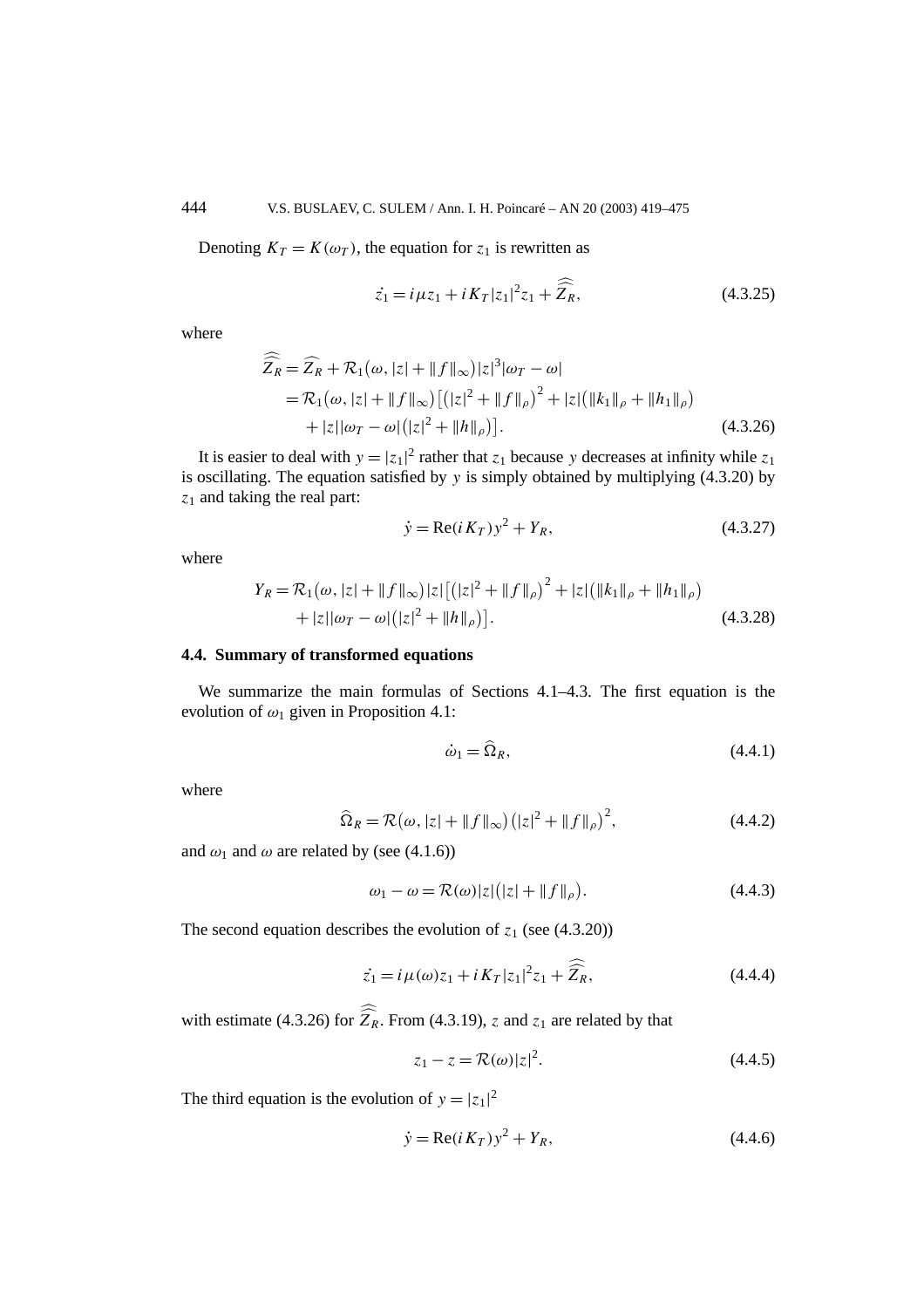Denoting $K_T = K(\omega_T)$, the equation for $z_1$ is rewritten as

$$\dot{z_1} = i\mu z_1 + iK_T|z_1|^2 z_1 + \widehat{\widehat{Z_R}}, \tag{4.3.25}$$

where

$$\begin{aligned}
\widehat{\widehat{Z_R}} &= \widehat{Z_R} + \mathcal{R}_1\big(\omega, |z| + \|f\|_\infty\big)|z|^3|\omega_T - \omega| \\
&= \mathcal{R}_1\big(\omega, |z| + \|f\|_\infty\big)\big[\big(|z|^2 + \|f\|_\rho\big)^2 + |z|\big(\|k_1\|_\rho + \|h_1\|_\rho\big) \\
&\quad + |z||\omega_T - \omega|\big(|z|^2 + \|h\|_\rho\big)\big].
\end{aligned} \tag{4.3.26}$$

It is easier to deal with $y = |z_1|^2$ rather that $z_1$ because $y$ decreases at infinity while $z_1$ is oscillating. The equation satisfied by $y$ is simply obtained by multiplying (4.3.20) by $z_1$ and taking the real part:

$$\dot{y} = \mathrm{Re}(iK_T)y^2 + Y_R, \tag{4.3.27}$$

where

$$\begin{aligned}
Y_R = \mathcal{R}_1\big(\omega, |z| + \|f\|_\infty\big)|z|\big[\big(|z|^2 + \|f\|_\rho\big)^2 + |z|\big(\|k_1\|_\rho + \|h_1\|_\rho\big) \\
+ |z||\omega_T - \omega|\big(|z|^2 + \|h\|_\rho\big)\big].
\end{aligned} \tag{4.3.28}$$

### 4.4. Summary of transformed equations

We summarize the main formulas of Sections 4.1–4.3. The first equation is the evolution of $\omega_1$ given in Proposition 4.1:

$$\dot{\omega}_1 = \widehat{\Omega}_R, \tag{4.4.1}$$

where

$$\widehat{\Omega}_R = \mathcal{R}\big(\omega, |z| + \|f\|_\infty\big)\big(|z|^2 + \|f\|_\rho\big)^2, \tag{4.4.2}$$

and $\omega_1$ and $\omega$ are related by (see (4.1.6))

$$\omega_1 - \omega = \mathcal{R}(\omega)|z|\big(|z| + \|f\|_\rho\big). \tag{4.4.3}$$

The second equation describes the evolution of $z_1$ (see (4.3.20))

$$\dot{z_1} = i\mu(\omega)z_1 + iK_T|z_1|^2 z_1 + \widehat{\widehat{Z_R}}, \tag{4.4.4}$$

with estimate (4.3.26) for $\widehat{\widehat{Z_R}}$. From (4.3.19), $z$ and $z_1$ are related by that

$$z_1 - z = \mathcal{R}(\omega)|z|^2. \tag{4.4.5}$$

The third equation is the evolution of $y = |z_1|^2$

$$\dot{y} = \mathrm{Re}(iK_T)y^2 + Y_R, \tag{4.4.6}$$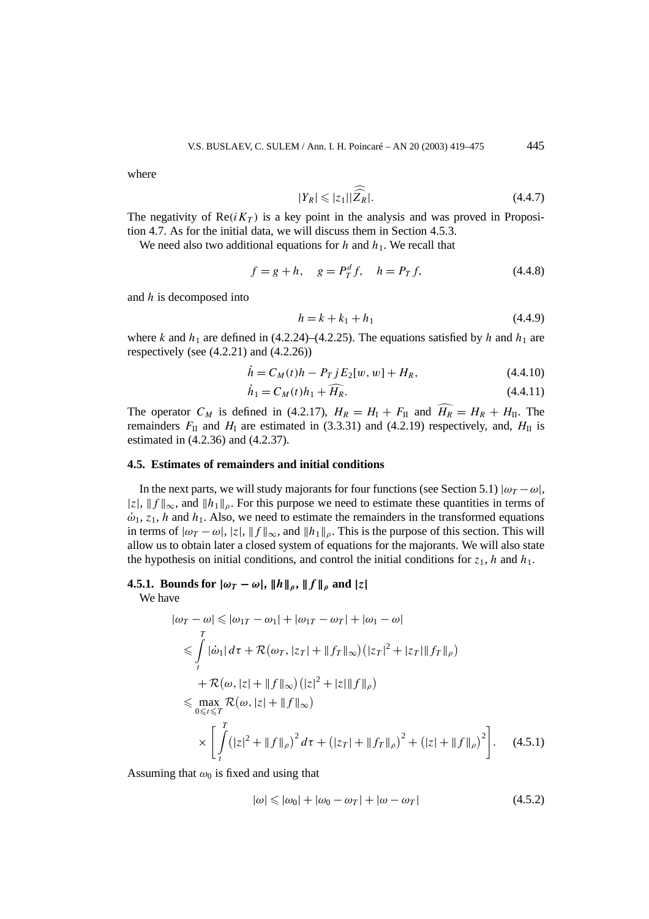where

$$|Y_R| \leqslant |z_1||\widehat{\widehat{Z_R}}|. \tag{4.4.7}$$

The negativity of $\mathrm{Re}(iK_T)$ is a key point in the analysis and was proved in Proposition 4.7. As for the initial data, we will discuss them in Section 4.5.3.

We need also two additional equations for $h$ and $h_1$. We recall that

$$f = g + h, \quad g = P_T^d f, \quad h = P_T f, \tag{4.4.8}$$

and $h$ is decomposed into

$$h = k + k_1 + h_1 \tag{4.4.9}$$

where $k$ and $h_1$ are defined in (4.2.24)–(4.2.25). The equations satisfied by $h$ and $h_1$ are respectively (see (4.2.21) and (4.2.26))

$$\dot{h} = C_M(t)h - P_T j E_2[w, w] + H_R, \tag{4.4.10}$$

$$\dot{h}_1 = C_M(t)h_1 + \widehat{H_R}. \tag{4.4.11}$$

The operator $C_M$ is defined in (4.2.17), $H_R = H_{\mathrm{I}} + F_{\mathrm{II}}$ and $\widehat{H_R} = H_R + H_{\mathrm{II}}$. The remainders $F_{\mathrm{II}}$ and $H_{\mathrm{I}}$ are estimated in (3.3.31) and (4.2.19) respectively, and, $H_{\mathrm{II}}$ is estimated in (4.2.36) and (4.2.37).

### 4.5. Estimates of remainders and initial conditions

In the next parts, we will study majorants for four functions (see Section 5.1) $|\omega_T - \omega|$, $|z|$, $\|f\|_\infty$, and $\|h_1\|_\rho$. For this purpose we need to estimate these quantities in terms of $\dot{\omega}_1$, $z_1$, $h$ and $h_1$. Also, we need to estimate the remainders in the transformed equations in terms of $|\omega_T - \omega|$, $|z|$, $\|f\|_\infty$, and $\|h_1\|_\rho$. This is the purpose of this section. This will allow us to obtain later a closed system of equations for the majorants. We will also state the hypothesis on initial conditions, and control the initial conditions for $z_1$, $h$ and $h_1$.

#### 4.5.1. Bounds for $|\omega_T - \omega|$, $\|h\|_\rho$, $\|f\|_\rho$ and $|z|$

We have

$$\begin{aligned}
|\omega_T - \omega| &\leqslant |\omega_{1T} - \omega_1| + |\omega_{1T} - \omega_T| + |\omega_1 - \omega| \\
&\leqslant \int_t^T |\dot{\omega}_1|\, d\tau + \mathcal{R}\big(\omega_T, |z_T| + \|f_T\|_\infty\big)\big(|z_T|^2 + |z_T|\|f_T\|_\rho\big) \\
&\quad + \mathcal{R}\big(\omega, |z| + \|f\|_\infty\big)\big(|z|^2 + |z|\|f\|_\rho\big) \\
&\leqslant \max_{0\leqslant t\leqslant T} \mathcal{R}\big(\omega, |z| + \|f\|_\infty\big) \\
&\quad \times \left[\int_t^T \big(|z|^2 + \|f\|_\rho\big)^2 d\tau + \big(|z_T| + \|f_T\|_\rho\big)^2 + \big(|z| + \|f\|_\rho\big)^2\right].
\end{aligned} \tag{4.5.1}$$

Assuming that $\omega_0$ is fixed and using that

$$|\omega| \leqslant |\omega_0| + |\omega_0 - \omega_T| + |\omega - \omega_T| \tag{4.5.2}$$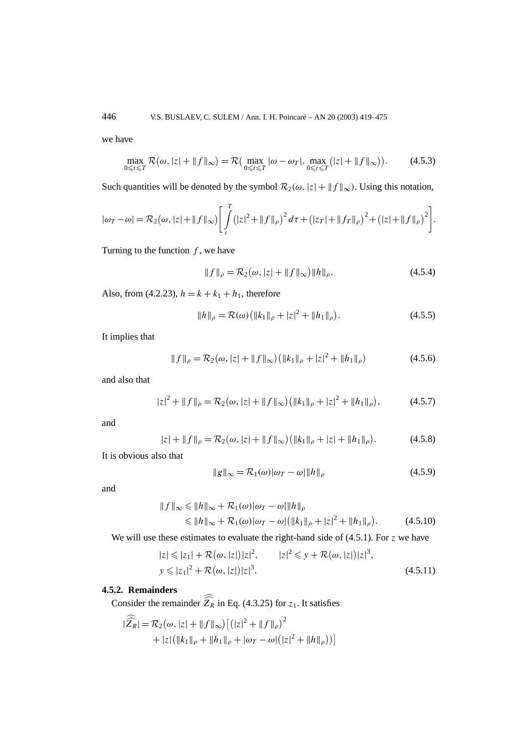we have

$$\max_{0\leqslant t\leqslant T}\mathcal{R}\big(\omega,|z|+\|f\|_\infty\big)=\mathcal{R}\big(\max_{0\leqslant t\leqslant T}|\omega-\omega_T|,\max_{0\leqslant t\leqslant T}\big(|z|+\|f\|_\infty\big)\big). \tag{4.5.3}$$

Such quantities will be denoted by the symbol $\mathcal{R}_2(\omega,|z|+\|f\|_\infty)$. Using this notation,

$$|\omega_T-\omega|=\mathcal{R}_2\big(\omega,|z|+\|f\|_\infty\big)\left[\int_t^T\big(|z|^2+\|f\|_\rho\big)^2\,d\tau+\big(|z_T|+\|f_T\|_\rho\big)^2+\big(|z|+\|f\|_\rho\big)^2\right].$$

Turning to the function $f$, we have

$$\|f\|_\rho=\mathcal{R}_2\big(\omega,|z|+\|f\|_\infty\big)\|h\|_\rho. \tag{4.5.4}$$

Also, from (4.2.23), $h=k+k_1+h_1$, therefore

$$\|h\|_\rho=\mathcal{R}(\omega)\big(\|k_1\|_\rho+|z|^2+\|h_1\|_\rho\big). \tag{4.5.5}$$

It implies that

$$\|f\|_\rho=\mathcal{R}_2\big(\omega,|z|+\|f\|_\infty\big)\big(\|k_1\|_\rho+|z|^2+\|h_1\|_\rho\big) \tag{4.5.6}$$

and also that

$$|z|^2+\|f\|_\rho=\mathcal{R}_2\big(\omega,|z|+\|f\|_\infty\big)\big(\|k_1\|_\rho+|z|^2+\|h_1\|_\rho\big), \tag{4.5.7}$$

and

$$|z|+\|f\|_\rho=\mathcal{R}_2\big(\omega,|z|+\|f\|_\infty\big)\big(\|k_1\|_\rho+|z|+\|h_1\|_\rho\big). \tag{4.5.8}$$

It is obvious also that

$$\|g\|_\infty=\mathcal{R}_1(\omega)|\omega_T-\omega|\|h\|_\rho \tag{4.5.9}$$

and

$$\begin{aligned}\|f\|_\infty&\leqslant\|h\|_\infty+\mathcal{R}_1(\omega)|\omega_T-\omega|\|h\|_\rho\\&\leqslant\|h\|_\infty+\mathcal{R}_1(\omega)|\omega_T-\omega|\big(\|k_1\|_\rho+|z|^2+\|h_1\|_\rho\big).\end{aligned} \tag{4.5.10}$$

We will use these estimates to evaluate the right-hand side of (4.5.1). For $z$ we have

$$\begin{aligned}&|z|\leqslant|z_1|+\mathcal{R}\big(\omega,|z|\big)|z|^2,\qquad |z|^2\leqslant y+\mathcal{R}\big(\omega,|z|\big)|z|^3,\\&y\leqslant|z_1|^2+\mathcal{R}\big(\omega,|z|\big)|z|^3.\end{aligned} \tag{4.5.11}$$

### 4.5.2. Remainders

Consider the remainder $\widehat{\widehat{Z_R}}$ in Eq. (4.3.25) for $z_1$. It satisfies

$$\begin{aligned}|\widehat{\widehat{Z_R}}|=\mathcal{R}_2\big(\omega,|z|+\|f\|_\infty\big)\big[\big(|z|^2+\|f\|_\rho\big)^2\\+|z|\big(\|k_1\|_\rho+\|h_1\|_\rho+|\omega_T-\omega|\big(|z|^2+\|h\|_\rho\big)\big)\big]\end{aligned}$$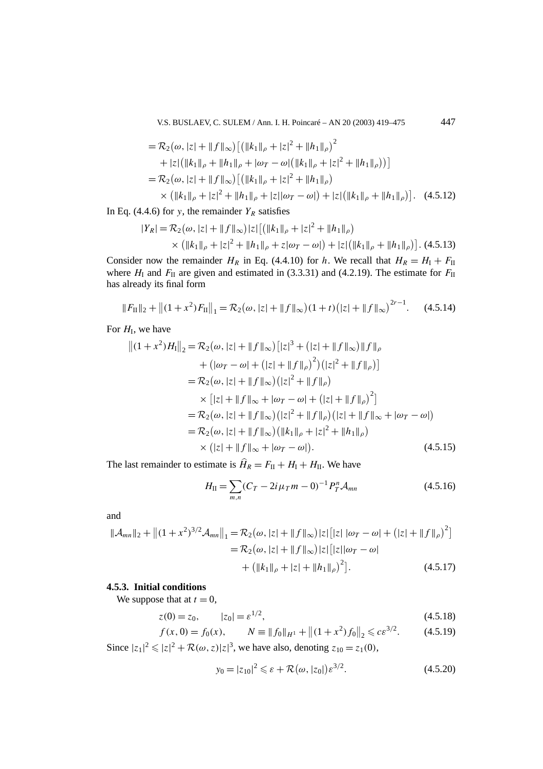$$
\begin{aligned}
&= \mathcal{R}_2\big(\omega, |z| + \|f\|_\infty\big)\big[\big(\|k_1\|_\rho + |z|^2 + \|h_1\|_\rho\big)^2 \\
&\quad + |z|\big(\|k_1\|_\rho + \|h_1\|_\rho + |\omega_T - \omega|\big(\|k_1\|_\rho + |z|^2 + \|h_1\|_\rho\big)\big)\big] \\
&= \mathcal{R}_2\big(\omega, |z| + \|f\|_\infty\big)\big[\big(\|k_1\|_\rho + |z|^2 + \|h_1\|_\rho\big) \\
&\quad \times \big(\|k_1\|_\rho + |z|^2 + \|h_1\|_\rho + |z||\omega_T - \omega|\big) + |z|\big(\|k_1\|_\rho + \|h_1\|_\rho\big)\big]. \quad (4.5.12)
\end{aligned}
$$

In Eq. (4.4.6) for $y$, the remainder $Y_R$ satisfies

$$
\begin{aligned}
|Y_R| &= \mathcal{R}_2\big(\omega, |z| + \|f\|_\infty\big)|z|\big[\big(\|k_1\|_\rho + |z|^2 + \|h_1\|_\rho\big) \\
&\quad \times \big(\|k_1\|_\rho + |z|^2 + \|h_1\|_\rho + z|\omega_T - \omega|\big) + |z|\big(\|k_1\|_\rho + \|h_1\|_\rho\big)\big]. \quad (4.5.13)
\end{aligned}
$$

Consider now the remainder $H_R$ in Eq. (4.4.10) for $h$. We recall that $H_R = H_{\mathrm{I}} + F_{\mathrm{II}}$ where $H_{\mathrm{I}}$ and $F_{\mathrm{II}}$ are given and estimated in (3.3.31) and (4.2.19). The estimate for $F_{\mathrm{II}}$ has already its final form

$$
\|F_{\mathrm{II}}\|_2 + \big\|(1+x^2)F_{\mathrm{II}}\big\|_1 = \mathcal{R}_2\big(\omega, |z| + \|f\|_\infty\big)(1+t)\big(|z| + \|f\|_\infty\big)^{2r-1}. \quad (4.5.14)
$$

For $H_{\mathrm{I}}$, we have

$$
\begin{aligned}
\big\|(1+x^2)H_{\mathrm{I}}\big\|_2 &= \mathcal{R}_2\big(\omega, |z| + \|f\|_\infty\big)\big[|z|^3 + \big(|z| + \|f\|_\infty\big)\|f\|_\rho \\
&\quad + \big(|\omega_T - \omega| + \big(|z| + \|f\|_\rho\big)^2\big)\big(|z|^2 + \|f\|_\rho\big)\big] \\
&= \mathcal{R}_2\big(\omega, |z| + \|f\|_\infty\big)\big(|z|^2 + \|f\|_\rho\big) \\
&\quad \times \big[|z| + \|f\|_\infty + |\omega_T - \omega| + \big(|z| + \|f\|_\rho\big)^2\big] \\
&= \mathcal{R}_2\big(\omega, |z| + \|f\|_\infty\big)\big(|z|^2 + \|f\|_\rho\big)\big(|z| + \|f\|_\infty + |\omega_T - \omega|\big) \\
&= \mathcal{R}_2\big(\omega, |z| + \|f\|_\infty\big)\big(\|k_1\|_\rho + |z|^2 + \|h_1\|_\rho\big) \\
&\quad \times \big(|z| + \|f\|_\infty + |\omega_T - \omega|\big). \quad (4.5.15)
\end{aligned}
$$

The last remainder to estimate is $\widehat{H}_R = F_{\mathrm{II}} + H_{\mathrm{I}} + H_{\mathrm{II}}$. We have

$$
H_{\mathrm{II}} = \sum_{m,n} (C_T - 2i\mu_T m - 0)^{-1} P_T^n \mathcal{A}_{mn} \quad (4.5.16)
$$

and

$$
\begin{aligned}
\|\mathcal{A}_{mn}\|_2 + \big\|(1+x^2)^{3/2}\mathcal{A}_{mn}\big\|_1 &= \mathcal{R}_2\big(\omega, |z| + \|f\|_\infty\big)|z|\big[|z|\ |\omega_T - \omega| + \big(|z| + \|f\|_\rho\big)^2\big] \\
&= \mathcal{R}_2\big(\omega, |z| + \|f\|_\infty\big)|z|\big[|z||\omega_T - \omega| \\
&\quad + \big(\|k_1\|_\rho + |z| + \|h_1\|_\rho\big)^2\big]. \quad (4.5.17)
\end{aligned}
$$

### 4.5.3. Initial conditions

We suppose that at $t = 0$,

$$
z(0) = z_0, \qquad |z_0| = \varepsilon^{1/2}, \quad (4.5.18)
$$

$$
f(x,0) = f_0(x), \qquad N \equiv \|f_0\|_{H^1} + \big\|(1+x^2)f_0\big\|_2 \leqslant c\varepsilon^{3/2}. \quad (4.5.19)
$$

Since $|z_1|^2 \leqslant |z|^2 + \mathcal{R}(\omega, z)|z|^3$, we have also, denoting $z_{10} = z_1(0)$,

$$
y_0 = |z_{10}|^2 \leqslant \varepsilon + \mathcal{R}\big(\omega, |z_0|\big)\varepsilon^{3/2}. \quad (4.5.20)
$$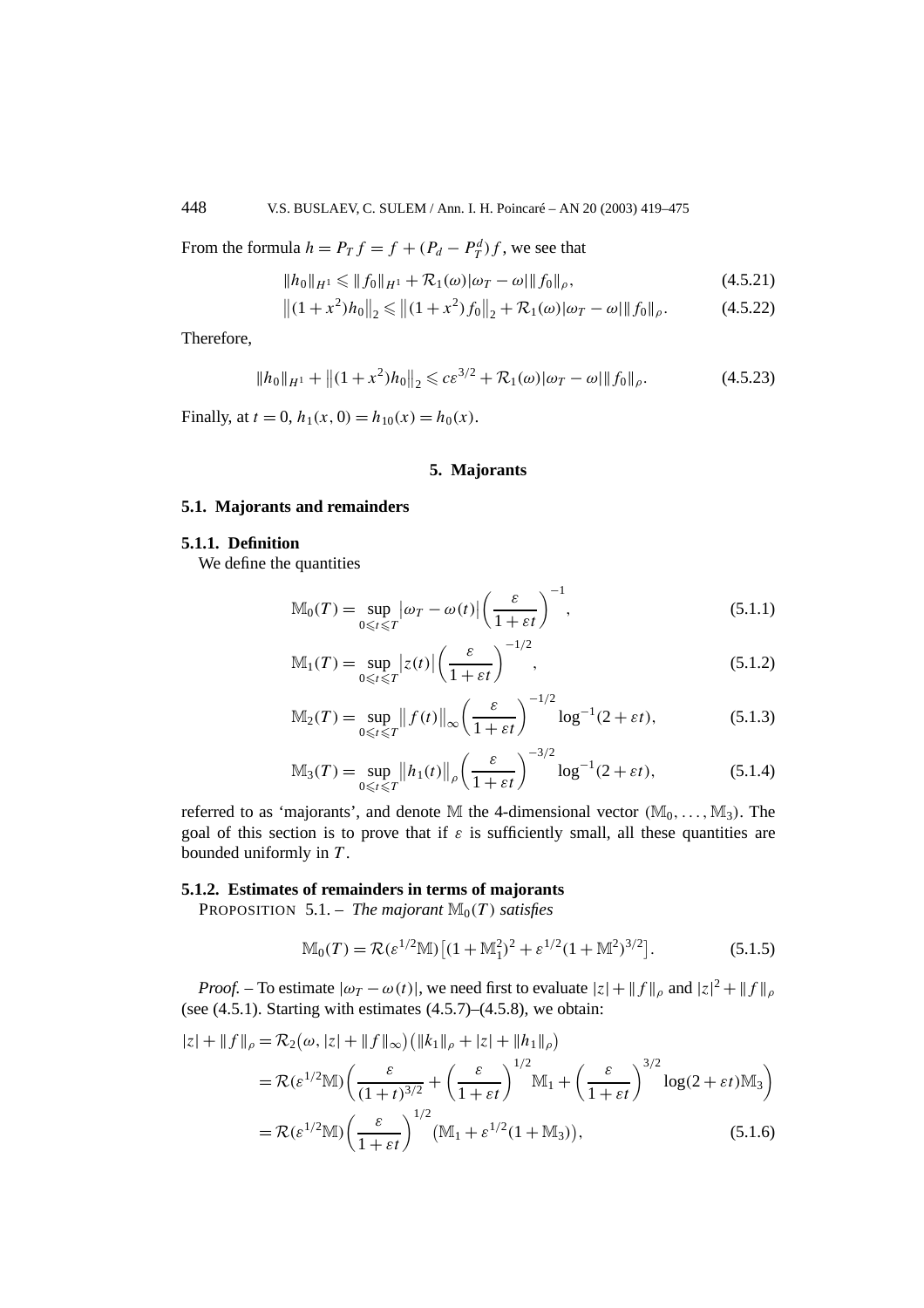From the formula $h = P_T f = f + (P_d - P_T^d) f$, we see that

$$\|h_0\|_{H^1} \leqslant \|f_0\|_{H^1} + \mathcal{R}_1(\omega)|\omega_T - \omega| \|f_0\|_\rho, \tag{4.5.21}$$

$$\left\|(1+x^2)h_0\right\|_2 \leqslant \left\|(1+x^2) f_0\right\|_2 + \mathcal{R}_1(\omega)|\omega_T - \omega| \|f_0\|_\rho. \tag{4.5.22}$$

Therefore,

$$\|h_0\|_{H^1} + \left\|(1+x^2)h_0\right\|_2 \leqslant c\varepsilon^{3/2} + \mathcal{R}_1(\omega)|\omega_T - \omega| \|f_0\|_\rho. \tag{4.5.23}$$

Finally, at $t = 0$, $h_1(x, 0) = h_{10}(x) = h_0(x)$.

## 5. Majorants

### 5.1. Majorants and remainders

#### 5.1.1. Definition

We define the quantities

$$\mathbb{M}_0(T) = \sup_{0 \leqslant t \leqslant T} \left|\omega_T - \omega(t)\right| \left(\frac{\varepsilon}{1+\varepsilon t}\right)^{-1}, \tag{5.1.1}$$

$$\mathbb{M}_1(T) = \sup_{0 \leqslant t \leqslant T} \left|z(t)\right| \left(\frac{\varepsilon}{1+\varepsilon t}\right)^{-1/2}, \tag{5.1.2}$$

$$\mathbb{M}_2(T) = \sup_{0 \leqslant t \leqslant T} \left\| f(t)\right\|_\infty \left(\frac{\varepsilon}{1+\varepsilon t}\right)^{-1/2} \log^{-1}(2+\varepsilon t), \tag{5.1.3}$$

$$\mathbb{M}_3(T) = \sup_{0 \leqslant t \leqslant T} \left\|h_1(t)\right\|_\rho \left(\frac{\varepsilon}{1+\varepsilon t}\right)^{-3/2} \log^{-1}(2+\varepsilon t), \tag{5.1.4}$$

referred to as 'majorants', and denote $\mathbb{M}$ the 4-dimensional vector $(\mathbb{M}_0, \ldots, \mathbb{M}_3)$. The goal of this section is to prove that if $\varepsilon$ is sufficiently small, all these quantities are bounded uniformly in $T$.

#### 5.1.2. Estimates of remainders in terms of majorants

PROPOSITION 5.1. – *The majorant $\mathbb{M}_0(T)$ satisfies*

$$\mathbb{M}_0(T) = \mathcal{R}(\varepsilon^{1/2}\mathbb{M})\left[(1+\mathbb{M}_1^2)^2 + \varepsilon^{1/2}(1+\mathbb{M}^2)^{3/2}\right]. \tag{5.1.5}$$

*Proof.* – To estimate $|\omega_T - \omega(t)|$, we need first to evaluate $|z| + \|f\|_\rho$ and $|z|^2 + \|f\|_\rho$ (see (4.5.1). Starting with estimates (4.5.7)–(4.5.8), we obtain:

$$\begin{aligned}
|z| + \|f\|_\rho &= \mathcal{R}_2\big(\omega, |z| + \|f\|_\infty\big)\big(\|k_1\|_\rho + |z| + \|h_1\|_\rho\big) \\
&= \mathcal{R}(\varepsilon^{1/2}\mathbb{M})\left(\frac{\varepsilon}{(1+t)^{3/2}} + \left(\frac{\varepsilon}{1+\varepsilon t}\right)^{1/2}\mathbb{M}_1 + \left(\frac{\varepsilon}{1+\varepsilon t}\right)^{3/2}\log(2+\varepsilon t)\mathbb{M}_3\right) \\
&= \mathcal{R}(\varepsilon^{1/2}\mathbb{M})\left(\frac{\varepsilon}{1+\varepsilon t}\right)^{1/2}\big(\mathbb{M}_1 + \varepsilon^{1/2}(1+\mathbb{M}_3)\big),
\end{aligned} \tag{5.1.6}$$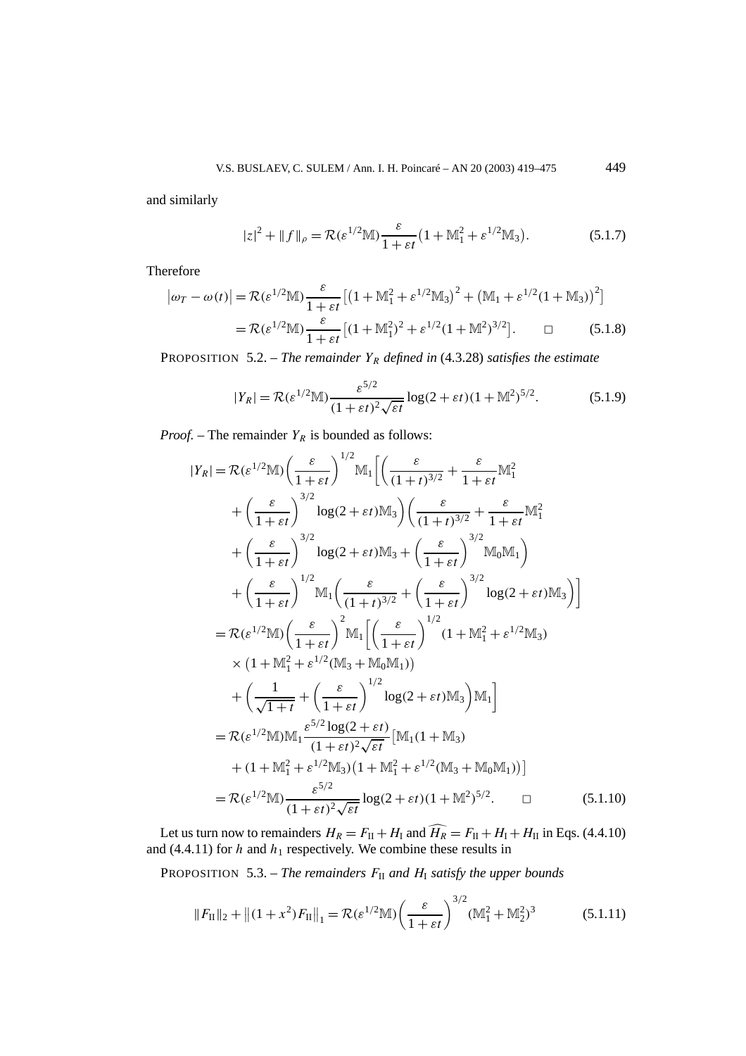and similarly

$$|z|^2 + \|f\|_\rho = \mathcal{R}(\varepsilon^{1/2}\mathbb{M})\frac{\varepsilon}{1+\varepsilon t}\big(1 + \mathbb{M}_1^2 + \varepsilon^{1/2}\mathbb{M}_3\big). \tag{5.1.7}$$

Therefore

$$\begin{aligned}
\big|\omega_T - \omega(t)\big| &= \mathcal{R}(\varepsilon^{1/2}\mathbb{M})\frac{\varepsilon}{1+\varepsilon t}\big[\big(1 + \mathbb{M}_1^2 + \varepsilon^{1/2}\mathbb{M}_3\big)^2 + \big(\mathbb{M}_1 + \varepsilon^{1/2}(1 + \mathbb{M}_3)\big)^2\big] \\
&= \mathcal{R}(\varepsilon^{1/2}\mathbb{M})\frac{\varepsilon}{1+\varepsilon t}\big[(1 + \mathbb{M}_1^2)^2 + \varepsilon^{1/2}(1 + \mathbb{M}^2)^{3/2}\big]. \qquad \square
\end{aligned} \tag{5.1.8}$$

PROPOSITION 5.2. – *The remainder $Y_R$ defined in* (4.3.28) *satisfies the estimate*

$$|Y_R| = \mathcal{R}(\varepsilon^{1/2}\mathbb{M})\frac{\varepsilon^{5/2}}{(1+\varepsilon t)^2\sqrt{\varepsilon t}}\log(2+\varepsilon t)(1+\mathbb{M}^2)^{5/2}. \tag{5.1.9}$$

*Proof.* – The remainder $Y_R$ is bounded as follows:

$$\begin{aligned}
|Y_R| &= \mathcal{R}(\varepsilon^{1/2}\mathbb{M})\left(\frac{\varepsilon}{1+\varepsilon t}\right)^{1/2}\mathbb{M}_1\bigg[\bigg(\frac{\varepsilon}{(1+t)^{3/2}} + \frac{\varepsilon}{1+\varepsilon t}\mathbb{M}_1^2 \\
&\quad + \left(\frac{\varepsilon}{1+\varepsilon t}\right)^{3/2}\log(2+\varepsilon t)\mathbb{M}_3\bigg)\bigg(\frac{\varepsilon}{(1+t)^{3/2}} + \frac{\varepsilon}{1+\varepsilon t}\mathbb{M}_1^2 \\
&\quad + \left(\frac{\varepsilon}{1+\varepsilon t}\right)^{3/2}\log(2+\varepsilon t)\mathbb{M}_3 + \left(\frac{\varepsilon}{1+\varepsilon t}\right)^{3/2}\mathbb{M}_0\mathbb{M}_1\bigg) \\
&\quad + \left(\frac{\varepsilon}{1+\varepsilon t}\right)^{1/2}\mathbb{M}_1\bigg(\frac{\varepsilon}{(1+t)^{3/2}} + \left(\frac{\varepsilon}{1+\varepsilon t}\right)^{3/2}\log(2+\varepsilon t)\mathbb{M}_3\bigg)\bigg] \\
&= \mathcal{R}(\varepsilon^{1/2}\mathbb{M})\left(\frac{\varepsilon}{1+\varepsilon t}\right)^2\mathbb{M}_1\bigg[\left(\frac{\varepsilon}{1+\varepsilon t}\right)^{1/2}(1 + \mathbb{M}_1^2 + \varepsilon^{1/2}\mathbb{M}_3) \\
&\quad \times \big(1 + \mathbb{M}_1^2 + \varepsilon^{1/2}(\mathbb{M}_3 + \mathbb{M}_0\mathbb{M}_1)\big) \\
&\quad + \bigg(\frac{1}{\sqrt{1+t}} + \left(\frac{\varepsilon}{1+\varepsilon t}\right)^{1/2}\log(2+\varepsilon t)\mathbb{M}_3\bigg)\mathbb{M}_1\bigg] \\
&= \mathcal{R}(\varepsilon^{1/2}\mathbb{M})\mathbb{M}_1\frac{\varepsilon^{5/2}\log(2+\varepsilon t)}{(1+\varepsilon t)^2\sqrt{\varepsilon t}}\big[\mathbb{M}_1(1+\mathbb{M}_3) \\
&\quad + (1 + \mathbb{M}_1^2 + \varepsilon^{1/2}\mathbb{M}_3)\big(1 + \mathbb{M}_1^2 + \varepsilon^{1/2}(\mathbb{M}_3 + \mathbb{M}_0\mathbb{M}_1)\big)\big] \\
&= \mathcal{R}(\varepsilon^{1/2}\mathbb{M})\frac{\varepsilon^{5/2}}{(1+\varepsilon t)^2\sqrt{\varepsilon t}}\log(2+\varepsilon t)(1+\mathbb{M}^2)^{5/2}. \qquad \square
\end{aligned} \tag{5.1.10}$$

Let us turn now to remainders $H_R = F_{\mathrm{II}} + H_{\mathrm{I}}$ and $\widehat{H_R} = F_{\mathrm{II}} + H_{\mathrm{I}} + H_{\mathrm{II}}$ in Eqs. (4.4.10) and (4.4.11) for $h$ and $h_1$ respectively. We combine these results in

PROPOSITION 5.3. – *The remainders $F_{\mathrm{II}}$ and $H_{\mathrm{I}}$ satisfy the upper bounds*

$$\|F_{\mathrm{II}}\|_2 + \big\|(1+x^2)F_{\mathrm{II}}\big\|_1 = \mathcal{R}(\varepsilon^{1/2}\mathbb{M})\left(\frac{\varepsilon}{1+\varepsilon t}\right)^{3/2}(\mathbb{M}_1^2 + \mathbb{M}_2^2)^3 \tag{5.1.11}$$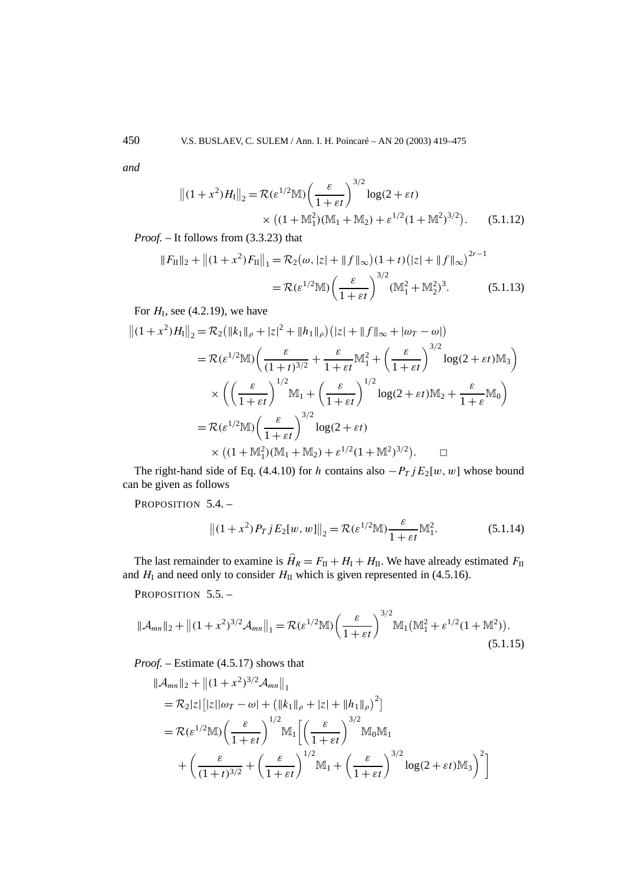*and*

$$\left\|(1+x^2)H_{\mathrm{I}}\right\|_2 = \mathcal{R}(\varepsilon^{1/2}\mathbb{M})\left(\frac{\varepsilon}{1+\varepsilon t}\right)^{3/2}\log(2+\varepsilon t)$$
$$\times\left((1+\mathbb{M}_1^2)(\mathbb{M}_1+\mathbb{M}_2)+\varepsilon^{1/2}(1+\mathbb{M}^2)^{3/2}\right). \qquad (5.1.12)$$

*Proof.* – It follows from (3.3.23) that

$$\|F_{\mathrm{II}}\|_2 + \left\|(1+x^2)F_{\mathrm{II}}\right\|_1 = \mathcal{R}_2\left(\omega, |z|+\|f\|_\infty\right)(1+t)\left(|z|+\|f\|_\infty\right)^{2r-1}$$
$$= \mathcal{R}(\varepsilon^{1/2}\mathbb{M})\left(\frac{\varepsilon}{1+\varepsilon t}\right)^{3/2}(\mathbb{M}_1^2+\mathbb{M}_2^2)^3. \qquad (5.1.13)$$

For $H_{\mathrm{I}}$, see (4.2.19), we have

$$\left\|(1+x^2)H_{\mathrm{I}}\right\|_2 = \mathcal{R}_2\left(\|k_1\|_\rho+|z|^2+\|h_1\|_\rho\right)\left(|z|+\|f\|_\infty+|\omega_T-\omega|\right)$$
$$= \mathcal{R}(\varepsilon^{1/2}\mathbb{M})\left(\frac{\varepsilon}{(1+t)^{3/2}}+\frac{\varepsilon}{1+\varepsilon t}\mathbb{M}_1^2+\left(\frac{\varepsilon}{1+\varepsilon t}\right)^{3/2}\log(2+\varepsilon t)\mathbb{M}_3\right)$$
$$\times\left(\left(\frac{\varepsilon}{1+\varepsilon t}\right)^{1/2}\mathbb{M}_1+\left(\frac{\varepsilon}{1+\varepsilon t}\right)^{1/2}\log(2+\varepsilon t)\mathbb{M}_2+\frac{\varepsilon}{1+\varepsilon}\mathbb{M}_0\right)$$
$$= \mathcal{R}(\varepsilon^{1/2}\mathbb{M})\left(\frac{\varepsilon}{1+\varepsilon t}\right)^{3/2}\log(2+\varepsilon t)$$
$$\times\left((1+\mathbb{M}_1^2)(\mathbb{M}_1+\mathbb{M}_2)+\varepsilon^{1/2}(1+\mathbb{M}^2)^{3/2}\right). \qquad \square$$

The right-hand side of Eq. (4.4.10) for $h$ contains also $-P_T jE_2[w,w]$ whose bound can be given as follows

PROPOSITION 5.4. –

$$\left\|(1+x^2)P_T jE_2[w,w]\right\|_2 = \mathcal{R}(\varepsilon^{1/2}\mathbb{M})\frac{\varepsilon}{1+\varepsilon t}\mathbb{M}_1^2. \qquad (5.1.14)$$

The last remainder to examine is $\widehat{H}_R = F_{\mathrm{II}} + H_{\mathrm{I}} + H_{\mathrm{II}}$. We have already estimated $F_{\mathrm{II}}$ and $H_{\mathrm{I}}$ and need only to consider $H_{\mathrm{II}}$ which is given represented in (4.5.16).

PROPOSITION 5.5. –

$$\|\mathcal{A}_{mn}\|_2 + \left\|(1+x^2)^{3/2}\mathcal{A}_{mn}\right\|_1 = \mathcal{R}(\varepsilon^{1/2}\mathbb{M})\left(\frac{\varepsilon}{1+\varepsilon t}\right)^{3/2}\mathbb{M}_1\left(\mathbb{M}_1^2+\varepsilon^{1/2}(1+\mathbb{M}^2)\right). \qquad (5.1.15)$$

*Proof.* – Estimate (4.5.17) shows that

$$\|\mathcal{A}_{mn}\|_2 + \left\|(1+x^2)^{3/2}\mathcal{A}_{mn}\right\|_1$$
$$= \mathcal{R}_2|z|\left[|z||\omega_T-\omega| + \left(\|k_1\|_\rho+|z|+\|h_1\|_\rho\right)^2\right]$$
$$= \mathcal{R}(\varepsilon^{1/2}\mathbb{M})\left(\frac{\varepsilon}{1+\varepsilon t}\right)^{1/2}\mathbb{M}_1\left[\left(\frac{\varepsilon}{1+\varepsilon t}\right)^{3/2}\mathbb{M}_0\mathbb{M}_1\right.$$
$$\left.+\left(\frac{\varepsilon}{(1+t)^{3/2}}+\left(\frac{\varepsilon}{1+\varepsilon t}\right)^{1/2}\mathbb{M}_1+\left(\frac{\varepsilon}{1+\varepsilon t}\right)^{3/2}\log(2+\varepsilon t)\mathbb{M}_3\right)^2\right]$$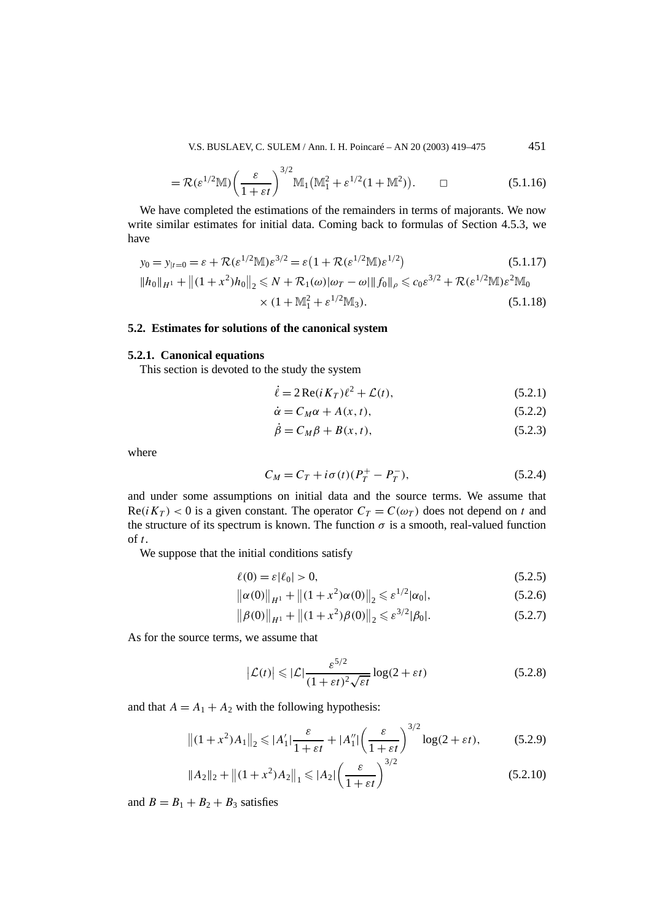$$= \mathcal{R}(\varepsilon^{1/2}\mathbb{M})\left(\frac{\varepsilon}{1+\varepsilon t}\right)^{3/2}\mathbb{M}_1\left(\mathbb{M}_1^2+\varepsilon^{1/2}(1+\mathbb{M}^2)\right). \qquad \square \tag{5.1.16}$$

We have completed the estimations of the remainders in terms of majorants. We now write similar estimates for initial data. Coming back to formulas of Section 4.5.3, we have

$$y_0 = y_{|t=0} = \varepsilon + \mathcal{R}(\varepsilon^{1/2}\mathbb{M})\varepsilon^{3/2} = \varepsilon\left(1+\mathcal{R}(\varepsilon^{1/2}\mathbb{M})\varepsilon^{1/2}\right) \tag{5.1.17}$$

$$\|h_0\|_{H^1} + \left\|(1+x^2)h_0\right\|_2 \leqslant N + \mathcal{R}_1(\omega)|\omega_T-\omega|\|f_0\|_\rho \leqslant c_0\varepsilon^{3/2} + \mathcal{R}(\varepsilon^{1/2}\mathbb{M})\varepsilon^2\mathbb{M}_0 \times (1+\mathbb{M}_1^2+\varepsilon^{1/2}\mathbb{M}_3). \tag{5.1.18}$$

## 5.2. Estimates for solutions of the canonical system

### 5.2.1. Canonical equations

This section is devoted to the study the system

$$\dot{\ell} = 2\,\mathrm{Re}(iK_T)\ell^2 + \mathcal{L}(t), \tag{5.2.1}$$

$$\dot{\alpha} = C_M\alpha + A(x,t), \tag{5.2.2}$$

$$\dot{\beta} = C_M\beta + B(x,t), \tag{5.2.3}$$

where

$$C_M = C_T + i\sigma(t)(P_T^+ - P_T^-), \tag{5.2.4}$$

and under some assumptions on initial data and the source terms. We assume that $\mathrm{Re}(iK_T) < 0$ is a given constant. The operator $C_T = C(\omega_T)$ does not depend on $t$ and the structure of its spectrum is known. The function $\sigma$ is a smooth, real-valued function of $t$.

We suppose that the initial conditions satisfy

$$\ell(0) = \varepsilon|\ell_0| > 0, \tag{5.2.5}$$

$$\left\|\alpha(0)\right\|_{H^1} + \left\|(1+x^2)\alpha(0)\right\|_2 \leqslant \varepsilon^{1/2}|\alpha_0|, \tag{5.2.6}$$

$$\left\|\beta(0)\right\|_{H^1} + \left\|(1+x^2)\beta(0)\right\|_2 \leqslant \varepsilon^{3/2}|\beta_0|. \tag{5.2.7}$$

As for the source terms, we assume that

$$\left|\mathcal{L}(t)\right| \leqslant |\mathcal{L}|\frac{\varepsilon^{5/2}}{(1+\varepsilon t)^2\sqrt{\varepsilon t}}\log(2+\varepsilon t) \tag{5.2.8}$$

and that $A = A_1 + A_2$ with the following hypothesis:

$$\left\|(1+x^2)A_1\right\|_2 \leqslant |A_1'|\frac{\varepsilon}{1+\varepsilon t} + |A_1''|\left(\frac{\varepsilon}{1+\varepsilon t}\right)^{3/2}\log(2+\varepsilon t), \tag{5.2.9}$$

$$\|A_2\|_2 + \left\|(1+x^2)A_2\right\|_1 \leqslant |A_2|\left(\frac{\varepsilon}{1+\varepsilon t}\right)^{3/2} \tag{5.2.10}$$

and $B = B_1 + B_2 + B_3$ satisfies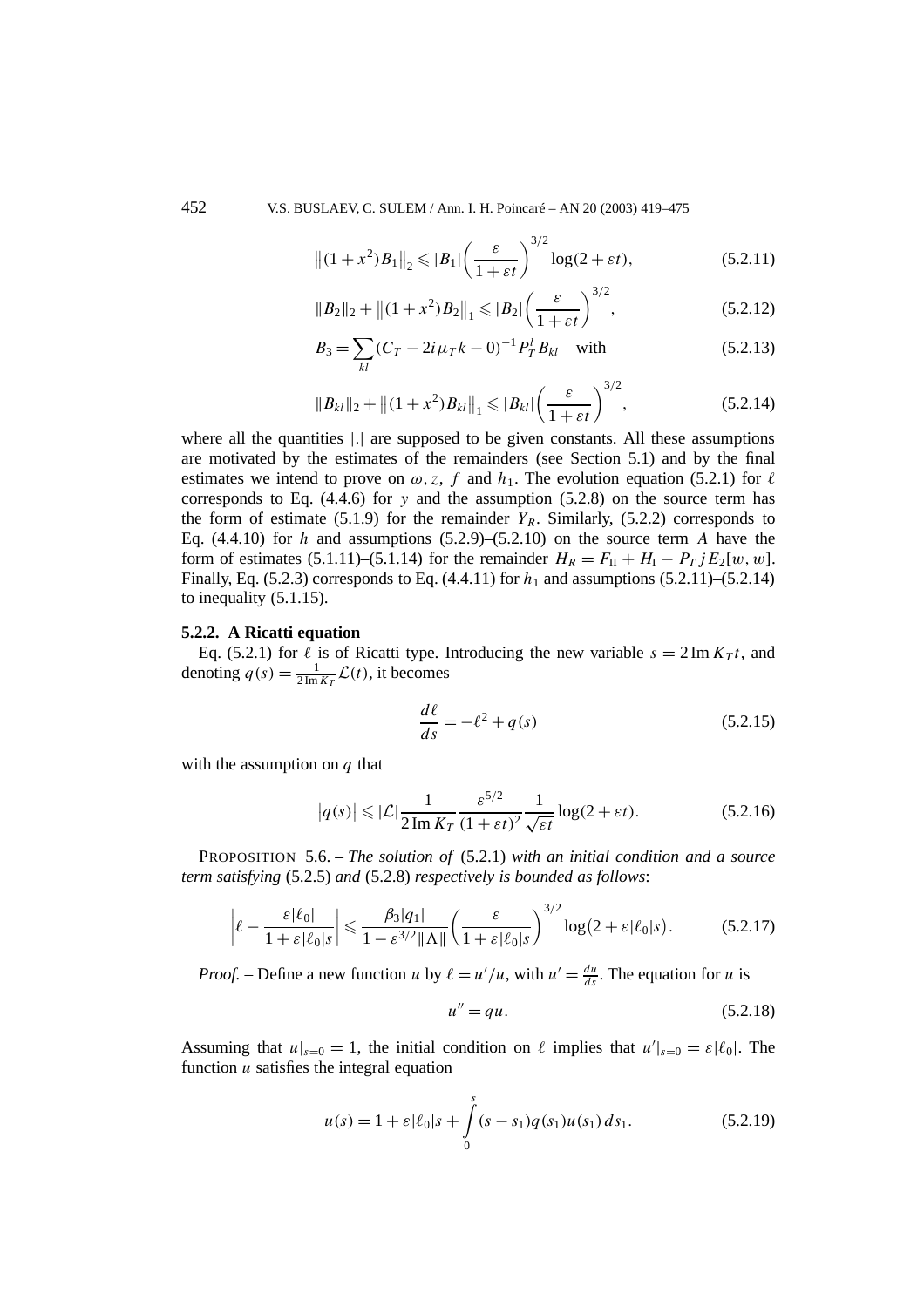$$\left\|(1+x^2)B_1\right\|_2 \leqslant |B_1|\left(\frac{\varepsilon}{1+\varepsilon t}\right)^{3/2}\log(2+\varepsilon t), \tag{5.2.11}$$

$$\|B_2\|_2 + \left\|(1+x^2)B_2\right\|_1 \leqslant |B_2|\left(\frac{\varepsilon}{1+\varepsilon t}\right)^{3/2}, \tag{5.2.12}$$

$$B_3 = \sum_{kl}(C_T - 2i\mu_T k - 0)^{-1}P_T^l B_{kl} \quad \text{with} \tag{5.2.13}$$

$$\|B_{kl}\|_2 + \left\|(1+x^2)B_{kl}\right\|_1 \leqslant |B_{kl}|\left(\frac{\varepsilon}{1+\varepsilon t}\right)^{3/2}, \tag{5.2.14}$$

where all the quantities $|.|$ are supposed to be given constants. All these assumptions are motivated by the estimates of the remainders (see Section 5.1) and by the final estimates we intend to prove on $\omega, z, f$ and $h_1$. The evolution equation (5.2.1) for $\ell$ corresponds to Eq. (4.4.6) for $y$ and the assumption (5.2.8) on the source term has the form of estimate (5.1.9) for the remainder $Y_R$. Similarly, (5.2.2) corresponds to Eq. (4.4.10) for $h$ and assumptions (5.2.9)–(5.2.10) on the source term $A$ have the form of estimates (5.1.11)–(5.1.14) for the remainder $H_R = F_{\mathrm{II}} + H_{\mathrm{I}} - P_T j E_2[w,w]$. Finally, Eq. (5.2.3) corresponds to Eq. (4.4.11) for $h_1$ and assumptions (5.2.11)–(5.2.14) to inequality (5.1.15).

### 5.2.2. A Ricatti equation

Eq. (5.2.1) for $\ell$ is of Ricatti type. Introducing the new variable $s = 2\operatorname{Im} K_T t$, and denoting $q(s) = \frac{1}{2\operatorname{Im} K_T}\mathcal{L}(t)$, it becomes

$$\frac{d\ell}{ds} = -\ell^2 + q(s) \tag{5.2.15}$$

with the assumption on $q$ that

$$|q(s)| \leqslant |\mathcal{L}|\frac{1}{2\operatorname{Im} K_T}\frac{\varepsilon^{5/2}}{(1+\varepsilon t)^2}\frac{1}{\sqrt{\varepsilon t}}\log(2+\varepsilon t). \tag{5.2.16}$$

PROPOSITION 5.6. – *The solution of* (5.2.1) *with an initial condition and a source term satisfying* (5.2.5) *and* (5.2.8) *respectively is bounded as follows*:

$$\left|\ell - \frac{\varepsilon|\ell_0|}{1+\varepsilon|\ell_0|s}\right| \leqslant \frac{\beta_3|q_1|}{1-\varepsilon^{3/2}\|\Lambda\|}\left(\frac{\varepsilon}{1+\varepsilon|\ell_0|s}\right)^{3/2}\log\bigl(2+\varepsilon|\ell_0|s\bigr). \tag{5.2.17}$$

*Proof.* – Define a new function $u$ by $\ell = u'/u$, with $u' = \frac{du}{ds}$. The equation for $u$ is

$$u'' = qu. \tag{5.2.18}$$

Assuming that $u|_{s=0} = 1$, the initial condition on $\ell$ implies that $u'|_{s=0} = \varepsilon|\ell_0|$. The function $u$ satisfies the integral equation

$$u(s) = 1 + \varepsilon|\ell_0|s + \int_0^s (s-s_1)q(s_1)u(s_1)\,ds_1. \tag{5.2.19}$$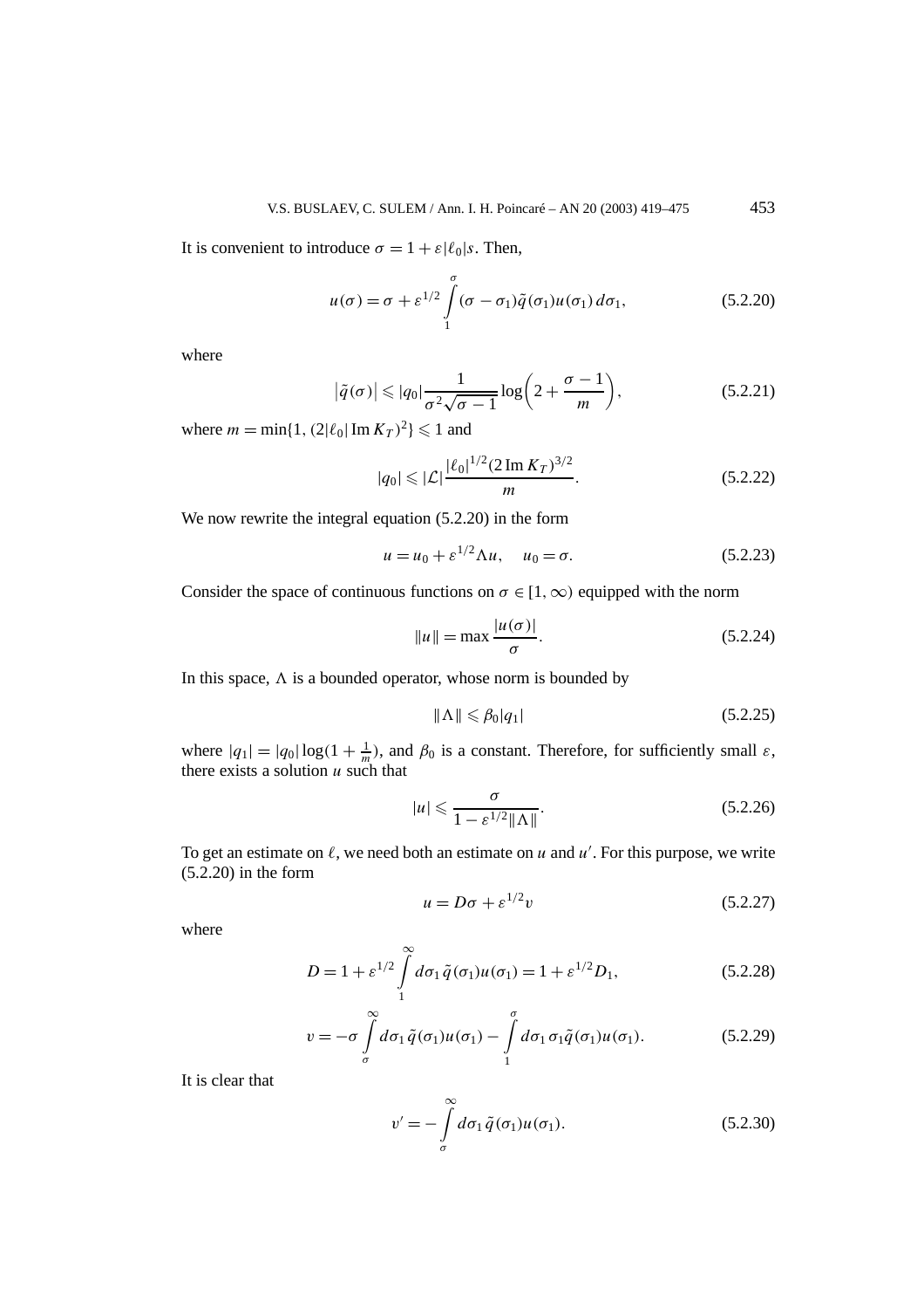It is convenient to introduce $\sigma = 1 + \varepsilon|\ell_0|s$. Then,

$$u(\sigma) = \sigma + \varepsilon^{1/2} \int_1^\sigma (\sigma - \sigma_1)\tilde{q}(\sigma_1)u(\sigma_1)\, d\sigma_1, \tag{5.2.20}$$

where

$$\left|\tilde{q}(\sigma)\right| \leqslant |q_0| \frac{1}{\sigma^2\sqrt{\sigma - 1}} \log\left(2 + \frac{\sigma - 1}{m}\right), \tag{5.2.21}$$

where $m = \min\{1, (2|\ell_0| \operatorname{Im} K_T)^2\} \leqslant 1$ and

$$|q_0| \leqslant |\mathcal{L}| \frac{|\ell_0|^{1/2}(2 \operatorname{Im} K_T)^{3/2}}{m}. \tag{5.2.22}$$

We now rewrite the integral equation (5.2.20) in the form

$$u = u_0 + \varepsilon^{1/2}\Lambda u, \quad u_0 = \sigma. \tag{5.2.23}$$

Consider the space of continuous functions on $\sigma \in [1, \infty)$ equipped with the norm

$$\|u\| = \max \frac{|u(\sigma)|}{\sigma}. \tag{5.2.24}$$

In this space, $\Lambda$ is a bounded operator, whose norm is bounded by

$$\|\Lambda\| \leqslant \beta_0 |q_1| \tag{5.2.25}$$

where $|q_1| = |q_0| \log(1 + \frac{1}{m})$, and $\beta_0$ is a constant. Therefore, for sufficiently small $\varepsilon$, there exists a solution $u$ such that

$$|u| \leqslant \frac{\sigma}{1 - \varepsilon^{1/2}\|\Lambda\|}. \tag{5.2.26}$$

To get an estimate on $\ell$, we need both an estimate on $u$ and $u'$. For this purpose, we write (5.2.20) in the form

$$u = D\sigma + \varepsilon^{1/2} v \tag{5.2.27}$$

where

$$D = 1 + \varepsilon^{1/2} \int_1^\infty d\sigma_1\, \tilde{q}(\sigma_1)u(\sigma_1) = 1 + \varepsilon^{1/2} D_1, \tag{5.2.28}$$

$$v = -\sigma \int_\sigma^\infty d\sigma_1\, \tilde{q}(\sigma_1)u(\sigma_1) - \int_1^\sigma d\sigma_1\, \sigma_1 \tilde{q}(\sigma_1)u(\sigma_1). \tag{5.2.29}$$

It is clear that

$$v' = -\int_\sigma^\infty d\sigma_1\, \tilde{q}(\sigma_1)u(\sigma_1). \tag{5.2.30}$$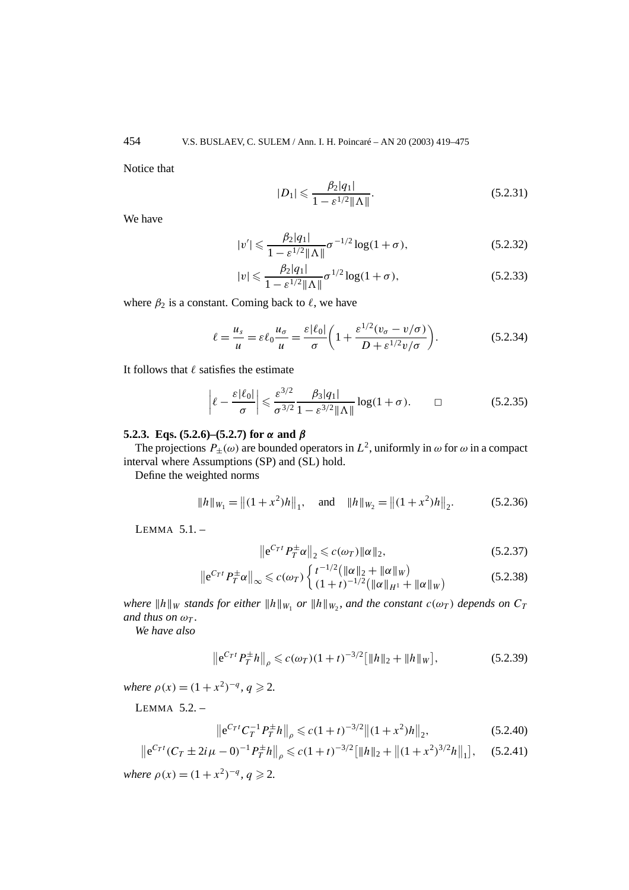Notice that

$$|D_1| \leqslant \frac{\beta_2 |q_1|}{1 - \varepsilon^{1/2} \|\Lambda\|}. \tag{5.2.31}$$

We have

$$|v'| \leqslant \frac{\beta_2 |q_1|}{1 - \varepsilon^{1/2} \|\Lambda\|} \sigma^{-1/2} \log(1+\sigma), \tag{5.2.32}$$

$$|v| \leqslant \frac{\beta_2 |q_1|}{1 - \varepsilon^{1/2} \|\Lambda\|} \sigma^{1/2} \log(1+\sigma), \tag{5.2.33}$$

where $\beta_2$ is a constant. Coming back to $\ell$, we have

$$\ell = \frac{u_s}{u} = \varepsilon \ell_0 \frac{u_\sigma}{u} = \frac{\varepsilon |\ell_0|}{\sigma} \left( 1 + \frac{\varepsilon^{1/2}(v_\sigma - v/\sigma)}{D + \varepsilon^{1/2} v/\sigma} \right). \tag{5.2.34}$$

It follows that $\ell$ satisfies the estimate

$$\left| \ell - \frac{\varepsilon |\ell_0|}{\sigma} \right| \leqslant \frac{\varepsilon^{3/2}}{\sigma^{3/2}} \frac{\beta_3 |q_1|}{1 - \varepsilon^{3/2} \|\Lambda\|} \log(1+\sigma). \qquad \square \tag{5.2.35}$$

### 5.2.3. Eqs. (5.2.6)–(5.2.7) for $\alpha$ and $\beta$

The projections $P_\pm(\omega)$ are bounded operators in $L^2$, uniformly in $\omega$ for $\omega$ in a compact interval where Assumptions (SP) and (SL) hold.

Define the weighted norms

$$\|h\|_{W_1} = \left\|(1+x^2)h\right\|_1, \quad \text{and} \quad \|h\|_{W_2} = \left\|(1+x^2)h\right\|_2. \tag{5.2.36}$$

LEMMA 5.1. –

$$\left\| \mathrm{e}^{C_T t} P_T^\pm \alpha \right\|_2 \leqslant c(\omega_T) \|\alpha\|_2, \tag{5.2.37}$$

$$\left\| \mathrm{e}^{C_T t} P_T^\pm \alpha \right\|_\infty \leqslant c(\omega_T) \begin{cases} t^{-1/2}\left(\|\alpha\|_2 + \|\alpha\|_W\right) \\ (1+t)^{-1/2}\left(\|\alpha\|_{H^1} + \|\alpha\|_W\right) \end{cases} \tag{5.2.38}$$

*where $\|h\|_W$ stands for either $\|h\|_{W_1}$ or $\|h\|_{W_2}$, and the constant $c(\omega_T)$ depends on $C_T$ and thus on $\omega_T$.*

*We have also*

$$\left\| \mathrm{e}^{C_T t} P_T^\pm h \right\|_\rho \leqslant c(\omega_T)(1+t)^{-3/2}\left[\|h\|_2 + \|h\|_W\right], \tag{5.2.39}$$

*where $\rho(x) = (1+x^2)^{-q}$, $q \geqslant 2$.*

LEMMA 5.2. –

$$\left\| \mathrm{e}^{C_T t} C_T^{-1} P_T^\pm h \right\|_\rho \leqslant c(1+t)^{-3/2} \left\|(1+x^2)h\right\|_2, \tag{5.2.40}$$

$$\left\| \mathrm{e}^{C_T t} (C_T \pm 2i\mu - 0)^{-1} P_T^\pm h \right\|_\rho \leqslant c(1+t)^{-3/2}\left[\|h\|_2 + \left\|(1+x^2)^{3/2} h\right\|_1\right], \tag{5.2.41}$$

*where $\rho(x) = (1+x^2)^{-q}$, $q \geqslant 2$.*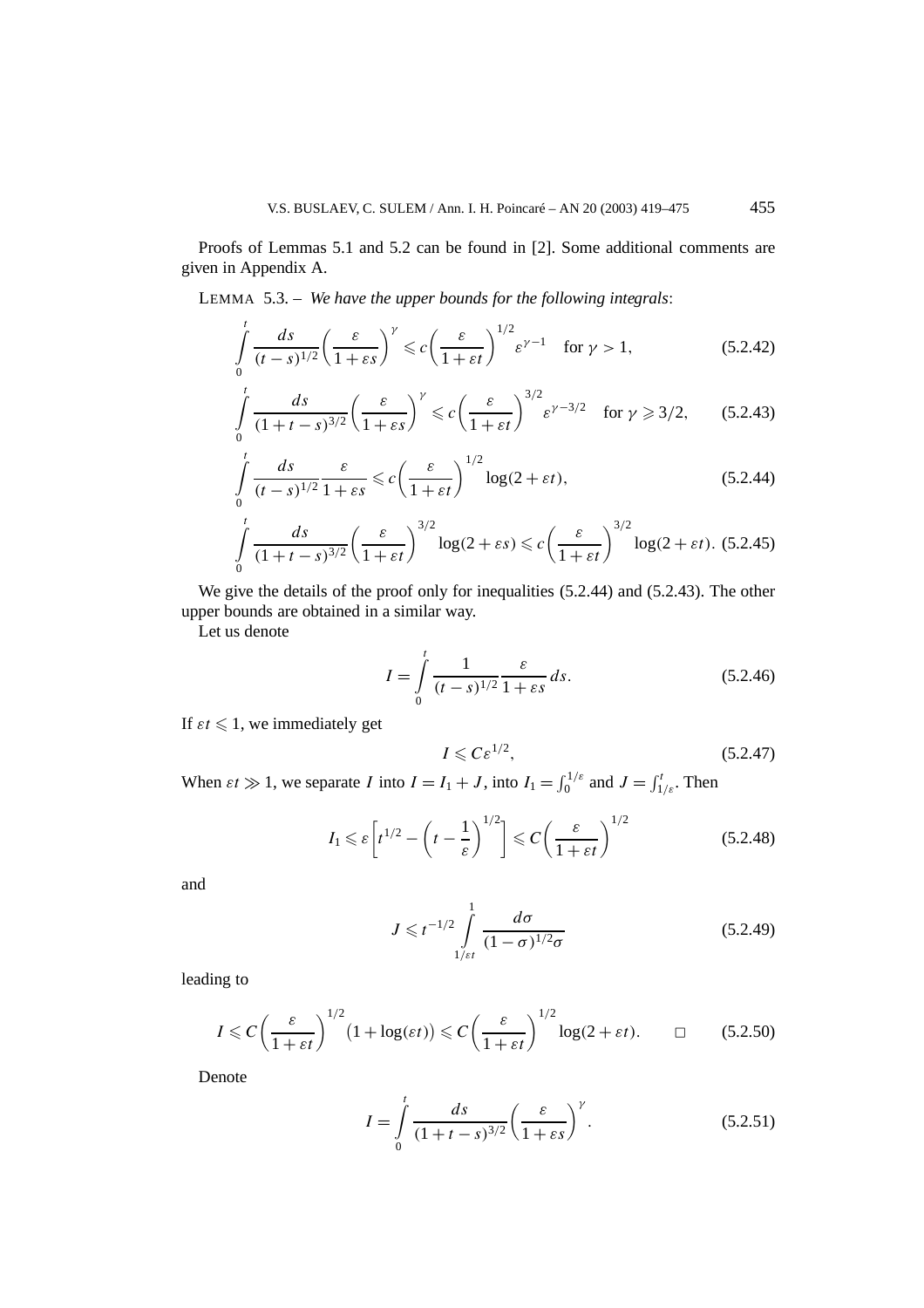Proofs of Lemmas 5.1 and 5.2 can be found in [2]. Some additional comments are given in Appendix A.

LEMMA 5.3. – *We have the upper bounds for the following integrals*:

$$\int_0^t \frac{ds}{(t-s)^{1/2}}\left(\frac{\varepsilon}{1+\varepsilon s}\right)^{\gamma} \leqslant c\left(\frac{\varepsilon}{1+\varepsilon t}\right)^{1/2}\varepsilon^{\gamma-1} \quad \text{for } \gamma > 1, \tag{5.2.42}$$

$$\int_0^t \frac{ds}{(1+t-s)^{3/2}}\left(\frac{\varepsilon}{1+\varepsilon s}\right)^{\gamma} \leqslant c\left(\frac{\varepsilon}{1+\varepsilon t}\right)^{3/2}\varepsilon^{\gamma-3/2} \quad \text{for } \gamma \geqslant 3/2, \tag{5.2.43}$$

$$\int_0^t \frac{ds}{(t-s)^{1/2}}\frac{\varepsilon}{1+\varepsilon s} \leqslant c\left(\frac{\varepsilon}{1+\varepsilon t}\right)^{1/2}\log(2+\varepsilon t), \tag{5.2.44}$$

$$\int_0^t \frac{ds}{(1+t-s)^{3/2}}\left(\frac{\varepsilon}{1+\varepsilon t}\right)^{3/2}\log(2+\varepsilon s) \leqslant c\left(\frac{\varepsilon}{1+\varepsilon t}\right)^{3/2}\log(2+\varepsilon t). \tag{5.2.45}$$

We give the details of the proof only for inequalities (5.2.44) and (5.2.43). The other upper bounds are obtained in a similar way.

Let us denote

$$I = \int_0^t \frac{1}{(t-s)^{1/2}}\frac{\varepsilon}{1+\varepsilon s}\,ds. \tag{5.2.46}$$

If $\varepsilon t \leqslant 1$, we immediately get

$$I \leqslant C\varepsilon^{1/2}, \tag{5.2.47}$$

When $\varepsilon t \gg 1$, we separate $I$ into $I = I_1 + J$, into $I_1 = \int_0^{1/\varepsilon}$ and $J = \int_{1/\varepsilon}^t$. Then

$$I_1 \leqslant \varepsilon\left[t^{1/2} - \left(t - \frac{1}{\varepsilon}\right)^{1/2}\right] \leqslant C\left(\frac{\varepsilon}{1+\varepsilon t}\right)^{1/2} \tag{5.2.48}$$

and

$$J \leqslant t^{-1/2}\int_{1/\varepsilon t}^{1} \frac{d\sigma}{(1-\sigma)^{1/2}\sigma} \tag{5.2.49}$$

leading to

$$I \leqslant C\left(\frac{\varepsilon}{1+\varepsilon t}\right)^{1/2}\bigl(1+\log(\varepsilon t)\bigr) \leqslant C\left(\frac{\varepsilon}{1+\varepsilon t}\right)^{1/2}\log(2+\varepsilon t). \qquad \square \tag{5.2.50}$$

Denote

$$I = \int_0^t \frac{ds}{(1+t-s)^{3/2}}\left(\frac{\varepsilon}{1+\varepsilon s}\right)^{\gamma}. \tag{5.2.51}$$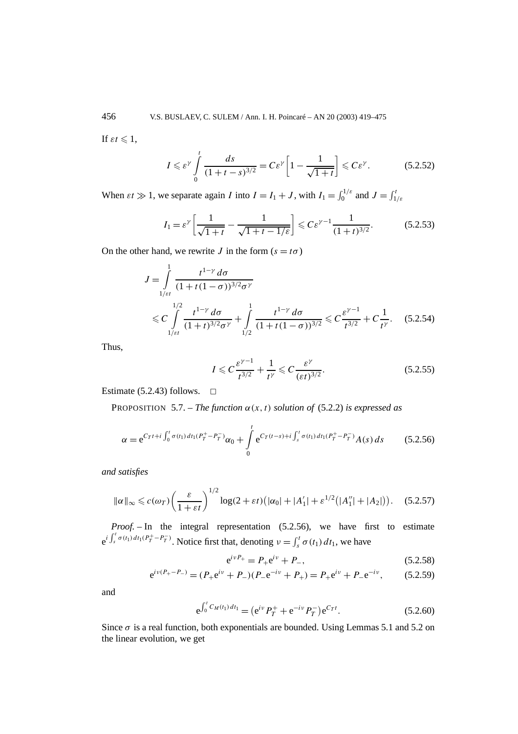If $\varepsilon t \leqslant 1$,

$$I \leqslant \varepsilon^{\gamma} \int_0^t \frac{ds}{(1+t-s)^{3/2}} = C\varepsilon^{\gamma}\left[1 - \frac{1}{\sqrt{1+t}}\right] \leqslant C\varepsilon^{\gamma}. \tag{5.2.52}$$

When $\varepsilon t \gg 1$, we separate again $I$ into $I = I_1 + J$, with $I_1 = \int_0^{1/\varepsilon}$ and $J = \int_{1/\varepsilon}^t$

$$I_1 = \varepsilon^{\gamma}\left[\frac{1}{\sqrt{1+t}} - \frac{1}{\sqrt{1+t-1/\varepsilon}}\right] \leqslant C\varepsilon^{\gamma-1}\frac{1}{(1+t)^{3/2}}. \tag{5.2.53}$$

On the other hand, we rewrite $J$ in the form ($s = t\sigma$)

$$\begin{aligned}
J &= \int_{1/\varepsilon t}^{1} \frac{t^{1-\gamma}\, d\sigma}{(1+t(1-\sigma))^{3/2}\sigma^{\gamma}} \\
&\leqslant C\int_{1/\varepsilon t}^{1/2} \frac{t^{1-\gamma}\, d\sigma}{(1+t)^{3/2}\sigma^{\gamma}} + \int_{1/2}^{1} \frac{t^{1-\gamma}\, d\sigma}{(1+t(1-\sigma))^{3/2}} \leqslant C\frac{\varepsilon^{\gamma-1}}{t^{3/2}} + C\frac{1}{t^{\gamma}}.
\end{aligned} \tag{5.2.54}$$

Thus,

$$I \leqslant C\frac{\varepsilon^{\gamma-1}}{t^{3/2}} + \frac{1}{t^{\gamma}} \leqslant C\frac{\varepsilon^{\gamma}}{(\varepsilon t)^{3/2}}. \tag{5.2.55}$$

Estimate (5.2.43) follows. □

PROPOSITION 5.7. – *The function $\alpha(x,t)$ solution of* (5.2.2) *is expressed as*

$$\alpha = \mathrm{e}^{C_T t + i\int_0^t \sigma(t_1)\,dt_1 (P_T^+ - P_T^-)}\alpha_0 + \int_0^t \mathrm{e}^{C_T(t-s) + i\int_s^t \sigma(t_1)\,dt_1(P_T^+ - P_T^-)}A(s)\,ds \tag{5.2.56}$$

*and satisfies*

$$\|\alpha\|_\infty \leqslant c(\omega_T)\left(\frac{\varepsilon}{1+\varepsilon t}\right)^{1/2}\log(2+\varepsilon t)\big(|\alpha_0| + |A_1'| + \varepsilon^{1/2}\big(|A_1''| + |A_2|\big)\big). \tag{5.2.57}$$

*Proof.* – In the integral representation (5.2.56), we have first to estimate $\mathrm{e}^{i\int_s^t \sigma(t_1)\,dt_1(P_T^+ - P_T^-)}$. Notice first that, denoting $\nu = \int_s^t \sigma(t_1)\,dt_1$, we have

$$\mathrm{e}^{i\nu P_+} = P_+\mathrm{e}^{i\nu} + P_-, \tag{5.2.58}$$

$$\mathrm{e}^{i\nu(P_+ - P_-)} = (P_+\mathrm{e}^{i\nu} + P_-)(P_-\mathrm{e}^{-i\nu} + P_+) = P_+\mathrm{e}^{i\nu} + P_-\mathrm{e}^{-i\nu}, \tag{5.2.59}$$

and

$$\mathrm{e}^{\int_0^t C_M(t_1)\,dt_1} = \big(\mathrm{e}^{i\nu}P_T^+ + \mathrm{e}^{-i\nu}P_T^-\big)\mathrm{e}^{C_T t}. \tag{5.2.60}$$

Since $\sigma$ is a real function, both exponentials are bounded. Using Lemmas 5.1 and 5.2 on the linear evolution, we get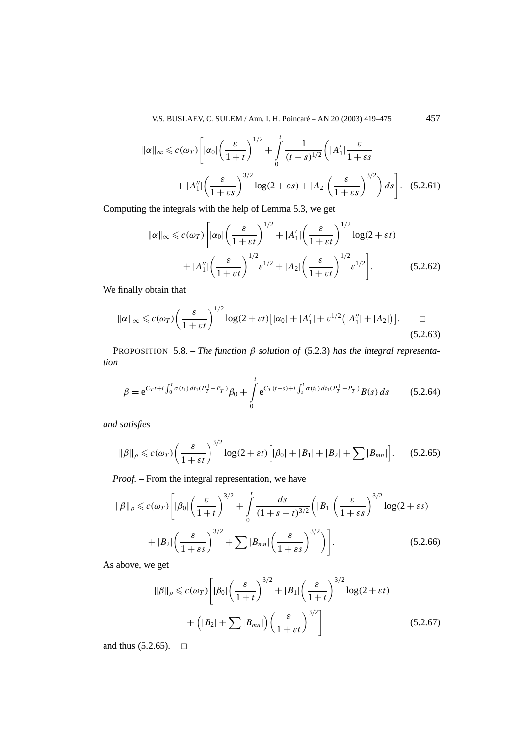$$\|\alpha\|_\infty \leqslant c(\omega_T)\left[|\alpha_0|\left(\frac{\varepsilon}{1+t}\right)^{1/2} + \int_0^t \frac{1}{(t-s)^{1/2}}\left(|A_1'|\frac{\varepsilon}{1+\varepsilon s}\right.\right.$$
$$\left.\left. + |A_1''|\left(\frac{\varepsilon}{1+\varepsilon s}\right)^{3/2}\log(2+\varepsilon s) + |A_2|\left(\frac{\varepsilon}{1+\varepsilon s}\right)^{3/2}\right) ds\right]. \quad (5.2.61)$$

Computing the integrals with the help of Lemma 5.3, we get

$$\|\alpha\|_\infty \leqslant c(\omega_T)\left[|\alpha_0|\left(\frac{\varepsilon}{1+\varepsilon t}\right)^{1/2} + |A_1'|\left(\frac{\varepsilon}{1+\varepsilon t}\right)^{1/2}\log(2+\varepsilon t)\right.$$
$$\left. + |A_1''|\left(\frac{\varepsilon}{1+\varepsilon t}\right)^{1/2}\varepsilon^{1/2} + |A_2|\left(\frac{\varepsilon}{1+\varepsilon t}\right)^{1/2}\varepsilon^{1/2}\right]. \quad (5.2.62)$$

We finally obtain that

$$\|\alpha\|_\infty \leqslant c(\omega_T)\left(\frac{\varepsilon}{1+\varepsilon t}\right)^{1/2}\log(2+\varepsilon t)\left[|\alpha_0| + |A_1'| + \varepsilon^{1/2}\left(|A_1''| + |A_2|\right)\right]. \qquad \square \quad (5.2.63)$$

PROPOSITION 5.8. – *The function $\beta$ solution of* (5.2.3) *has the integral representation*

$$\beta = e^{C_T t + i\int_0^t \sigma(t_1)\,dt_1 (P_T^+ - P_T^-)}\beta_0 + \int_0^t e^{C_T(t-s) + i\int_s^t \sigma(t_1)\,dt_1(P_T^+ - P_T^-)} B(s)\,ds \qquad (5.2.64)$$

*and satisfies*

$$\|\beta\|_\rho \leqslant c(\omega_T)\left(\frac{\varepsilon}{1+\varepsilon t}\right)^{3/2}\log(2+\varepsilon t)\left[|\beta_0| + |B_1| + |B_2| + \sum |B_{mn}|\right]. \qquad (5.2.65)$$

*Proof.* – From the integral representation, we have

$$\|\beta\|_\rho \leqslant c(\omega_T)\left[|\beta_0|\left(\frac{\varepsilon}{1+t}\right)^{3/2} + \int_0^t \frac{ds}{(1+s-t)^{3/2}}\left(|B_1|\left(\frac{\varepsilon}{1+\varepsilon s}\right)^{3/2}\log(2+\varepsilon s)\right.\right.$$
$$\left.\left. + |B_2|\left(\frac{\varepsilon}{1+\varepsilon s}\right)^{3/2} + \sum |B_{mn}|\left(\frac{\varepsilon}{1+\varepsilon s}\right)^{3/2}\right)\right]. \quad (5.2.66)$$

As above, we get

$$\|\beta\|_\rho \leqslant c(\omega_T)\left[|\beta_0|\left(\frac{\varepsilon}{1+t}\right)^{3/2} + |B_1|\left(\frac{\varepsilon}{1+t}\right)^{3/2}\log(2+\varepsilon t)\right.$$
$$\left. + \left(|B_2| + \sum |B_{mn}|\right)\left(\frac{\varepsilon}{1+\varepsilon t}\right)^{3/2}\right] \quad (5.2.67)$$

and thus (5.2.65). $\square$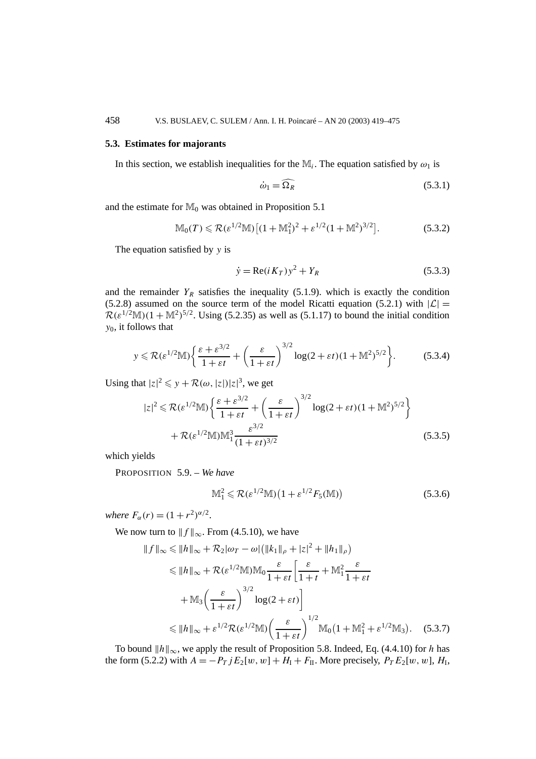### 5.3. Estimates for majorants

In this section, we establish inequalities for the $\mathbb{M}_i$. The equation satisfied by $\omega_1$ is

$$\dot{\omega}_1 = \widehat{\Omega_R} \tag{5.3.1}$$

and the estimate for $\mathbb{M}_0$ was obtained in Proposition 5.1

$$\mathbb{M}_0(T) \leqslant \mathcal{R}(\varepsilon^{1/2}\mathbb{M})\big[(1+\mathbb{M}_1^2)^2 + \varepsilon^{1/2}(1+\mathbb{M}^2)^{3/2}\big]. \tag{5.3.2}$$

The equation satisfied by $y$ is

$$\dot{y} = \mathrm{Re}(iK_T)y^2 + Y_R \tag{5.3.3}$$

and the remainder $Y_R$ satisfies the inequality (5.1.9). which is exactly the condition (5.2.8) assumed on the source term of the model Ricatti equation (5.2.1) with $|\mathcal{L}| = \mathcal{R}(\varepsilon^{1/2}\mathbb{M})(1+\mathbb{M}^2)^{5/2}$. Using (5.2.35) as well as (5.1.17) to bound the initial condition $y_0$, it follows that

$$y \leqslant \mathcal{R}(\varepsilon^{1/2}\mathbb{M})\left\{\frac{\varepsilon+\varepsilon^{3/2}}{1+\varepsilon t} + \left(\frac{\varepsilon}{1+\varepsilon t}\right)^{3/2}\log(2+\varepsilon t)(1+\mathbb{M}^2)^{5/2}\right\}. \tag{5.3.4}$$

Using that $|z|^2 \leqslant y + \mathcal{R}(\omega,|z|)|z|^3$, we get

$$\begin{aligned}|z|^2 \leqslant{}& \mathcal{R}(\varepsilon^{1/2}\mathbb{M})\left\{\frac{\varepsilon+\varepsilon^{3/2}}{1+\varepsilon t} + \left(\frac{\varepsilon}{1+\varepsilon t}\right)^{3/2}\log(2+\varepsilon t)(1+\mathbb{M}^2)^{5/2}\right\}\\ &+ \mathcal{R}(\varepsilon^{1/2}\mathbb{M})\mathbb{M}_1^3\frac{\varepsilon^{3/2}}{(1+\varepsilon t)^{3/2}}\end{aligned} \tag{5.3.5}$$

which yields

PROPOSITION 5.9. – *We have*

$$\mathbb{M}_1^2 \leqslant \mathcal{R}(\varepsilon^{1/2}\mathbb{M})\big(1+\varepsilon^{1/2}F_5(\mathbb{M})\big) \tag{5.3.6}$$

*where* $F_\alpha(r) = (1+r^2)^{\alpha/2}$.

We now turn to $\|f\|_\infty$. From (4.5.10), we have

$$\begin{aligned}\|f\|_\infty &\leqslant \|h\|_\infty + \mathcal{R}_2|\omega_T-\omega|\big(\|k_1\|_\rho + |z|^2 + \|h_1\|_\rho\big)\\ &\leqslant \|h\|_\infty + \mathcal{R}(\varepsilon^{1/2}\mathbb{M})\mathbb{M}_0\frac{\varepsilon}{1+\varepsilon t}\left[\frac{\varepsilon}{1+t} + \mathbb{M}_1^2\frac{\varepsilon}{1+\varepsilon t}\right.\\ &\qquad\left. + \mathbb{M}_3\left(\frac{\varepsilon}{1+\varepsilon t}\right)^{3/2}\log(2+\varepsilon t)\right]\\ &\leqslant \|h\|_\infty + \varepsilon^{1/2}\mathcal{R}(\varepsilon^{1/2}\mathbb{M})\left(\frac{\varepsilon}{1+\varepsilon t}\right)^{1/2}\mathbb{M}_0\big(1+\mathbb{M}_1^2+\varepsilon^{1/2}\mathbb{M}_3\big).\end{aligned} \tag{5.3.7}$$

To bound $\|h\|_\infty$, we apply the result of Proposition 5.8. Indeed, Eq. (4.4.10) for $h$ has the form (5.2.2) with $A = -P_T jE_2[w,w] + H_{\mathrm{I}} + F_{\mathrm{II}}$. More precisely, $P_T E_2[w,w]$, $H_{\mathrm{I}}$,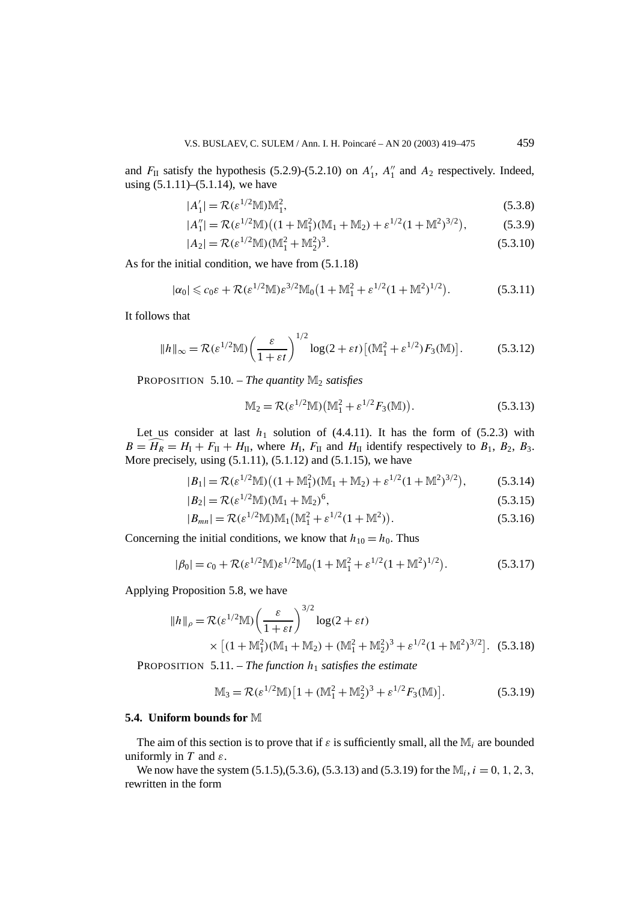and $F_{\mathrm{II}}$ satisfy the hypothesis (5.2.9)-(5.2.10) on $A_1'$, $A_1''$ and $A_2$ respectively. Indeed, using (5.1.11)–(5.1.14), we have

$$|A_1'| = \mathcal{R}(\varepsilon^{1/2}\mathbb{M})\mathbb{M}_1^2, \tag{5.3.8}$$

$$|A_1''| = \mathcal{R}(\varepsilon^{1/2}\mathbb{M})\big((1+\mathbb{M}_1^2)(\mathbb{M}_1+\mathbb{M}_2)+\varepsilon^{1/2}(1+\mathbb{M}^2)^{3/2}\big), \tag{5.3.9}$$

$$|A_2| = \mathcal{R}(\varepsilon^{1/2}\mathbb{M})(\mathbb{M}_1^2+\mathbb{M}_2^2)^3. \tag{5.3.10}$$

As for the initial condition, we have from (5.1.18)

$$|\alpha_0| \leqslant c_0\varepsilon + \mathcal{R}(\varepsilon^{1/2}\mathbb{M})\varepsilon^{3/2}\mathbb{M}_0\big(1+\mathbb{M}_1^2+\varepsilon^{1/2}(1+\mathbb{M}^2)^{1/2}\big). \tag{5.3.11}$$

It follows that

$$\|h\|_\infty = \mathcal{R}(\varepsilon^{1/2}\mathbb{M})\left(\frac{\varepsilon}{1+\varepsilon t}\right)^{1/2}\log(2+\varepsilon t)\big[(\mathbb{M}_1^2+\varepsilon^{1/2})F_3(\mathbb{M})\big]. \tag{5.3.12}$$

PROPOSITION 5.10. – *The quantity $\mathbb{M}_2$ satisfies*

$$\mathbb{M}_2 = \mathcal{R}(\varepsilon^{1/2}\mathbb{M})\big(\mathbb{M}_1^2+\varepsilon^{1/2}F_3(\mathbb{M})\big). \tag{5.3.13}$$

Let us consider at last $h_1$ solution of (4.4.11). It has the form of (5.2.3) with $B=\widehat{H_R}=H_{\mathrm{I}}+F_{\mathrm{II}}+H_{\mathrm{II}}$, where $H_{\mathrm{I}}$, $F_{\mathrm{II}}$ and $H_{\mathrm{II}}$ identify respectively to $B_1$, $B_2$, $B_3$. More precisely, using (5.1.11), (5.1.12) and (5.1.15), we have

$$|B_1| = \mathcal{R}(\varepsilon^{1/2}\mathbb{M})\big((1+\mathbb{M}_1^2)(\mathbb{M}_1+\mathbb{M}_2)+\varepsilon^{1/2}(1+\mathbb{M}^2)^{3/2}\big), \tag{5.3.14}$$

$$|B_2| = \mathcal{R}(\varepsilon^{1/2}\mathbb{M})(\mathbb{M}_1+\mathbb{M}_2)^6, \tag{5.3.15}$$

$$|B_{mn}| = \mathcal{R}(\varepsilon^{1/2}\mathbb{M})\mathbb{M}_1\big(\mathbb{M}_1^2+\varepsilon^{1/2}(1+\mathbb{M}^2)\big). \tag{5.3.16}$$

Concerning the initial conditions, we know that $h_{10}=h_0$. Thus

$$|\beta_0| = c_0 + \mathcal{R}(\varepsilon^{1/2}\mathbb{M})\varepsilon^{1/2}\mathbb{M}_0\big(1+\mathbb{M}_1^2+\varepsilon^{1/2}(1+\mathbb{M}^2)^{1/2}\big). \tag{5.3.17}$$

Applying Proposition 5.8, we have

$$\begin{aligned}\|h\|_\rho &= \mathcal{R}(\varepsilon^{1/2}\mathbb{M})\left(\frac{\varepsilon}{1+\varepsilon t}\right)^{3/2}\log(2+\varepsilon t)\\ &\quad\times\big[(1+\mathbb{M}_1^2)(\mathbb{M}_1+\mathbb{M}_2)+(\mathbb{M}_1^2+\mathbb{M}_2^2)^3+\varepsilon^{1/2}(1+\mathbb{M}^2)^{3/2}\big].\end{aligned} \tag{5.3.18}$$

PROPOSITION 5.11. – *The function $h_1$ satisfies the estimate*

$$\mathbb{M}_3 = \mathcal{R}(\varepsilon^{1/2}\mathbb{M})\big[1+(\mathbb{M}_1^2+\mathbb{M}_2^2)^3+\varepsilon^{1/2}F_3(\mathbb{M})\big]. \tag{5.3.19}$$

### 5.4. Uniform bounds for $\mathbb{M}$

The aim of this section is to prove that if $\varepsilon$ is sufficiently small, all the $\mathbb{M}_i$ are bounded uniformly in $T$ and $\varepsilon$.

We now have the system (5.1.5),(5.3.6), (5.3.13) and (5.3.19) for the $\mathbb{M}_i$, $i=0,1,2,3$, rewritten in the form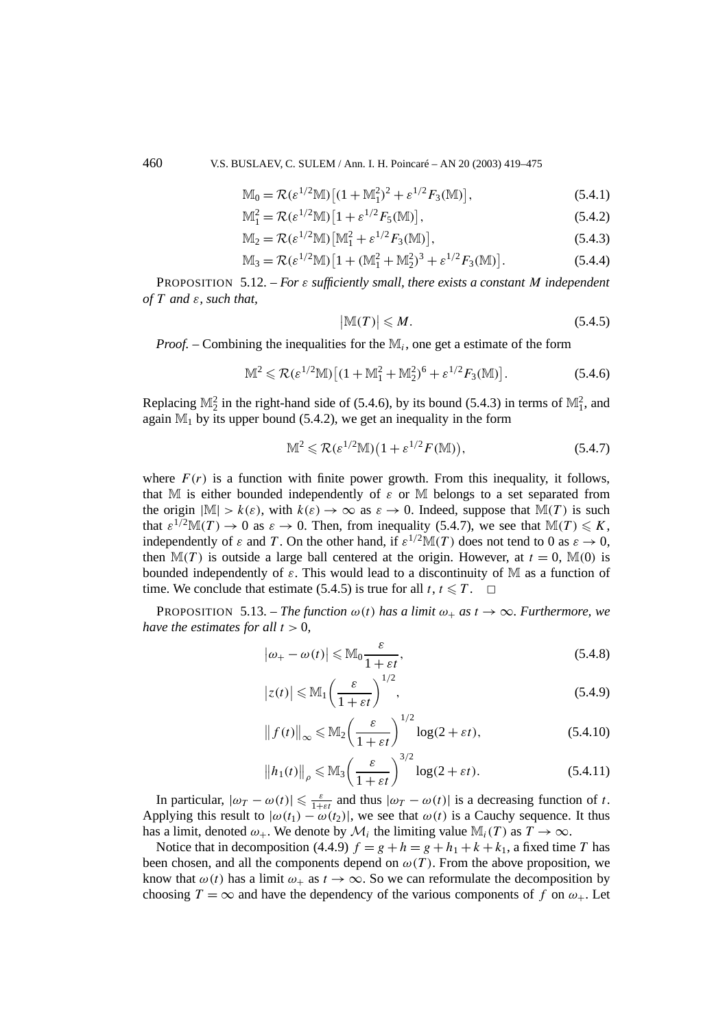$$\mathbb{M}_0 = \mathcal{R}(\varepsilon^{1/2}\mathbb{M})\big[(1+\mathbb{M}_1^2)^2 + \varepsilon^{1/2}F_3(\mathbb{M})\big], \tag{5.4.1}$$

$$\mathbb{M}_1^2 = \mathcal{R}(\varepsilon^{1/2}\mathbb{M})\big[1 + \varepsilon^{1/2}F_5(\mathbb{M})\big], \tag{5.4.2}$$

$$\mathbb{M}_2 = \mathcal{R}(\varepsilon^{1/2}\mathbb{M})\big[\mathbb{M}_1^2 + \varepsilon^{1/2}F_3(\mathbb{M})\big], \tag{5.4.3}$$

$$\mathbb{M}_3 = \mathcal{R}(\varepsilon^{1/2}\mathbb{M})\big[1 + (\mathbb{M}_1^2+\mathbb{M}_2^2)^3 + \varepsilon^{1/2}F_3(\mathbb{M})\big]. \tag{5.4.4}$$

PROPOSITION 5.12. – *For $\varepsilon$ sufficiently small, there exists a constant $M$ independent of $T$ and $\varepsilon$, such that,*

$$\big|\mathbb{M}(T)\big| \leqslant M. \tag{5.4.5}$$

*Proof.* – Combining the inequalities for the $\mathbb{M}_i$, one get a estimate of the form

$$\mathbb{M}^2 \leqslant \mathcal{R}(\varepsilon^{1/2}\mathbb{M})\big[(1+\mathbb{M}_1^2+\mathbb{M}_2^2)^6 + \varepsilon^{1/2}F_3(\mathbb{M})\big]. \tag{5.4.6}$$

Replacing $\mathbb{M}_2^2$ in the right-hand side of (5.4.6), by its bound (5.4.3) in terms of $\mathbb{M}_1^2$, and again $\mathbb{M}_1$ by its upper bound (5.4.2), we get an inequality in the form

$$\mathbb{M}^2 \leqslant \mathcal{R}(\varepsilon^{1/2}\mathbb{M})\big(1 + \varepsilon^{1/2}F(\mathbb{M})\big), \tag{5.4.7}$$

where $F(r)$ is a function with finite power growth. From this inequality, it follows, that $\mathbb{M}$ is either bounded independently of $\varepsilon$ or $\mathbb{M}$ belongs to a set separated from the origin $|\mathbb{M}| > k(\varepsilon)$, with $k(\varepsilon) \to \infty$ as $\varepsilon \to 0$. Indeed, suppose that $\mathbb{M}(T)$ is such that $\varepsilon^{1/2}\mathbb{M}(T) \to 0$ as $\varepsilon \to 0$. Then, from inequality (5.4.7), we see that $\mathbb{M}(T) \leqslant K$, independently of $\varepsilon$ and $T$. On the other hand, if $\varepsilon^{1/2}\mathbb{M}(T)$ does not tend to 0 as $\varepsilon \to 0$, then $\mathbb{M}(T)$ is outside a large ball centered at the origin. However, at $t = 0$, $\mathbb{M}(0)$ is bounded independently of $\varepsilon$. This would lead to a discontinuity of $\mathbb{M}$ as a function of time. We conclude that estimate (5.4.5) is true for all $t$, $t \leqslant T$. $\square$

PROPOSITION 5.13. – *The function $\omega(t)$ has a limit $\omega_+$ as $t \to \infty$. Furthermore, we have the estimates for all $t > 0$,*

$$\big|\omega_+ - \omega(t)\big| \leqslant \mathbb{M}_0 \frac{\varepsilon}{1+\varepsilon t}, \tag{5.4.8}$$

$$\big|z(t)\big| \leqslant \mathbb{M}_1 \left(\frac{\varepsilon}{1+\varepsilon t}\right)^{1/2}, \tag{5.4.9}$$

$$\big\|f(t)\big\|_\infty \leqslant \mathbb{M}_2 \left(\frac{\varepsilon}{1+\varepsilon t}\right)^{1/2} \log(2+\varepsilon t), \tag{5.4.10}$$

$$\big\|h_1(t)\big\|_\rho \leqslant \mathbb{M}_3 \left(\frac{\varepsilon}{1+\varepsilon t}\right)^{3/2} \log(2+\varepsilon t). \tag{5.4.11}$$

In particular, $|\omega_T - \omega(t)| \leqslant \frac{\varepsilon}{1+\varepsilon t}$ and thus $|\omega_T - \omega(t)|$ is a decreasing function of $t$. Applying this result to $|\omega(t_1) - \omega(t_2)|$, we see that $\omega(t)$ is a Cauchy sequence. It thus has a limit, denoted $\omega_+$. We denote by $\mathcal{M}_i$ the limiting value $\mathbb{M}_i(T)$ as $T \to \infty$.

Notice that in decomposition (4.4.9) $f = g + h = g + h_1 + k + k_1$, a fixed time $T$ has been chosen, and all the components depend on $\omega(T)$. From the above proposition, we know that $\omega(t)$ has a limit $\omega_+$ as $t \to \infty$. So we can reformulate the decomposition by choosing $T = \infty$ and have the dependency of the various components of $f$ on $\omega_+$. Let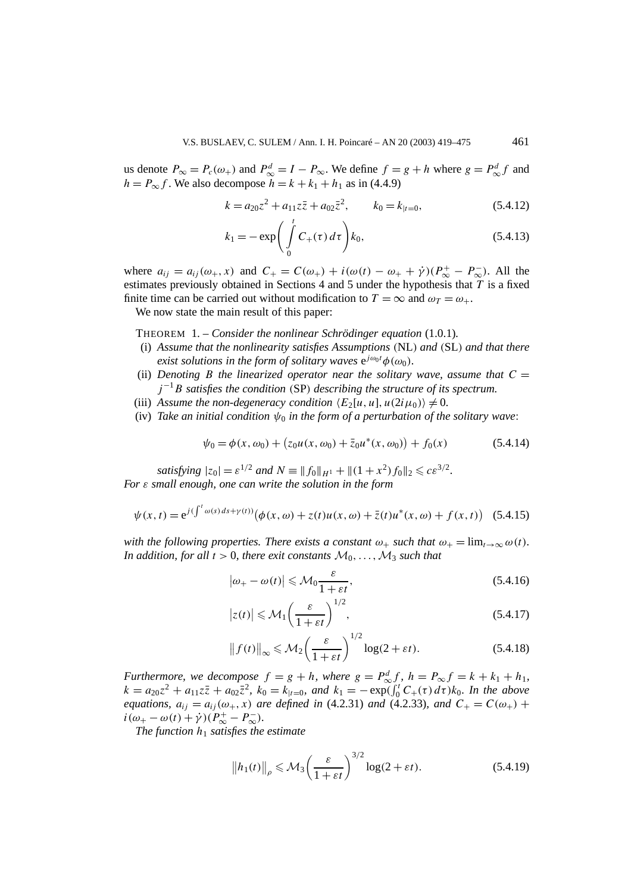us denote $P_\infty = P_c(\omega_+)$ and $P_\infty^d = I - P_\infty$. We define $f = g + h$ where $g = P_\infty^d f$ and $h = P_\infty f$. We also decompose $h = k + k_1 + h_1$ as in (4.4.9)

$$k = a_{20}z^2 + a_{11}z\bar{z} + a_{02}\bar{z}^2, \qquad k_0 = k_{|t=0}, \tag{5.4.12}$$

$$k_1 = -\exp\left(\int_0^t C_+(\tau)\,d\tau\right)k_0, \tag{5.4.13}$$

where $a_{ij} = a_{ij}(\omega_+, x)$ and $C_+ = C(\omega_+) + i(\omega(t) - \omega_+ + \dot{\gamma})(P_\infty^+ - P_\infty^-)$. All the estimates previously obtained in Sections 4 and 5 under the hypothesis that $T$ is a fixed finite time can be carried out without modification to $T = \infty$ and $\omega_T = \omega_+$.

We now state the main result of this paper:

THEOREM 1. – *Consider the nonlinear Schrödinger equation* (1.0.1)*.*

(i) *Assume that the nonlinearity satisfies Assumptions* (NL) *and* (SL) *and that there exist solutions in the form of solitary waves* $e^{j\omega_0 t}\phi(\omega_0)$*.*

(ii) *Denoting $B$ the linearized operator near the solitary wave, assume that $C = j^{-1}B$ satisfies the condition* (SP) *describing the structure of its spectrum.*

(iii) *Assume the non-degeneracy condition* $\langle E_2[u,u], u(2i\mu_0)\rangle \neq 0$*.*

(iv) *Take an initial condition $\psi_0$ in the form of a perturbation of the solitary wave*:

$$\psi_0 = \phi(x, \omega_0) + \big(z_0 u(x, \omega_0) + \bar{z}_0 u^*(x, \omega_0)\big) + f_0(x) \tag{5.4.14}$$

*satisfying* $|z_0| = \varepsilon^{1/2}$ *and* $N \equiv \|f_0\|_{H^1} + \|(1 + x^2)f_0\|_2 \leqslant c\varepsilon^{3/2}$*.*

*For $\varepsilon$ small enough, one can write the solution in the form*

$$\psi(x,t) = e^{j(\int^t \omega(s)\,ds + \gamma(t))}\big(\phi(x,\omega) + z(t)u(x,\omega) + \bar{z}(t)u^*(x,\omega) + f(x,t)\big) \tag{5.4.15}$$

*with the following properties. There exists a constant $\omega_+$ such that $\omega_+ = \lim_{t\to\infty}\omega(t)$. In addition, for all $t > 0$, there exit constants $\mathcal{M}_0, \ldots, \mathcal{M}_3$ such that*

$$\big|\omega_+ - \omega(t)\big| \leqslant \mathcal{M}_0 \frac{\varepsilon}{1 + \varepsilon t}, \tag{5.4.16}$$

$$\big|z(t)\big| \leqslant \mathcal{M}_1 \left(\frac{\varepsilon}{1 + \varepsilon t}\right)^{1/2}, \tag{5.4.17}$$

$$\big\|f(t)\big\|_\infty \leqslant \mathcal{M}_2 \left(\frac{\varepsilon}{1 + \varepsilon t}\right)^{1/2} \log(2 + \varepsilon t). \tag{5.4.18}$$

*Furthermore, we decompose $f = g + h$, where $g = P_\infty^d f$, $h = P_\infty f = k + k_1 + h_1$, $k = a_{20}z^2 + a_{11}z\bar{z} + a_{02}\bar{z}^2$, $k_0 = k_{|t=0}$, and $k_1 = -\exp(\int_0^t C_+(\tau)\,d\tau)k_0$. In the above equations, $a_{ij} = a_{ij}(\omega_+, x)$ are defined in* (4.2.31) *and* (4.2.33)*, and $C_+ = C(\omega_+) + i(\omega_+ - \omega(t) + \dot{\gamma})(P_\infty^+ - P_\infty^-)$.*

*The function $h_1$ satisfies the estimate*

$$\big\|h_1(t)\big\|_\rho \leqslant \mathcal{M}_3 \left(\frac{\varepsilon}{1 + \varepsilon t}\right)^{3/2} \log(2 + \varepsilon t). \tag{5.4.19}$$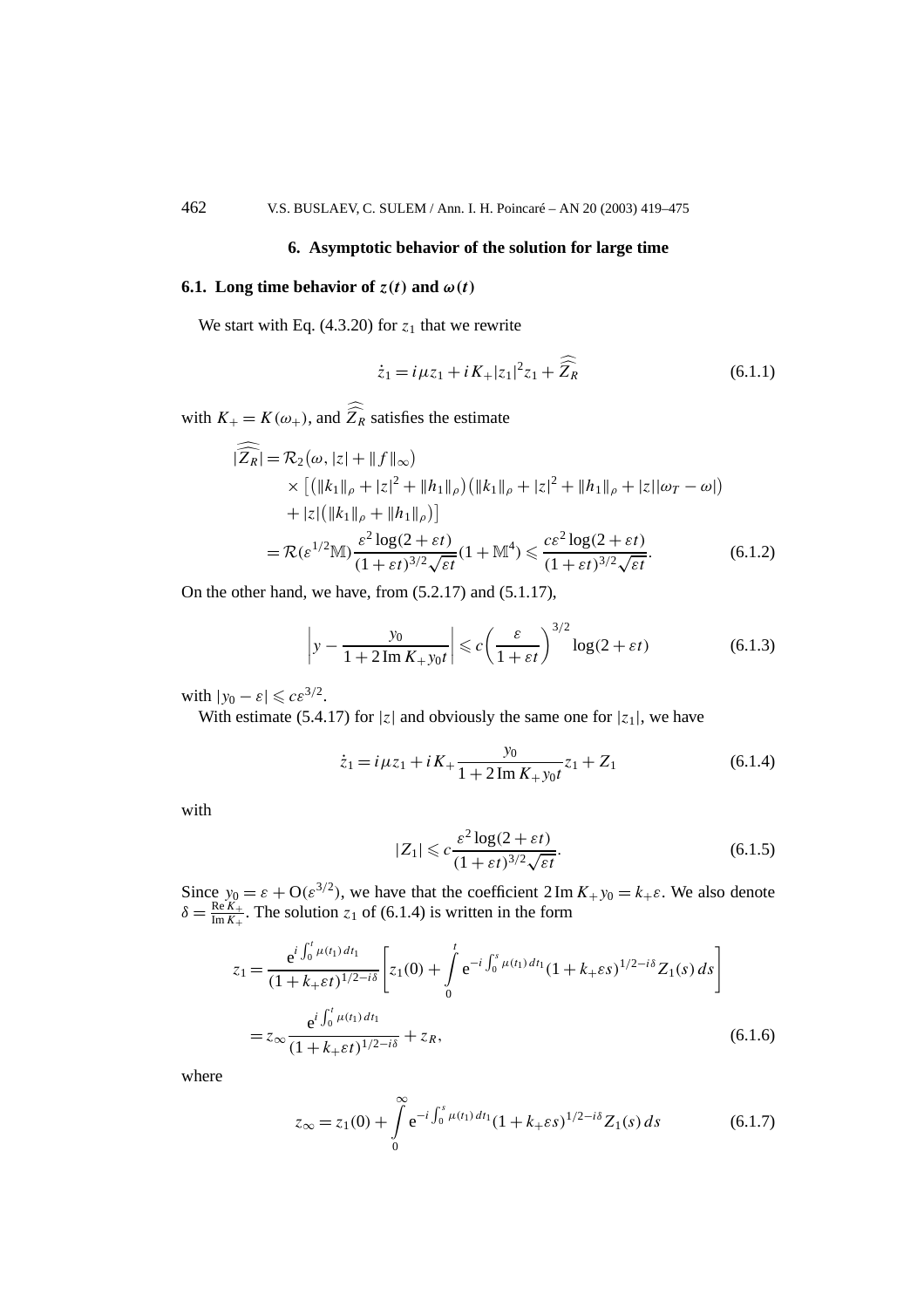## 6. Asymptotic behavior of the solution for large time

### 6.1. Long time behavior of $z(t)$ and $\omega(t)$

We start with Eq. (4.3.20) for $z_1$ that we rewrite

$$\dot{z}_1 = i\mu z_1 + iK_+|z_1|^2 z_1 + \widehat{\widehat{Z_R}} \tag{6.1.1}$$

with $K_+ = K(\omega_+)$, and $\widehat{\widehat{Z_R}}$ satisfies the estimate

$$\begin{aligned}
|\widehat{\widehat{Z_R}}| &= \mathcal{R}_2\big(\omega, |z| + \|f\|_\infty\big) \\
&\quad \times \big[\big(\|k_1\|_\rho + |z|^2 + \|h_1\|_\rho\big)\big(\|k_1\|_\rho + |z|^2 + \|h_1\|_\rho + |z||\omega_T - \omega|\big) \\
&\quad + |z|\big(\|k_1\|_\rho + \|h_1\|_\rho\big)\big] \\
&= \mathcal{R}(\varepsilon^{1/2}\mathbb{M})\frac{\varepsilon^2 \log(2+\varepsilon t)}{(1+\varepsilon t)^{3/2}\sqrt{\varepsilon t}}(1+\mathbb{M}^4) \leqslant \frac{c\varepsilon^2 \log(2+\varepsilon t)}{(1+\varepsilon t)^{3/2}\sqrt{\varepsilon t}}.
\end{aligned} \tag{6.1.2}$$

On the other hand, we have, from (5.2.17) and (5.1.17),

$$\left| y - \frac{y_0}{1 + 2\,\mathrm{Im}\,K_+ y_0 t} \right| \leqslant c\left(\frac{\varepsilon}{1+\varepsilon t}\right)^{3/2} \log(2+\varepsilon t) \tag{6.1.3}$$

with $|y_0 - \varepsilon| \leqslant c\varepsilon^{3/2}$.

With estimate (5.4.17) for $|z|$ and obviously the same one for $|z_1|$, we have

$$\dot{z}_1 = i\mu z_1 + iK_+ \frac{y_0}{1 + 2\,\mathrm{Im}\,K_+ y_0 t} z_1 + Z_1 \tag{6.1.4}$$

with

$$|Z_1| \leqslant c\frac{\varepsilon^2 \log(2+\varepsilon t)}{(1+\varepsilon t)^{3/2}\sqrt{\varepsilon t}}. \tag{6.1.5}$$

Since $y_0 = \varepsilon + \mathrm{O}(\varepsilon^{3/2})$, we have that the coefficient $2\,\mathrm{Im}\,K_+ y_0 = k_+\varepsilon$. We also denote $\delta = \frac{\mathrm{Re}\,K_+}{\mathrm{Im}\,K_+}$. The solution $z_1$ of (6.1.4) is written in the form

$$\begin{aligned}
z_1 &= \frac{\mathrm{e}^{i\int_0^t \mu(t_1)\,dt_1}}{(1+k_+\varepsilon t)^{1/2-i\delta}} \left[ z_1(0) + \int_0^t \mathrm{e}^{-i\int_0^s \mu(t_1)\,dt_1}(1+k_+\varepsilon s)^{1/2-i\delta} Z_1(s)\,ds \right] \\
&= z_\infty \frac{\mathrm{e}^{i\int_0^t \mu(t_1)\,dt_1}}{(1+k_+\varepsilon t)^{1/2-i\delta}} + z_R,
\end{aligned} \tag{6.1.6}$$

where

$$z_\infty = z_1(0) + \int_0^\infty \mathrm{e}^{-i\int_0^s \mu(t_1)\,dt_1}(1+k_+\varepsilon s)^{1/2-i\delta} Z_1(s)\,ds \tag{6.1.7}$$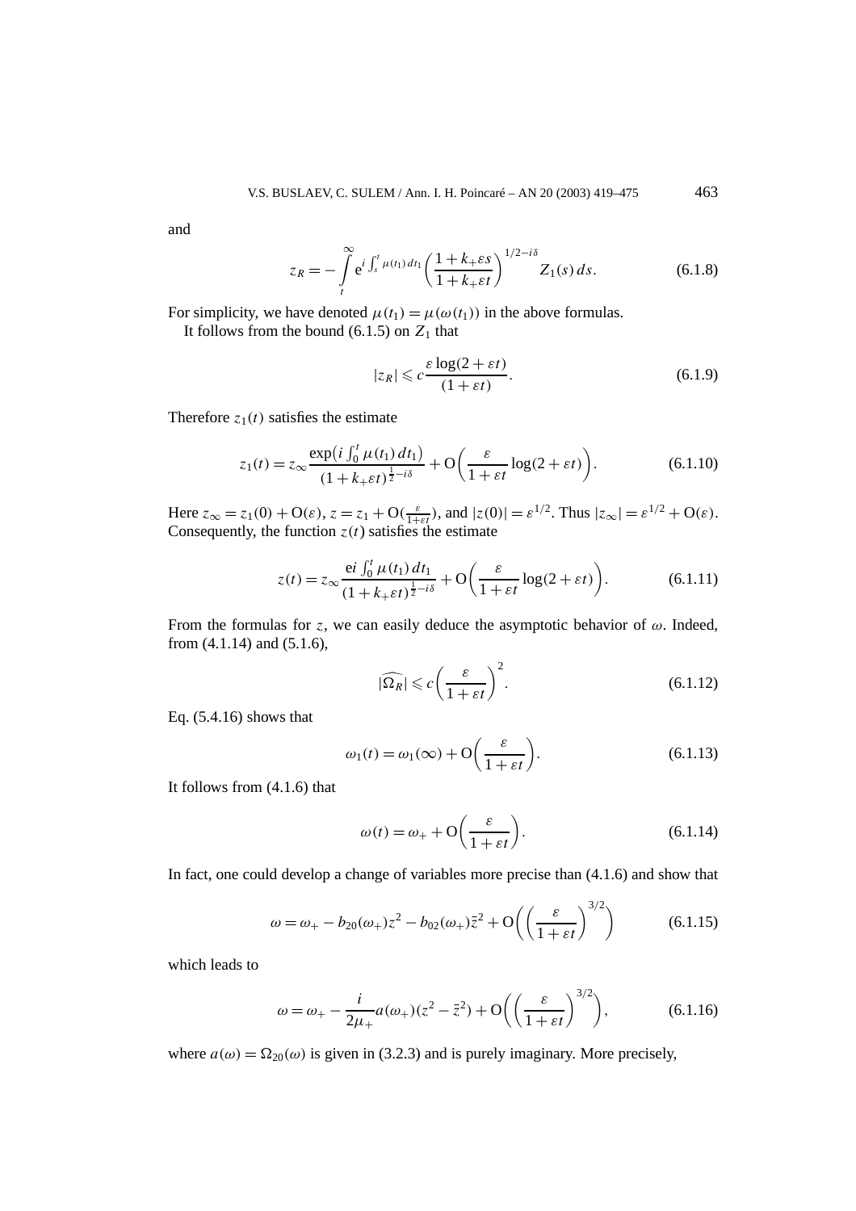and

$$z_R = -\int_t^{\infty} \mathrm{e}^{i\int_s^t \mu(t_1)\,dt_1} \left(\frac{1+k_+\varepsilon s}{1+k_+\varepsilon t}\right)^{1/2-i\delta} Z_1(s)\,ds. \tag{6.1.8}$$

For simplicity, we have denoted $\mu(t_1) = \mu(\omega(t_1))$ in the above formulas.

It follows from the bound (6.1.5) on $Z_1$ that

$$|z_R| \leqslant c\frac{\varepsilon \log(2+\varepsilon t)}{(1+\varepsilon t)}. \tag{6.1.9}$$

Therefore $z_1(t)$ satisfies the estimate

$$z_1(t) = z_\infty \frac{\exp\left(i\int_0^t \mu(t_1)\,dt_1\right)}{(1+k_+\varepsilon t)^{\frac{1}{2}-i\delta}} + \mathrm{O}\left(\frac{\varepsilon}{1+\varepsilon t}\log(2+\varepsilon t)\right). \tag{6.1.10}$$

Here $z_\infty = z_1(0) + \mathrm{O}(\varepsilon)$, $z = z_1 + \mathrm{O}(\frac{\varepsilon}{1+\varepsilon t})$, and $|z(0)| = \varepsilon^{1/2}$. Thus $|z_\infty| = \varepsilon^{1/2} + \mathrm{O}(\varepsilon)$. Consequently, the function $z(t)$ satisfies the estimate

$$z(t) = z_\infty \frac{\mathrm{e}i\int_0^t \mu(t_1)\,dt_1}{(1+k_+\varepsilon t)^{\frac{1}{2}-i\delta}} + \mathrm{O}\left(\frac{\varepsilon}{1+\varepsilon t}\log(2+\varepsilon t)\right). \tag{6.1.11}$$

From the formulas for $z$, we can easily deduce the asymptotic behavior of $\omega$. Indeed, from (4.1.14) and (5.1.6),

$$|\widehat{\Omega_R}| \leqslant c\left(\frac{\varepsilon}{1+\varepsilon t}\right)^2. \tag{6.1.12}$$

Eq. (5.4.16) shows that

$$\omega_1(t) = \omega_1(\infty) + \mathrm{O}\left(\frac{\varepsilon}{1+\varepsilon t}\right). \tag{6.1.13}$$

It follows from (4.1.6) that

$$\omega(t) = \omega_+ + \mathrm{O}\left(\frac{\varepsilon}{1+\varepsilon t}\right). \tag{6.1.14}$$

In fact, one could develop a change of variables more precise than (4.1.6) and show that

$$\omega = \omega_+ - b_{20}(\omega_+)z^2 - b_{02}(\omega_+)\bar{z}^2 + \mathrm{O}\left(\left(\frac{\varepsilon}{1+\varepsilon t}\right)^{3/2}\right) \tag{6.1.15}$$

which leads to

$$\omega = \omega_+ - \frac{i}{2\mu_+}a(\omega_+)(z^2 - \bar{z}^2) + \mathrm{O}\left(\left(\frac{\varepsilon}{1+\varepsilon t}\right)^{3/2}\right), \tag{6.1.16}$$

where $a(\omega) = \Omega_{20}(\omega)$ is given in (3.2.3) and is purely imaginary. More precisely,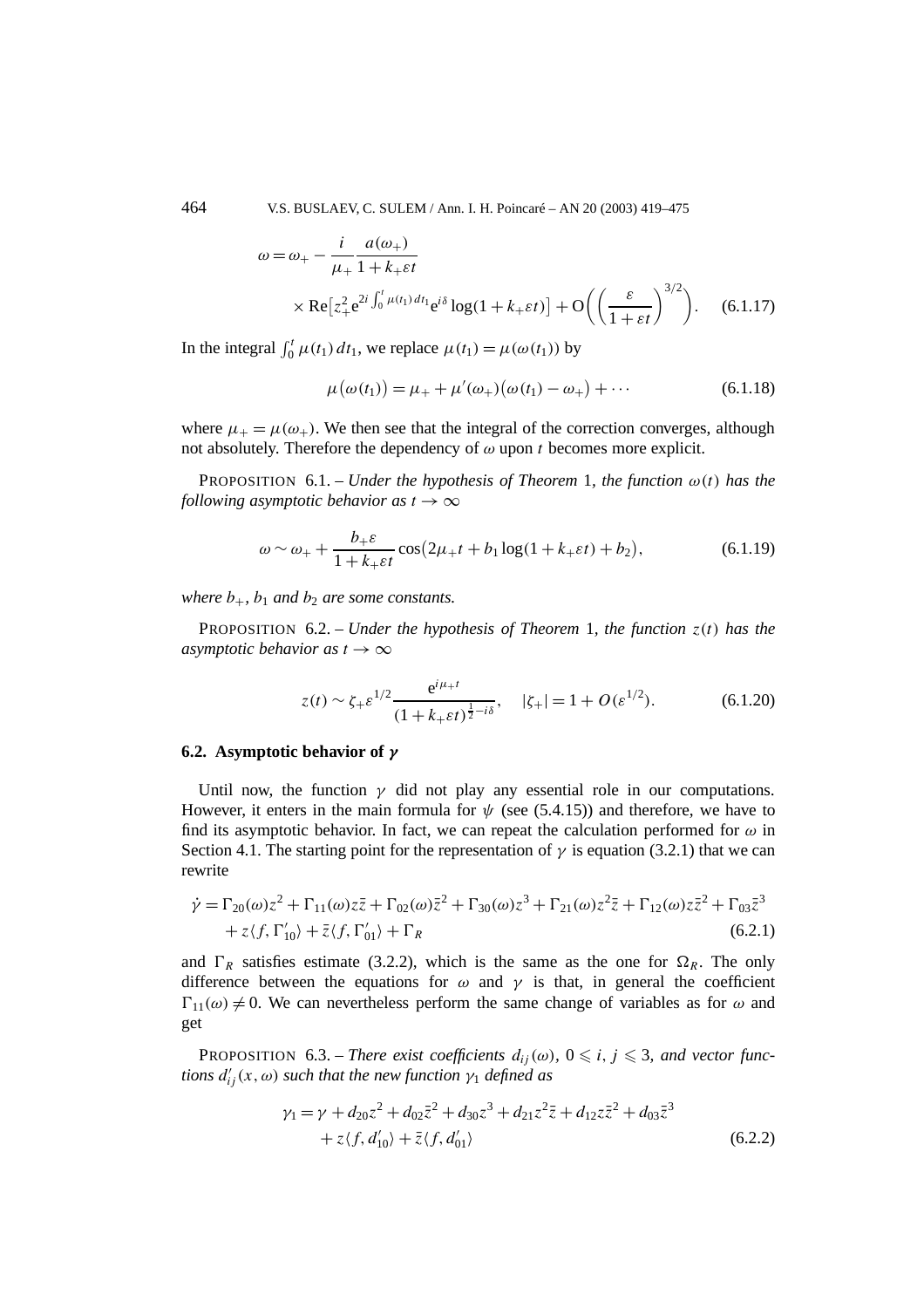$$\omega = \omega_+ - \frac{i}{\mu_+}\frac{a(\omega_+)}{1+k_+\varepsilon t} \times \operatorname{Re}\left[z_+^2 \mathrm{e}^{2i\int_0^t \mu(t_1)\,dt_1} \mathrm{e}^{i\delta}\log(1+k_+\varepsilon t)\right] + \mathrm{O}\left(\left(\frac{\varepsilon}{1+\varepsilon t}\right)^{3/2}\right). \tag{6.1.17}$$

In the integral $\int_0^t \mu(t_1)\,dt_1$, we replace $\mu(t_1) = \mu(\omega(t_1))$ by

$$\mu(\omega(t_1)) = \mu_+ + \mu'(\omega_+)(\omega(t_1) - \omega_+) + \cdots \tag{6.1.18}$$

where $\mu_+ = \mu(\omega_+)$. We then see that the integral of the correction converges, although not absolutely. Therefore the dependency of $\omega$ upon $t$ becomes more explicit.

PROPOSITION 6.1. – *Under the hypothesis of Theorem* 1, *the function $\omega(t)$ has the following asymptotic behavior as $t \to \infty$*

$$\omega \sim \omega_+ + \frac{b_+\varepsilon}{1+k_+\varepsilon t}\cos(2\mu_+ t + b_1\log(1+k_+\varepsilon t) + b_2), \tag{6.1.19}$$

*where $b_+$, $b_1$ and $b_2$ are some constants.*

PROPOSITION 6.2. – *Under the hypothesis of Theorem* 1, *the function $z(t)$ has the asymptotic behavior as $t \to \infty$*

$$z(t) \sim \zeta_+\varepsilon^{1/2}\frac{\mathrm{e}^{i\mu_+ t}}{(1+k_+\varepsilon t)^{\frac{1}{2}-i\delta}}, \quad |\zeta_+| = 1 + O(\varepsilon^{1/2}). \tag{6.1.20}$$

### 6.2. Asymptotic behavior of $\gamma$

Until now, the function $\gamma$ did not play any essential role in our computations. However, it enters in the main formula for $\psi$ (see (5.4.15)) and therefore, we have to find its asymptotic behavior. In fact, we can repeat the calculation performed for $\omega$ in Section 4.1. The starting point for the representation of $\gamma$ is equation (3.2.1) that we can rewrite

$$\dot{\gamma} = \Gamma_{20}(\omega)z^2 + \Gamma_{11}(\omega)z\bar{z} + \Gamma_{02}(\omega)\bar{z}^2 + \Gamma_{30}(\omega)z^3 + \Gamma_{21}(\omega)z^2\bar{z} + \Gamma_{12}(\omega)z\bar{z}^2 + \Gamma_{03}\bar{z}^3 + z\langle f, \Gamma'_{10}\rangle + \bar{z}\langle f, \Gamma'_{01}\rangle + \Gamma_R \tag{6.2.1}$$

and $\Gamma_R$ satisfies estimate (3.2.2), which is the same as the one for $\Omega_R$. The only difference between the equations for $\omega$ and $\gamma$ is that, in general the coefficient $\Gamma_{11}(\omega) \neq 0$. We can nevertheless perform the same change of variables as for $\omega$ and get

PROPOSITION 6.3. – *There exist coefficients $d_{ij}(\omega)$, $0 \leqslant i, j \leqslant 3$, and vector functions $d'_{ij}(x,\omega)$ such that the new function $\gamma_1$ defined as*

$$\gamma_1 = \gamma + d_{20}z^2 + d_{02}\bar{z}^2 + d_{30}z^3 + d_{21}z^2\bar{z} + d_{12}z\bar{z}^2 + d_{03}\bar{z}^3 + z\langle f, d'_{10}\rangle + \bar{z}\langle f, d'_{01}\rangle \tag{6.2.2}$$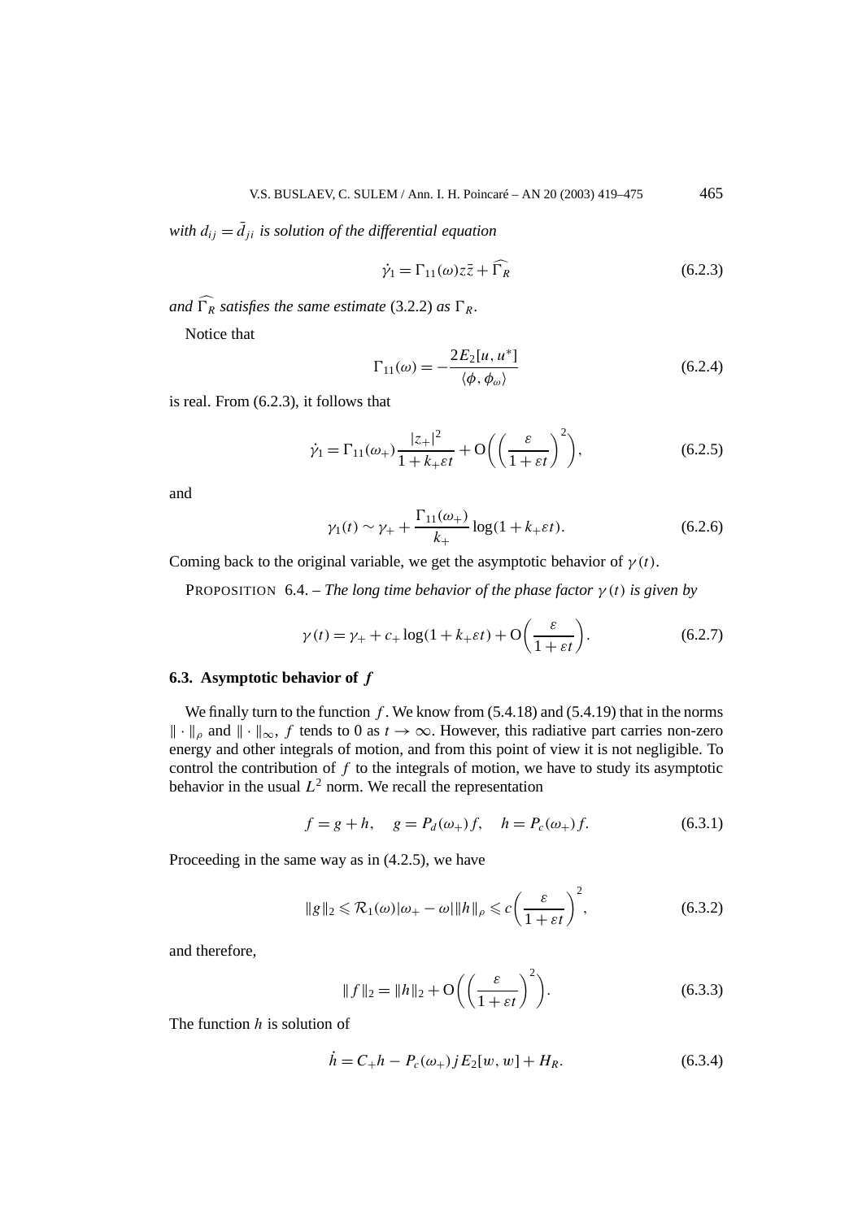*with $d_{ij} = \bar{d}_{ji}$ is solution of the differential equation*

$$\dot{\gamma}_1 = \Gamma_{11}(\omega) z\bar{z} + \widehat{\Gamma_R} \tag{6.2.3}$$

*and $\widehat{\Gamma_R}$ satisfies the same estimate* (3.2.2) *as $\Gamma_R$.*

Notice that

$$\Gamma_{11}(\omega) = -\frac{2E_2[u, u^*]}{\langle \phi, \phi_\omega \rangle} \tag{6.2.4}$$

is real. From (6.2.3), it follows that

$$\dot{\gamma}_1 = \Gamma_{11}(\omega_+) \frac{|z_+|^2}{1 + k_+ \varepsilon t} + \mathrm{O}\left( \left( \frac{\varepsilon}{1 + \varepsilon t} \right)^2 \right), \tag{6.2.5}$$

and

$$\gamma_1(t) \sim \gamma_+ + \frac{\Gamma_{11}(\omega_+)}{k_+} \log(1 + k_+ \varepsilon t). \tag{6.2.6}$$

Coming back to the original variable, we get the asymptotic behavior of $\gamma(t)$.

PROPOSITION 6.4. – *The long time behavior of the phase factor $\gamma(t)$ is given by*

$$\gamma(t) = \gamma_+ + c_+ \log(1 + k_+ \varepsilon t) + \mathrm{O}\left( \frac{\varepsilon}{1 + \varepsilon t} \right). \tag{6.2.7}$$

### 6.3. Asymptotic behavior of $f$

We finally turn to the function $f$. We know from (5.4.18) and (5.4.19) that in the norms $\| \cdot \|_\rho$ and $\| \cdot \|_\infty$, $f$ tends to 0 as $t \to \infty$. However, this radiative part carries non-zero energy and other integrals of motion, and from this point of view it is not negligible. To control the contribution of $f$ to the integrals of motion, we have to study its asymptotic behavior in the usual $L^2$ norm. We recall the representation

$$f = g + h, \quad g = P_d(\omega_+) f, \quad h = P_c(\omega_+) f. \tag{6.3.1}$$

Proceeding in the same way as in (4.2.5), we have

$$\|g\|_2 \leqslant \mathcal{R}_1(\omega) |\omega_+ - \omega| \|h\|_\rho \leqslant c \left( \frac{\varepsilon}{1 + \varepsilon t} \right)^2, \tag{6.3.2}$$

and therefore,

$$\|f\|_2 = \|h\|_2 + \mathrm{O}\left( \left( \frac{\varepsilon}{1 + \varepsilon t} \right)^2 \right). \tag{6.3.3}$$

The function $h$ is solution of

$$\dot{h} = C_+ h - P_c(\omega_+) j E_2[w, w] + H_R. \tag{6.3.4}$$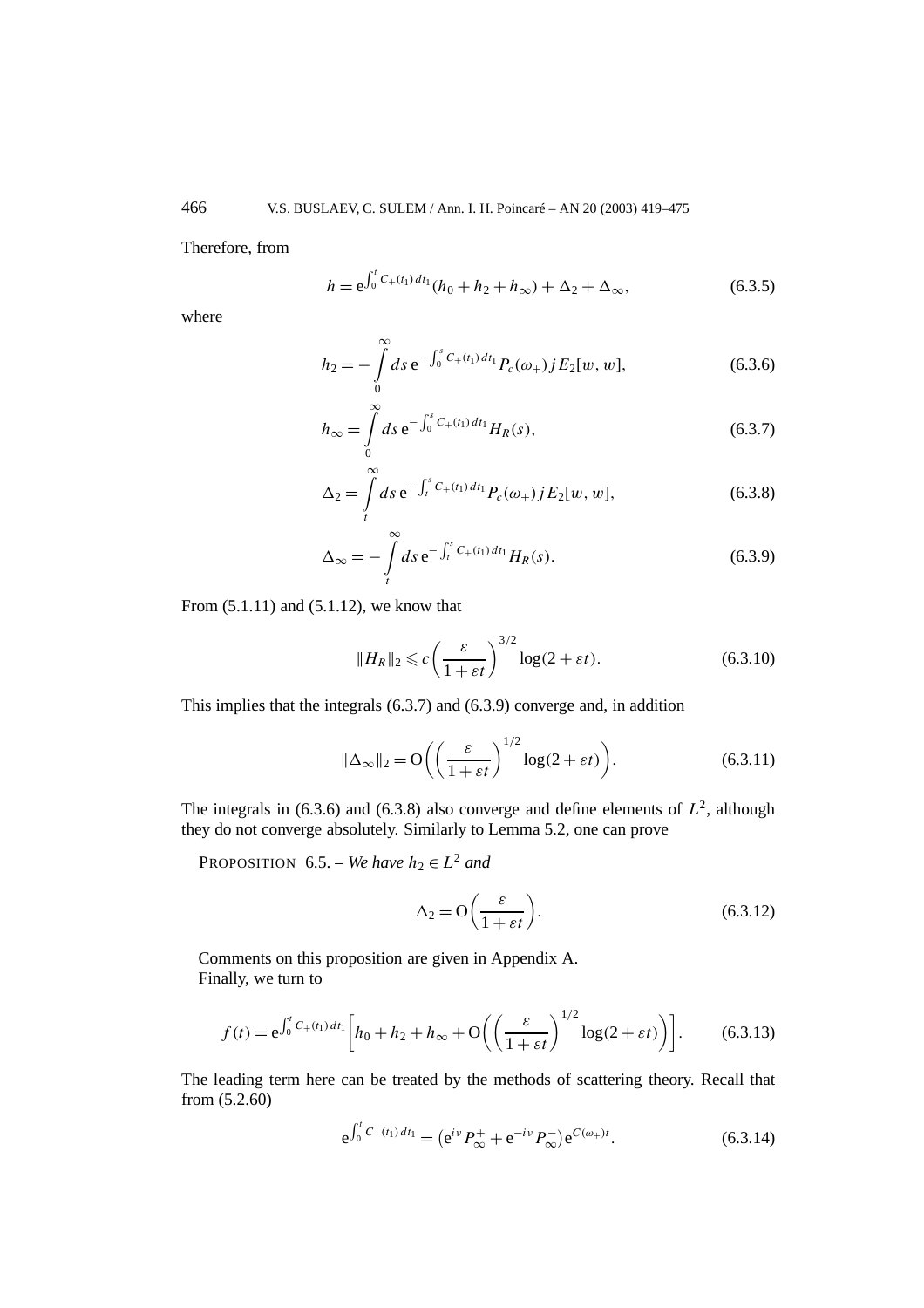Therefore, from

$$h = \mathrm{e}^{\int_0^t C_+(t_1)\,dt_1}(h_0 + h_2 + h_\infty) + \Delta_2 + \Delta_\infty, \tag{6.3.5}$$

where

$$h_2 = -\int_0^\infty ds\, \mathrm{e}^{-\int_0^s C_+(t_1)\,dt_1} P_c(\omega_+)\, j E_2[w, w], \tag{6.3.6}$$

$$h_\infty = \int_0^\infty ds\, \mathrm{e}^{-\int_0^s C_+(t_1)\,dt_1} H_R(s), \tag{6.3.7}$$

$$\Delta_2 = \int_t^\infty ds\, \mathrm{e}^{-\int_t^s C_+(t_1)\,dt_1} P_c(\omega_+)\, j E_2[w, w], \tag{6.3.8}$$

$$\Delta_\infty = -\int_t^\infty ds\, \mathrm{e}^{-\int_t^s C_+(t_1)\,dt_1} H_R(s). \tag{6.3.9}$$

From (5.1.11) and (5.1.12), we know that

$$\|H_R\|_2 \leqslant c\left(\frac{\varepsilon}{1+\varepsilon t}\right)^{3/2} \log(2+\varepsilon t). \tag{6.3.10}$$

This implies that the integrals (6.3.7) and (6.3.9) converge and, in addition

$$\|\Delta_\infty\|_2 = \mathrm{O}\left(\left(\frac{\varepsilon}{1+\varepsilon t}\right)^{1/2} \log(2+\varepsilon t)\right). \tag{6.3.11}$$

The integrals in (6.3.6) and (6.3.8) also converge and define elements of $L^2$, although they do not converge absolutely. Similarly to Lemma 5.2, one can prove

PROPOSITION 6.5. – *We have $h_2 \in L^2$ and*

$$\Delta_2 = \mathrm{O}\left(\frac{\varepsilon}{1+\varepsilon t}\right). \tag{6.3.12}$$

Comments on this proposition are given in Appendix A.

Finally, we turn to

$$f(t) = \mathrm{e}^{\int_0^t C_+(t_1)\,dt_1}\left[h_0 + h_2 + h_\infty + \mathrm{O}\left(\left(\frac{\varepsilon}{1+\varepsilon t}\right)^{1/2} \log(2+\varepsilon t)\right)\right]. \tag{6.3.13}$$

The leading term here can be treated by the methods of scattering theory. Recall that from (5.2.60)

$$\mathrm{e}^{\int_0^t C_+(t_1)\,dt_1} = \left(\mathrm{e}^{i\nu} P_\infty^+ + \mathrm{e}^{-i\nu} P_\infty^-\right) \mathrm{e}^{C(\omega_+)t}. \tag{6.3.14}$$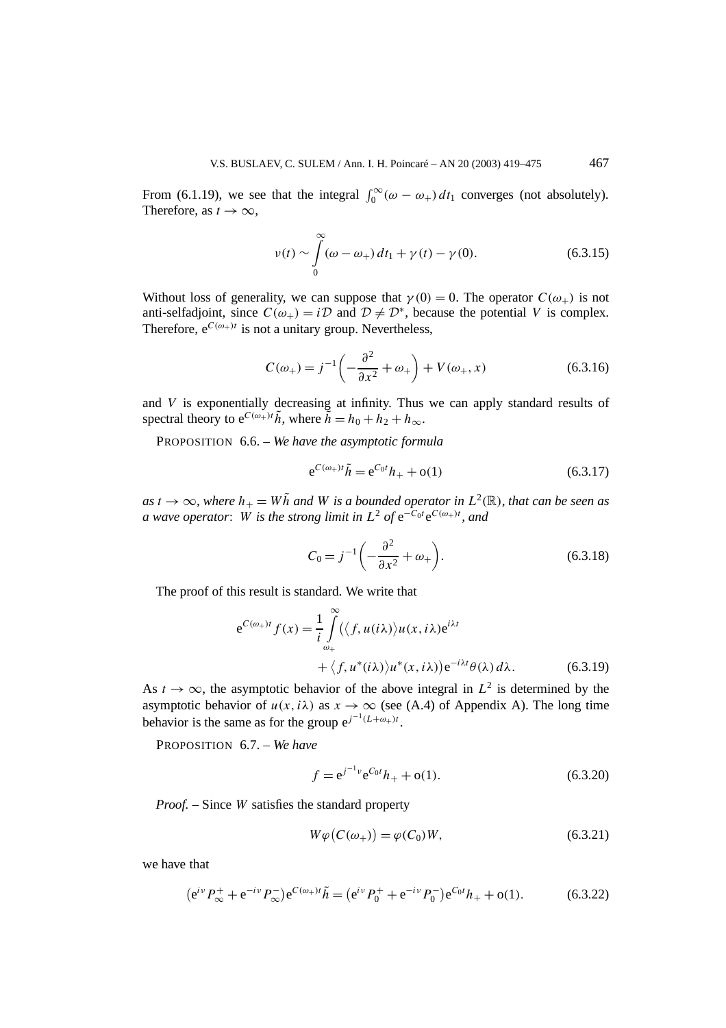From (6.1.19), we see that the integral $\int_0^\infty (\omega - \omega_+)\,dt_1$ converges (not absolutely). Therefore, as $t \to \infty$,

$$\nu(t) \sim \int_0^\infty (\omega - \omega_+)\,dt_1 + \gamma(t) - \gamma(0). \tag{6.3.15}$$

Without loss of generality, we can suppose that $\gamma(0) = 0$. The operator $C(\omega_+)$ is not anti-selfadjoint, since $C(\omega_+) = i\mathcal{D}$ and $\mathcal{D} \neq \mathcal{D}^*$, because the potential $V$ is complex. Therefore, $\mathrm{e}^{C(\omega_+)t}$ is not a unitary group. Nevertheless,

$$C(\omega_+) = j^{-1}\left(-\frac{\partial^2}{\partial x^2} + \omega_+\right) + V(\omega_+, x) \tag{6.3.16}$$

and $V$ is exponentially decreasing at infinity. Thus we can apply standard results of spectral theory to $\mathrm{e}^{C(\omega_+)t}\tilde{h}$, where $\tilde{h} = h_0 + h_2 + h_\infty$.

PROPOSITION 6.6. – *We have the asymptotic formula*

$$\mathrm{e}^{C(\omega_+)t}\tilde{h} = \mathrm{e}^{C_0 t}h_+ + \mathrm{o}(1) \tag{6.3.17}$$

*as $t \to \infty$, where $h_+ = W\tilde{h}$ and $W$ is a bounded operator in $L^2(\mathbb{R})$, that can be seen as a wave operator: $W$ is the strong limit in $L^2$ of $\mathrm{e}^{-C_0 t}\mathrm{e}^{C(\omega_+)t}$, and*

$$C_0 = j^{-1}\left(-\frac{\partial^2}{\partial x^2} + \omega_+\right). \tag{6.3.18}$$

The proof of this result is standard. We write that

$$\begin{aligned} \mathrm{e}^{C(\omega_+)t} f(x) = \frac{1}{i}\int_{\omega_+}^\infty \big(\langle f, u(i\lambda)\rangle u(x, i\lambda)\mathrm{e}^{i\lambda t} \\ + \langle f, u^*(i\lambda)\rangle u^*(x, i\lambda)\big)\mathrm{e}^{-i\lambda t}\theta(\lambda)\,d\lambda. \end{aligned} \tag{6.3.19}$$

As $t \to \infty$, the asymptotic behavior of the above integral in $L^2$ is determined by the asymptotic behavior of $u(x, i\lambda)$ as $x \to \infty$ (see (A.4) of Appendix A). The long time behavior is the same as for the group $\mathrm{e}^{j^{-1}(L+\omega_+)t}$.

PROPOSITION 6.7. – *We have*

$$f = \mathrm{e}^{j^{-1}\nu}\mathrm{e}^{C_0 t}h_+ + \mathrm{o}(1). \tag{6.3.20}$$

*Proof.* – Since $W$ satisfies the standard property

$$W\varphi\big(C(\omega_+)\big) = \varphi(C_0)W, \tag{6.3.21}$$

we have that

$$\big(\mathrm{e}^{i\nu}P_\infty^+ + \mathrm{e}^{-i\nu}P_\infty^-\big)\mathrm{e}^{C(\omega_+)t}\tilde{h} = \big(\mathrm{e}^{i\nu}P_0^+ + \mathrm{e}^{-i\nu}P_0^-\big)\mathrm{e}^{C_0 t}h_+ + \mathrm{o}(1). \tag{6.3.22}$$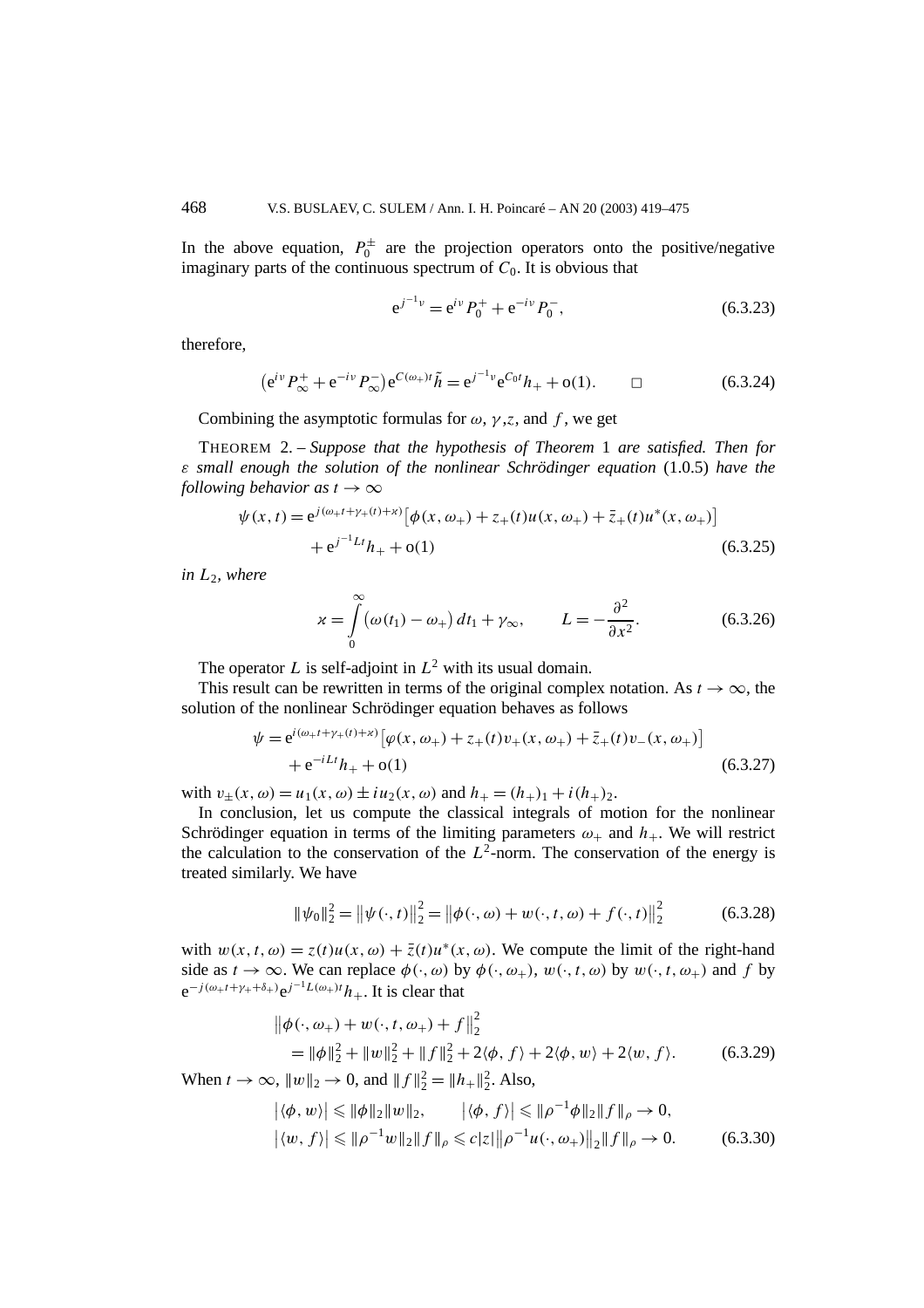In the above equation, $P_0^{\pm}$ are the projection operators onto the positive/negative imaginary parts of the continuous spectrum of $C_0$. It is obvious that

$$\mathrm{e}^{j^{-1}\nu} = \mathrm{e}^{i\nu} P_0^+ + \mathrm{e}^{-i\nu} P_0^-, \tag{6.3.23}$$

therefore,

$$\left(\mathrm{e}^{i\nu} P_\infty^+ + \mathrm{e}^{-i\nu} P_\infty^-\right) \mathrm{e}^{C(\omega_+)t} \tilde{h} = \mathrm{e}^{j^{-1}\nu} \mathrm{e}^{C_0 t} h_+ + \mathrm{o}(1). \qquad \square \tag{6.3.24}$$

Combining the asymptotic formulas for $\omega$, $\gamma$, $z$, and $f$, we get

THEOREM 2. – *Suppose that the hypothesis of Theorem* 1 *are satisfied. Then for* $\varepsilon$ *small enough the solution of the nonlinear Schrödinger equation* (1.0.5) *have the following behavior as* $t \to \infty$

$$\begin{aligned}\psi(x,t) = {} & \mathrm{e}^{j(\omega_+ t + \gamma_+(t) + \varkappa)}\left[\phi(x,\omega_+) + z_+(t) u(x,\omega_+) + \bar{z}_+(t) u^*(x,\omega_+)\right] \\ & + \mathrm{e}^{j^{-1} L t} h_+ + \mathrm{o}(1)\end{aligned} \tag{6.3.25}$$

*in* $L_2$, *where*

$$\varkappa = \int_0^\infty \left(\omega(t_1) - \omega_+\right) dt_1 + \gamma_\infty, \qquad L = -\frac{\partial^2}{\partial x^2}. \tag{6.3.26}$$

The operator $L$ is self-adjoint in $L^2$ with its usual domain.

This result can be rewritten in terms of the original complex notation. As $t \to \infty$, the solution of the nonlinear Schrödinger equation behaves as follows

$$\begin{aligned}\psi = {} & \mathrm{e}^{i(\omega_+ t + \gamma_+(t) + \varkappa)}\left[\varphi(x,\omega_+) + z_+(t) v_+(x,\omega_+) + \bar{z}_+(t) v_-(x,\omega_+)\right] \\ & + \mathrm{e}^{-iLt} h_+ + \mathrm{o}(1)\end{aligned} \tag{6.3.27}$$

with $v_\pm(x,\omega) = u_1(x,\omega) \pm i u_2(x,\omega)$ and $h_+ = (h_+)_1 + i(h_+)_2$.

In conclusion, let us compute the classical integrals of motion for the nonlinear Schrödinger in terms of the limiting parameters $\omega_+$ and $h_+$. We will restrict the calculation to the conservation of the $L^2$-norm. The conservation of the energy is treated similarly. We have

$$\|\psi_0\|_2^2 = \left\|\psi(\cdot,t)\right\|_2^2 = \left\|\phi(\cdot,\omega) + w(\cdot,t,\omega) + f(\cdot,t)\right\|_2^2 \tag{6.3.28}$$

with $w(x,t,\omega) = z(t) u(x,\omega) + \bar{z}(t) u^*(x,\omega)$. We compute the limit of the right-hand side as $t \to \infty$. We can replace $\phi(\cdot,\omega)$ by $\phi(\cdot,\omega_+)$, $w(\cdot,t,\omega)$ by $w(\cdot,t,\omega_+)$ and $f$ by $\mathrm{e}^{-j(\omega_+ t + \gamma_+ + \delta_+)} \mathrm{e}^{j^{-1} L(\omega_+)t} h_+$. It is clear that

$$\begin{aligned}& \left\|\phi(\cdot,\omega_+) + w(\cdot,t,\omega_+) + f\right\|_2^2 \\ & \quad = \|\phi\|_2^2 + \|w\|_2^2 + \|f\|_2^2 + 2\langle\phi, f\rangle + 2\langle\phi, w\rangle + 2\langle w, f\rangle.\end{aligned} \tag{6.3.29}$$

When $t \to \infty$, $\|w\|_2 \to 0$, and $\|f\|_2^2 = \|h_+\|_2^2$. Also,

$$\begin{aligned}& \left|\langle\phi, w\rangle\right| \leqslant \|\phi\|_2 \|w\|_2, \qquad \left|\langle\phi, f\rangle\right| \leqslant \|\rho^{-1}\phi\|_2 \|f\|_\rho \to 0, \\ & \left|\langle w, f\rangle\right| \leqslant \|\rho^{-1} w\|_2 \|f\|_\rho \leqslant c|z| \left\|\rho^{-1} u(\cdot,\omega_+)\right\|_2 \|f\|_\rho \to 0.\end{aligned} \tag{6.3.30}$$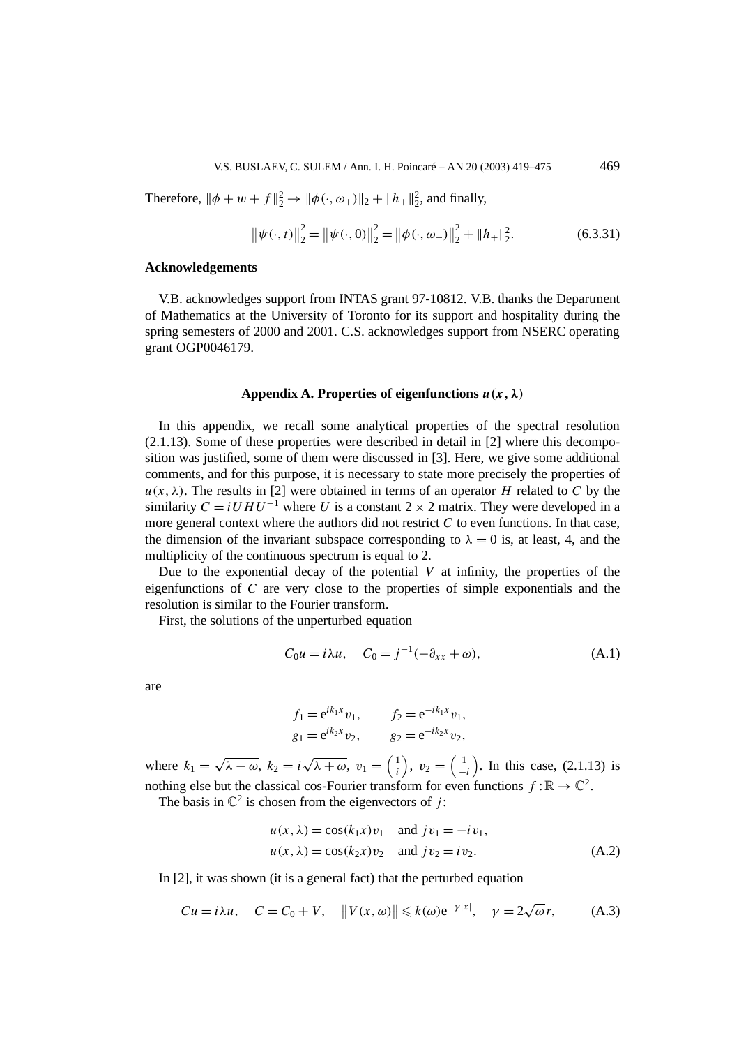Therefore, $\|\phi + w + f\|_2^2 \to \|\phi(\cdot,\omega_+)\|_2 + \|h_+\|_2^2$, and finally,

$$\big\|\psi(\cdot,t)\big\|_2^2 = \big\|\psi(\cdot,0)\big\|_2^2 = \big\|\phi(\cdot,\omega_+)\big\|_2^2 + \|h_+\|_2^2. \tag{6.3.31}$$

## Acknowledgements

V.B. acknowledges support from INTAS grant 97-10812. V.B. thanks the Department of Mathematics at the University of Toronto for its support and hospitality during the spring semesters of 2000 and 2001. C.S. acknowledges support from NSERC operating grant OGP0046179.

## Appendix A. Properties of eigenfunctions $u(x,\lambda)$

In this appendix, we recall some analytical properties of the spectral resolution (2.1.13). Some of these properties were described in detail in [2] where this decomposition was justified, some of them were discussed in [3]. Here, we give some additional comments, and for this purpose, it is necessary to state more precisely the properties of $u(x,\lambda)$. The results in [2] were obtained in terms of an operator $H$ related to $C$ by the similarity $C = iUHU^{-1}$ where $U$ is a constant $2\times 2$ matrix. They were developed in a more general context where the authors did not restrict $C$ to even functions. In that case, the dimension of the invariant subspace corresponding to $\lambda = 0$ is, at least, 4, and the multiplicity of the continuous spectrum is equal to 2.

Due to the exponential decay of the potential $V$ at infinity, the properties of the eigenfunctions of $C$ are very close to the properties of simple exponentials and the resolution is similar to the Fourier transform.

First, the solutions of the unperturbed equation

$$C_0 u = i\lambda u, \quad C_0 = j^{-1}(-\partial_{xx} + \omega), \tag{A.1}$$

are

$$f_1 = \mathrm{e}^{ik_1 x} v_1, \qquad f_2 = \mathrm{e}^{-ik_1 x} v_1,$$
$$g_1 = \mathrm{e}^{ik_2 x} v_2, \qquad g_2 = \mathrm{e}^{-ik_2 x} v_2,$$

where $k_1 = \sqrt{\lambda - \omega}$, $k_2 = i\sqrt{\lambda + \omega}$, $v_1 = \binom{1}{i}$, $v_2 = \binom{1}{-i}$. In this case, (2.1.13) is nothing else but the classical cos-Fourier transform for even functions $f : \mathbb{R} \to \mathbb{C}^2$.

The basis in $\mathbb{C}^2$ is chosen from the eigenvectors of $j$:

$$u(x,\lambda) = \cos(k_1 x) v_1 \quad \text{and } j v_1 = -i v_1,$$
$$u(x,\lambda) = \cos(k_2 x) v_2 \quad \text{and } j v_2 = i v_2. \tag{A.2}$$

In [2], it was shown (it is a general fact) that the perturbed equation

$$Cu = i\lambda u, \quad C = C_0 + V, \quad \big\|V(x,\omega)\big\| \leqslant k(\omega)\mathrm{e}^{-\gamma|x|}, \quad \gamma = 2\sqrt{\omega}\, r, \tag{A.3}$$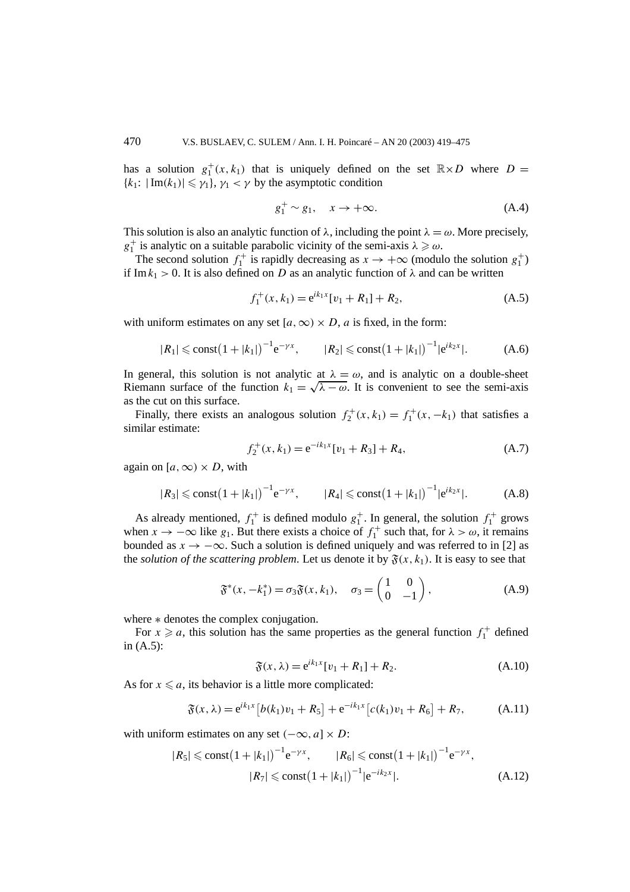has a solution $g_1^+(x, k_1)$ that is uniquely defined on the set $\mathbb{R} \times D$ where $D = \{k_1\colon |\operatorname{Im}(k_1)| \leqslant \gamma_1\}$, $\gamma_1 < \gamma$ by the asymptotic condition

$$g_1^+ \sim g_1, \quad x \to +\infty. \tag{A.4}$$

This solution is also an analytic function of $\lambda$, including the point $\lambda = \omega$. More precisely, $g_1^+$ is analytic on a suitable parabolic vicinity of the semi-axis $\lambda \geqslant \omega$.

The second solution $f_1^+$ is rapidly decreasing as $x \to +\infty$ (modulo the solution $g_1^+$) if $\operatorname{Im} k_1 > 0$. It is also defined on $D$ as an analytic function of $\lambda$ and can be written

$$f_1^+(x, k_1) = \mathrm{e}^{ik_1 x}[v_1 + R_1] + R_2, \tag{A.5}$$

with uniform estimates on any set $[a, \infty) \times D$, $a$ is fixed, in the form:

$$|R_1| \leqslant \operatorname{const}\big(1 + |k_1|\big)^{-1} \mathrm{e}^{-\gamma x}, \qquad |R_2| \leqslant \operatorname{const}\big(1 + |k_1|\big)^{-1} |\mathrm{e}^{ik_2 x}|. \tag{A.6}$$

In general, this solution is not analytic at $\lambda = \omega$, and is analytic on a double-sheet Riemann surface of the function $k_1 = \sqrt{\lambda - \omega}$. It is convenient to see the semi-axis as the cut on this surface.

Finally, there exists an analogous solution $f_2^+(x, k_1) = f_1^+(x, -k_1)$ that satisfies a similar estimate:

$$f_2^+(x, k_1) = \mathrm{e}^{-ik_1 x}[v_1 + R_3] + R_4, \tag{A.7}$$

again on $[a, \infty) \times D$, with

$$|R_3| \leqslant \operatorname{const}\big(1 + |k_1|\big)^{-1} \mathrm{e}^{-\gamma x}, \qquad |R_4| \leqslant \operatorname{const}\big(1 + |k_1|\big)^{-1} |\mathrm{e}^{ik_2 x}|. \tag{A.8}$$

As already mentioned, $f_1^+$ is defined modulo $g_1^+$. In general, the solution $f_1^+$ grows when $x \to -\infty$ like $g_1$. But there exists a choice of $f_1^+$ such that, for $\lambda > \omega$, it remains bounded as $x \to -\infty$. Such a solution is defined uniquely and was referred to in [2] as the *solution of the scattering problem*. Let us denote it by $\mathfrak{F}(x, k_1)$. It is easy to see that

$$\mathfrak{F}^*(x, -k_1^*) = \sigma_3 \mathfrak{F}(x, k_1), \quad \sigma_3 = \begin{pmatrix} 1 & 0 \\ 0 & -1 \end{pmatrix}, \tag{A.9}$$

where $*$ denotes the complex conjugation.

For $x \geqslant a$, this solution has the same properties as the general function $f_1^+$ defined in (A.5):

$$\mathfrak{F}(x, \lambda) = \mathrm{e}^{ik_1 x}[v_1 + R_1] + R_2. \tag{A.10}$$

As for $x \leqslant a$, its behavior is a little more complicated:

$$\mathfrak{F}(x, \lambda) = \mathrm{e}^{ik_1 x}\big[b(k_1) v_1 + R_5\big] + \mathrm{e}^{-ik_1 x}\big[c(k_1) v_1 + R_6\big] + R_7, \tag{A.11}$$

with uniform estimates on any set $(-\infty, a] \times D$:

$$|R_5| \leqslant \operatorname{const}\big(1 + |k_1|\big)^{-1} \mathrm{e}^{-\gamma x}, \qquad |R_6| \leqslant \operatorname{const}\big(1 + |k_1|\big)^{-1} \mathrm{e}^{-\gamma x},$$
$$|R_7| \leqslant \operatorname{const}\big(1 + |k_1|\big)^{-1} |\mathrm{e}^{-ik_2 x}|. \tag{A.12}$$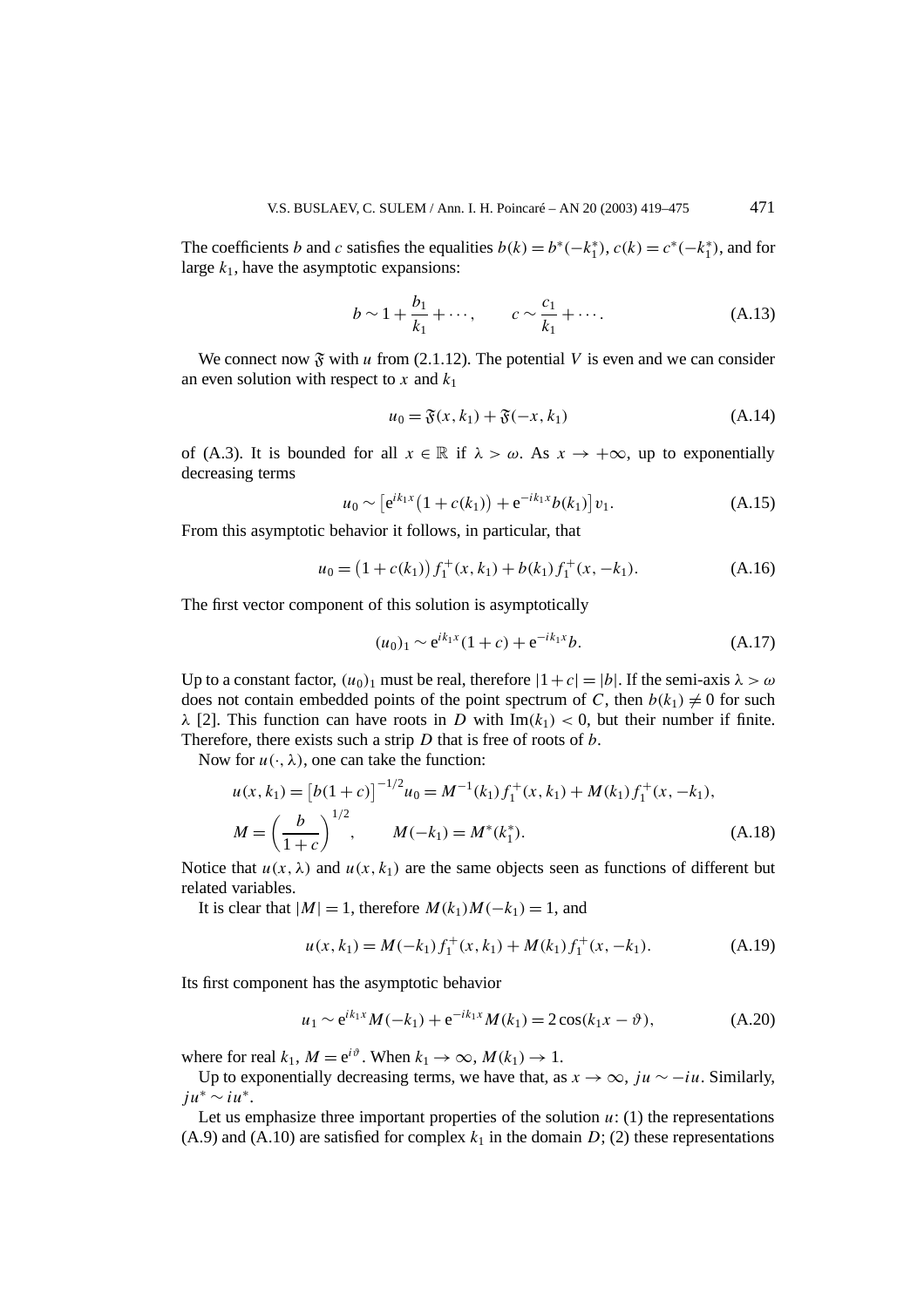The coefficients $b$ and $c$ satisfies the equalities $b(k) = b^*(-k_1^*)$, $c(k) = c^*(-k_1^*)$, and for large $k_1$, have the asymptotic expansions:

$$b \sim 1 + \frac{b_1}{k_1} + \cdots, \qquad c \sim \frac{c_1}{k_1} + \cdots. \tag{A.13}$$

We connect now $\mathfrak{F}$ with $u$ from (2.1.12). The potential $V$ is even and we can consider an even solution with respect to $x$ and $k_1$

$$u_0 = \mathfrak{F}(x, k_1) + \mathfrak{F}(-x, k_1) \tag{A.14}$$

of (A.3). It is bounded for all $x \in \mathbb{R}$ if $\lambda > \omega$. As $x \to +\infty$, up to exponentially decreasing terms

$$u_0 \sim \left[ e^{ik_1 x}\big(1 + c(k_1)\big) + e^{-ik_1 x} b(k_1) \right] v_1. \tag{A.15}$$

From this asymptotic behavior it follows, in particular, that

$$u_0 = \big(1 + c(k_1)\big) f_1^+(x, k_1) + b(k_1) f_1^+(x, -k_1). \tag{A.16}$$

The first vector component of this solution is asymptotically

$$(u_0)_1 \sim e^{ik_1 x}(1 + c) + e^{-ik_1 x} b. \tag{A.17}$$

Up to a constant factor, $(u_0)_1$ must be real, therefore $|1 + c| = |b|$. If the semi-axis $\lambda > \omega$ does not contain embedded points of the point spectrum of $C$, then $b(k_1) \neq 0$ for such $\lambda$ [2]. This function can have roots in $D$ with $\mathrm{Im}(k_1) < 0$, but their number if finite. Therefore, there exists such a strip $D$ that is free of roots of $b$.

Now for $u(\cdot, \lambda)$, one can take the function:

$$\begin{aligned}
u(x, k_1) &= \left[ b(1 + c) \right]^{-1/2} u_0 = M^{-1}(k_1) f_1^+(x, k_1) + M(k_1) f_1^+(x, -k_1), \\
M &= \left( \frac{b}{1 + c} \right)^{1/2}, \qquad M(-k_1) = M^*(k_1^*).
\end{aligned} \tag{A.18}$$

Notice that $u(x, \lambda)$ and $u(x, k_1)$ are the same objects seen as functions of different but related variables.

It is clear that $|M| = 1$, therefore $M(k_1) M(-k_1) = 1$, and

$$u(x, k_1) = M(-k_1) f_1^+(x, k_1) + M(k_1) f_1^+(x, -k_1). \tag{A.19}$$

Its first component has the asymptotic behavior

$$u_1 \sim e^{ik_1 x} M(-k_1) + e^{-ik_1 x} M(k_1) = 2 \cos(k_1 x - \vartheta), \tag{A.20}$$

where for real $k_1$, $M = e^{i\vartheta}$. When $k_1 \to \infty$, $M(k_1) \to 1$.

Up to exponentially decreasing terms, we have that, as $x \to \infty$, $ju \sim -iu$. Similarly, $ju^* \sim iu^*$.

Let us emphasize three important properties of the solution $u$: (1) the representations (A.9) and (A.10) are satisfied for complex $k_1$ in the domain $D$; (2) these representations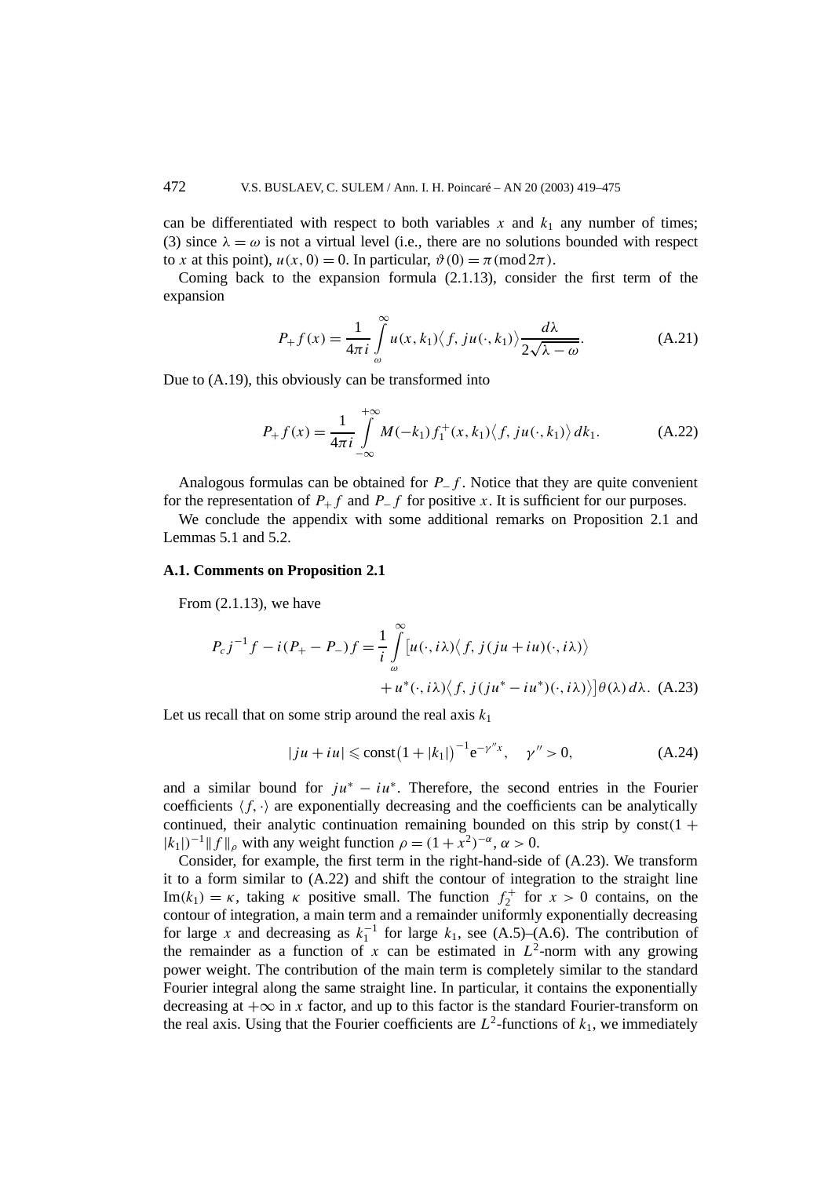can be differentiated with respect to both variables $x$ and $k_1$ any number of times; (3) since $\lambda = \omega$ is not a virtual level (i.e., there are no solutions bounded with respect to $x$ at this point), $u(x, 0) = 0$. In particular, $\vartheta(0) = \pi (\mathrm{mod}\, 2\pi)$.

Coming back to the expansion formula (2.1.13), consider the first term of the expansion

$$P_+ f(x) = \frac{1}{4\pi i} \int_{\omega}^{\infty} u(x, k_1) \langle f, ju(\cdot, k_1) \rangle \frac{d\lambda}{2\sqrt{\lambda - \omega}}. \tag{A.21}$$

Due to (A.19), this obviously can be transformed into

$$P_+ f(x) = \frac{1}{4\pi i} \int_{-\infty}^{+\infty} M(-k_1) f_1^+(x, k_1) \langle f, ju(\cdot, k_1) \rangle \, dk_1. \tag{A.22}$$

Analogous formulas can be obtained for $P_- f$. Notice that they are quite convenient for the representation of $P_+ f$ and $P_- f$ for positive $x$. It is sufficient for our purposes.

We conclude the appendix with some additional remarks on Proposition 2.1 and Lemmas 5.1 and 5.2.

### A.1. Comments on Proposition 2.1

From (2.1.13), we have

$$\begin{aligned} P_c j^{-1} f - i(P_+ - P_-) f = \frac{1}{i} \int_{\omega}^{\infty} \big[ & u(\cdot, i\lambda) \langle f, j(ju + iu)(\cdot, i\lambda) \rangle \\ & + u^*(\cdot, i\lambda) \langle f, j(ju^* - iu^*)(\cdot, i\lambda) \rangle \big] \theta(\lambda) \, d\lambda. \end{aligned} \tag{A.23}$$

Let us recall that on some strip around the real axis $k_1$

$$|ju + iu| \leqslant \mathrm{const} \big(1 + |k_1|\big)^{-1} \mathrm{e}^{-\gamma'' x}, \quad \gamma'' > 0, \tag{A.24}$$

and a similar bound for $ju^* - iu^*$. Therefore, the second entries in the Fourier coefficients $\langle f, \cdot \rangle$ are exponentially decreasing and the coefficients can be analytically continued, their analytic continuation remaining bounded on this strip by $\mathrm{const}(1 + |k_1|)^{-1} \| f \|_\rho$ with any weight function $\rho = (1 + x^2)^{-\alpha}$, $\alpha > 0$.

Consider, for example, the first term in the right-hand-side of (A.23). We transform it to a form similar to (A.22) and shift the contour of integration to the straight line $\mathrm{Im}(k_1) = \kappa$, taking $\kappa$ positive small. The function $f_2^+$ for $x > 0$ contains, on the contour of integration, a main term and a remainder uniformly exponentially decreasing for large $x$ and decreasing as $k_1^{-1}$ for large $k_1$, see (A.5)–(A.6). The contribution of the remainder as a function of $x$ can be estimated in $L^2$-norm with any growing power weight. The contribution of the main term is completely similar to the standard Fourier integral along the same straight line. In particular, it contains the exponentially decreasing at $+\infty$ in $x$ factor, and up to this factor is the standard Fourier-transform on the real axis. Using that the Fourier coefficients are $L^2$-functions of $k_1$, we immediately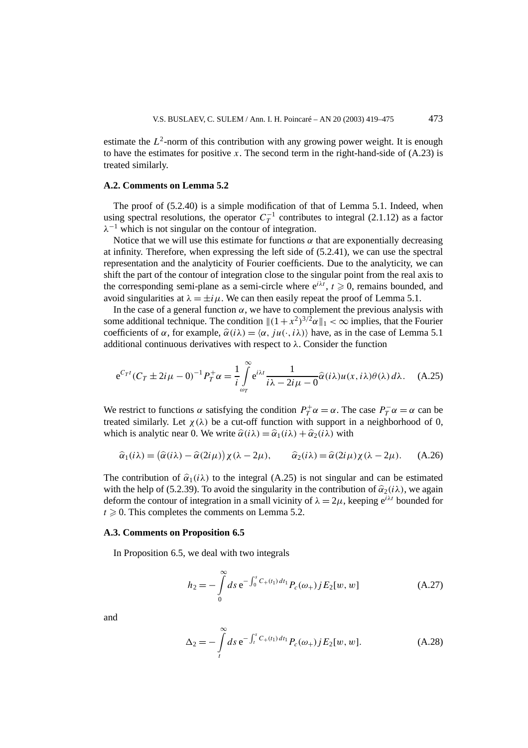estimate the $L^2$-norm of this contribution with any growing power weight. It is enough to have the estimates for positive $x$. The second term in the right-hand-side of (A.23) is treated similarly.

### A.2. Comments on Lemma 5.2

The proof of (5.2.40) is a simple modification of that of Lemma 5.1. Indeed, when using spectral resolutions, the operator $C_T^{-1}$ contributes to integral (2.1.12) as a factor $\lambda^{-1}$ which is not singular on the contour of integration.

Notice that we will use this estimate for functions $\alpha$ that are exponentially decreasing at infinity. Therefore, when expressing the left side of (5.2.41), we can use the spectral representation and the analyticity of Fourier coefficients. Due to the analyticity, we can shift the part of the contour of integration close to the singular point from the real axis to the corresponding semi-plane as a semi-circle where $e^{i\lambda t}$, $t \geqslant 0$, remains bounded, and avoid singularities at $\lambda = \pm i\mu$. We can then easily repeat the proof of Lemma 5.1.

In the case of a general function $\alpha$, we have to complement the previous analysis with some additional technique. The condition $\|(1+x^2)^{3/2}\alpha\|_1 < \infty$ implies, that the Fourier coefficients of $\alpha$, for example, $\widehat{\alpha}(i\lambda) = \langle \alpha, ju(\cdot, i\lambda)\rangle$ have, as in the case of Lemma 5.1 additional continuous derivatives with respect to $\lambda$. Consider the function

$$e^{C_T t}(C_T \pm 2i\mu - 0)^{-1} P_T^+ \alpha = \frac{1}{i} \int_{\omega_T}^{\infty} e^{i\lambda t} \frac{1}{i\lambda - 2i\mu - 0} \widehat{\alpha}(i\lambda) u(x, i\lambda) \theta(\lambda)\, d\lambda. \quad \text{(A.25)}$$

We restrict to functions $\alpha$ satisfying the condition $P_T^+\alpha = \alpha$. The case $P_T^-\alpha = \alpha$ can be treated similarly. Let $\chi(\lambda)$ be a cut-off function with support in a neighborhood of 0, which is analytic near 0. We write $\widehat{\alpha}(i\lambda) = \widehat{\alpha}_1(i\lambda) + \widehat{\alpha}_2(i\lambda)$ with

$$\widehat{\alpha}_1(i\lambda) = \big(\widehat{\alpha}(i\lambda) - \widehat{\alpha}(2i\mu)\big)\chi(\lambda - 2\mu), \qquad \widehat{\alpha}_2(i\lambda) = \widehat{\alpha}(2i\mu)\chi(\lambda - 2\mu). \quad \text{(A.26)}$$

The contribution of $\widehat{\alpha}_1(i\lambda)$ to the integral (A.25) is not singular and can be estimated with the help of (5.2.39). To avoid the singularity in the contribution of $\widehat{\alpha}_2(i\lambda)$, we again deform the contour of integration in a small vicinity of $\lambda = 2\mu$, keeping $e^{i\lambda t}$ bounded for $t \geqslant 0$. This completes the comments on Lemma 5.2.

### A.3. Comments on Proposition 6.5

In Proposition 6.5, we deal with two integrals

$$h_2 = -\int_0^{\infty} ds\, e^{-\int_0^s C_+(t_1)\, dt_1} P_c(\omega_+) j E_2[w, w] \quad \text{(A.27)}$$

and

$$\Delta_2 = -\int_t^{\infty} ds\, e^{-\int_t^s C_+(t_1)\, dt_1} P_c(\omega_+) j E_2[w, w]. \quad \text{(A.28)}$$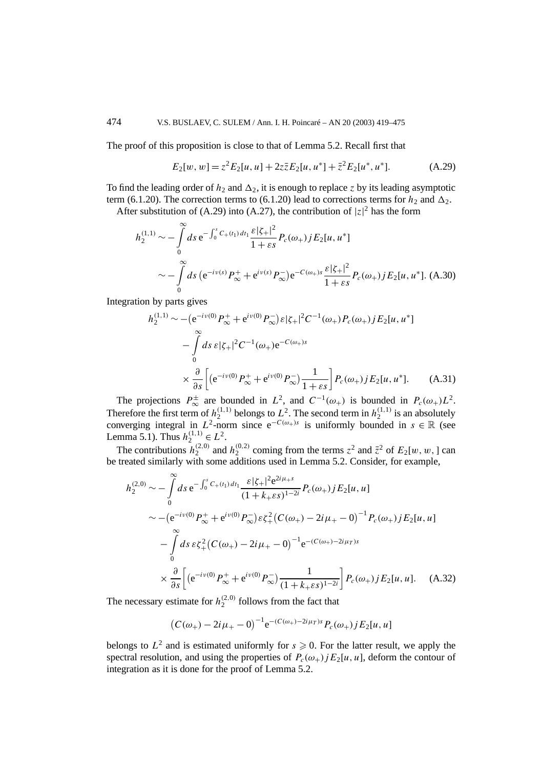The proof of this proposition is close to that of Lemma 5.2. Recall first that

$$E_2[w,w] = z^2 E_2[u,u] + 2z\bar{z}E_2[u,u^*] + \bar{z}^2 E_2[u^*,u^*]. \tag{A.29}$$

To find the leading order of $h_2$ and $\Delta_2$, it is enough to replace $z$ by its leading asymptotic term (6.1.20). The correction terms to (6.1.20) lead to corrections terms for $h_2$ and $\Delta_2$.

After substitution of (A.29) into (A.27), the contribution of $|z|^2$ has the form

$$\begin{aligned}
h_2^{(1,1)} &\sim -\int_0^\infty ds\, \mathrm{e}^{-\int_0^s C_+(t_1)\,dt_1} \frac{\varepsilon|\zeta_+|^2}{1+\varepsilon s} P_c(\omega_+) j E_2[u,u^*] \\
&\sim -\int_0^\infty ds \left(\mathrm{e}^{-i\nu(s)} P_\infty^+ + \mathrm{e}^{i\nu(s)} P_\infty^-\right) \mathrm{e}^{-C(\omega_+)s} \frac{\varepsilon|\zeta_+|^2}{1+\varepsilon s} P_c(\omega_+) j E_2[u,u^*]. \quad \text{(A.30)}
\end{aligned}$$

Integration by parts gives

$$\begin{aligned}
h_2^{(1,1)} &\sim -\left(\mathrm{e}^{-i\nu(0)} P_\infty^+ + \mathrm{e}^{i\nu(0)} P_\infty^-\right) \varepsilon|\zeta_+|^2 C^{-1}(\omega_+) P_c(\omega_+) j E_2[u,u^*] \\
&\quad - \int_0^\infty ds\, \varepsilon|\zeta_+|^2 C^{-1}(\omega_+) \mathrm{e}^{-C(\omega_+)s} \\
&\quad \times \frac{\partial}{\partial s}\left[\left(\mathrm{e}^{-i\nu(0)} P_\infty^+ + \mathrm{e}^{i\nu(0)} P_\infty^-\right)\frac{1}{1+\varepsilon s}\right] P_c(\omega_+) j E_2[u,u^*]. \qquad \text{(A.31)}
\end{aligned}$$

The projections $P_\infty^\pm$ are bounded in $L^2$, and $C^{-1}(\omega_+)$ is bounded in $P_c(\omega_+)L^2$. Therefore the first term of $h_2^{(1,1)}$ belongs to $L^2$. The second term in $h_2^{(1,1)}$ is an absolutely converging integral in $L^2$-norm since $\mathrm{e}^{-C(\omega_+)s}$ is uniformly bounded in $s \in \mathbb{R}$ (see Lemma 5.1). Thus $h_2^{(1,1)} \in L^2$.

The contributions $h_2^{(2,0)}$ and $h_2^{(0,2)}$ coming from the terms $z^2$ and $\bar{z}^2$ of $E_2[w,w,]$ can be treated similarly with some additions used in Lemma 5.2. Consider, for example,

$$\begin{aligned}
h_2^{(2,0)} &\sim -\int_0^\infty ds\, \mathrm{e}^{-\int_0^s C_+(t_1)\,dt_1} \frac{\varepsilon|\zeta_+|^2 \mathrm{e}^{2i\mu_+ s}}{(1+k_+\varepsilon s)^{1-2i}} P_c(\omega_+) j E_2[u,u] \\
&\sim -\left(\mathrm{e}^{-i\nu(0)} P_\infty^+ + \mathrm{e}^{i\nu(0)} P_\infty^-\right) \varepsilon\zeta_+^2 \left(C(\omega_+) - 2i\mu_+ - 0\right)^{-1} P_c(\omega_+) j E_2[u,u] \\
&\quad - \int_0^\infty ds\, \varepsilon\zeta_+^2 \left(C(\omega_+) - 2i\mu_+ - 0\right)^{-1} \mathrm{e}^{-(C(\omega_+) - 2i\mu_T)s} \\
&\quad \times \frac{\partial}{\partial s}\left[\left(\mathrm{e}^{-i\nu(0)} P_\infty^+ + \mathrm{e}^{i\nu(0)} P_\infty^-\right)\frac{1}{(1+k_+\varepsilon s)^{1-2i}}\right] P_c(\omega_+) j E_2[u,u]. \qquad \text{(A.32)}
\end{aligned}$$

The necessary estimate for $h_2^{(2,0)}$ follows from the fact that

$$\left(C(\omega_+) - 2i\mu_+ - 0\right)^{-1} \mathrm{e}^{-(C(\omega_+) - 2i\mu_T)s} P_c(\omega_+) j E_2[u,u]$$

belongs to $L^2$ and is estimated uniformly for $s \geqslant 0$. For the latter result, we apply the spectral resolution, and using the properties of $P_c(\omega_+) j E_2[u,u]$, deform the contour of integration as it is done for the proof of Lemma 5.2.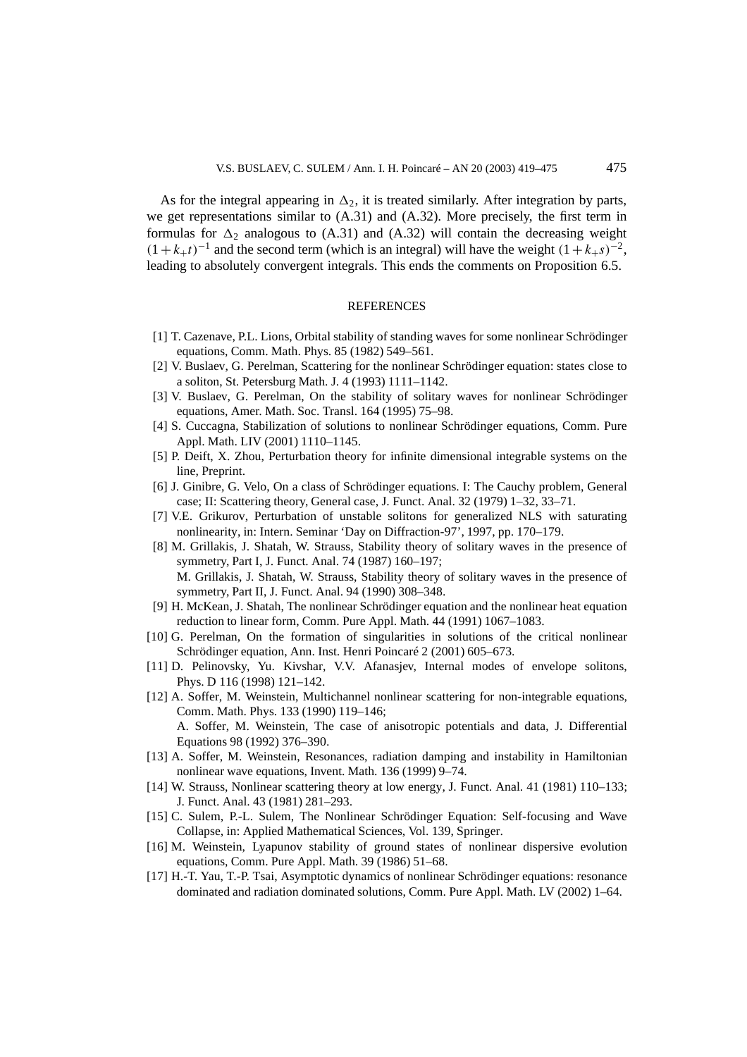As for the integral appearing in $\Delta_2$, it is treated similarly. After integration by parts, we get representations similar to (A.31) and (A.32). More precisely, the first term in formulas for $\Delta_2$ analogous to (A.31) and (A.32) will contain the decreasing weight $(1+k_+t)^{-1}$ and the second term (which is an integral) will have the weight $(1+k_+s)^{-2}$, leading to absolutely convergent integrals. This ends the comments on Proposition 6.5.

## REFERENCES

[1] T. Cazenave, P.L. Lions, Orbital stability of standing waves for some nonlinear Schrödinger equations, Comm. Math. Phys. 85 (1982) 549–561.

[2] V. Buslaev, G. Perelman, Scattering for the nonlinear Schrödinger equation: states close to a soliton, St. Petersburg Math. J. 4 (1993) 1111–1142.

[3] V. Buslaev, G. Perelman, On the stability of solitary waves for nonlinear Schrödinger equations, Amer. Math. Soc. Transl. 164 (1995) 75–98.

[4] S. Cuccagna, Stabilization of solutions to nonlinear Schrödinger equations, Comm. Pure Appl. Math. LIV (2001) 1110–1145.

[5] P. Deift, X. Zhou, Perturbation theory for infinite dimensional integrable systems on the line, Preprint.

[6] J. Ginibre, G. Velo, On a class of Schrödinger equations. I: The Cauchy problem, General case; II: Scattering theory, General case, J. Funct. Anal. 32 (1979) 1–32, 33–71.

[7] V.E. Grikurov, Perturbation of unstable solitons for generalized NLS with saturating nonlinearity, in: Intern. Seminar 'Day on Diffraction-97', 1997, pp. 170–179.

[8] M. Grillakis, J. Shatah, W. Strauss, Stability theory of solitary waves in the presence of symmetry, Part I, J. Funct. Anal. 74 (1987) 160–197;
M. Grillakis, J. Shatah, W. Strauss, Stability theory of solitary waves in the presence of symmetry, Part II, J. Funct. Anal. 94 (1990) 308–348.

[9] H. McKean, J. Shatah, The nonlinear Schrödinger equation and the nonlinear heat equation reduction to linear form, Comm. Pure Appl. Math. 44 (1991) 1067–1083.

[10] G. Perelman, On the formation of singularities in solutions of the critical nonlinear Schrödinger equation, Ann. Inst. Henri Poincaré 2 (2001) 605–673.

[11] D. Pelinovsky, Yu. Kivshar, V.V. Afanasjev, Internal modes of envelope solitons, Phys. D 116 (1998) 121–142.

[12] A. Soffer, M. Weinstein, Multichannel nonlinear scattering for non-integrable equations, Comm. Math. Phys. 133 (1990) 119–146;
A. Soffer, M. Weinstein, The case of anisotropic potentials and data, J. Differential Equations 98 (1992) 376–390.

[13] A. Soffer, M. Weinstein, Resonances, radiation damping and instability in Hamiltonian nonlinear wave equations, Invent. Math. 136 (1999) 9–74.

[14] W. Strauss, Nonlinear scattering theory at low energy, J. Funct. Anal. 41 (1981) 110–133; J. Funct. Anal. 43 (1981) 281–293.

[15] C. Sulem, P.-L. Sulem, The Nonlinear Schrödinger Equation: Self-focusing and Wave Collapse, in: Applied Mathematical Sciences, Vol. 139, Springer.

[16] M. Weinstein, Lyapunov stability of ground states of nonlinear dispersive evolution equations, Comm. Pure Appl. Math. 39 (1986) 51–68.

[17] H.-T. Yau, T.-P. Tsai, Asymptotic dynamics of nonlinear Schrödinger equations: resonance dominated and radiation dominated solutions, Comm. Pure Appl. Math. LV (2002) 1–64.